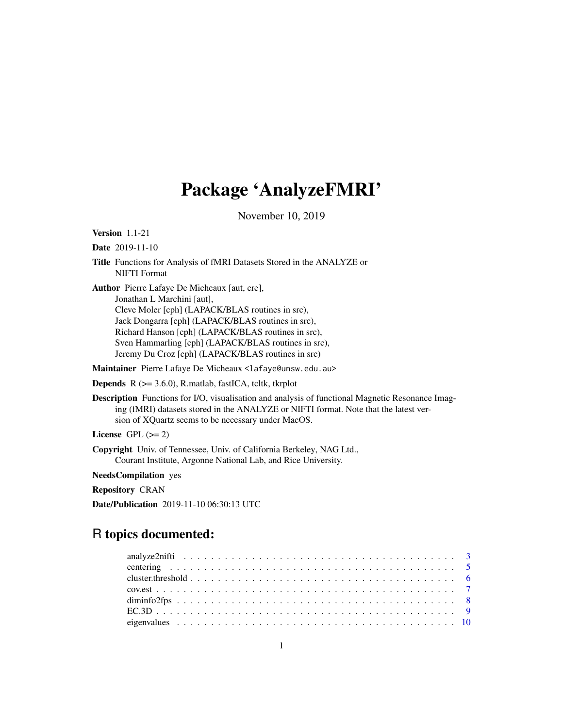# Package 'AnalyzeFMRI'

November 10, 2019

**Version** 1.1-21

**Date** 2019-11-10

**Title** Functions for Analysis of fMRI Datasets Stored in the ANALYZE or NIFTI Format

**Author** Pierre Lafaye De Micheaux [aut, cre],
Jonathan L Marchini [aut],
Cleve Moler [cph] (LAPACK/BLAS routines in src),
Jack Dongarra [cph] (LAPACK/BLAS routines in src),
Richard Hanson [cph] (LAPACK/BLAS routines in src),
Sven Hammarling [cph] (LAPACK/BLAS routines in src),
Jeremy Du Croz [cph] (LAPACK/BLAS routines in src)

**Maintainer** Pierre Lafaye De Micheaux <lafaye@unsw.edu.au>

**Depends** R (>= 3.6.0), R.matlab, fastICA, tcltk, tkrplot

**Description** Functions for I/O, visualisation and analysis of functional Magnetic Resonance Imaging (fMRI) datasets stored in the ANALYZE or NIFTI format. Note that the latest version of XQuartz seems to be necessary under MacOS.

**License** GPL (>= 2)

**Copyright** Univ. of Tennessee, Univ. of California Berkeley, NAG Ltd., Courant Institute, Argonne National Lab, and Rice University.

**NeedsCompilation** yes

**Repository** CRAN

**Date/Publication** 2019-11-10 06:30:13 UTC

## R topics documented:

- analyze2nifti . . . . . . . . . . . . . . . . . . . . . . . . . . . . . . . . . . . . . . . . . 3
- centering . . . . . . . . . . . . . . . . . . . . . . . . . . . . . . . . . . . . . . . . . . . 5
- cluster.threshold . . . . . . . . . . . . . . . . . . . . . . . . . . . . . . . . . . . . . . . 6
- cov.est . . . . . . . . . . . . . . . . . . . . . . . . . . . . . . . . . . . . . . . . . . . . 7
- diminfo2fps . . . . . . . . . . . . . . . . . . . . . . . . . . . . . . . . . . . . . . . . . 8
- EC.3D . . . . . . . . . . . . . . . . . . . . . . . . . . . . . . . . . . . . . . . . . . . . 9
- eigenvalues . . . . . . . . . . . . . . . . . . . . . . . . . . . . . . . . . . . . . . . . . 10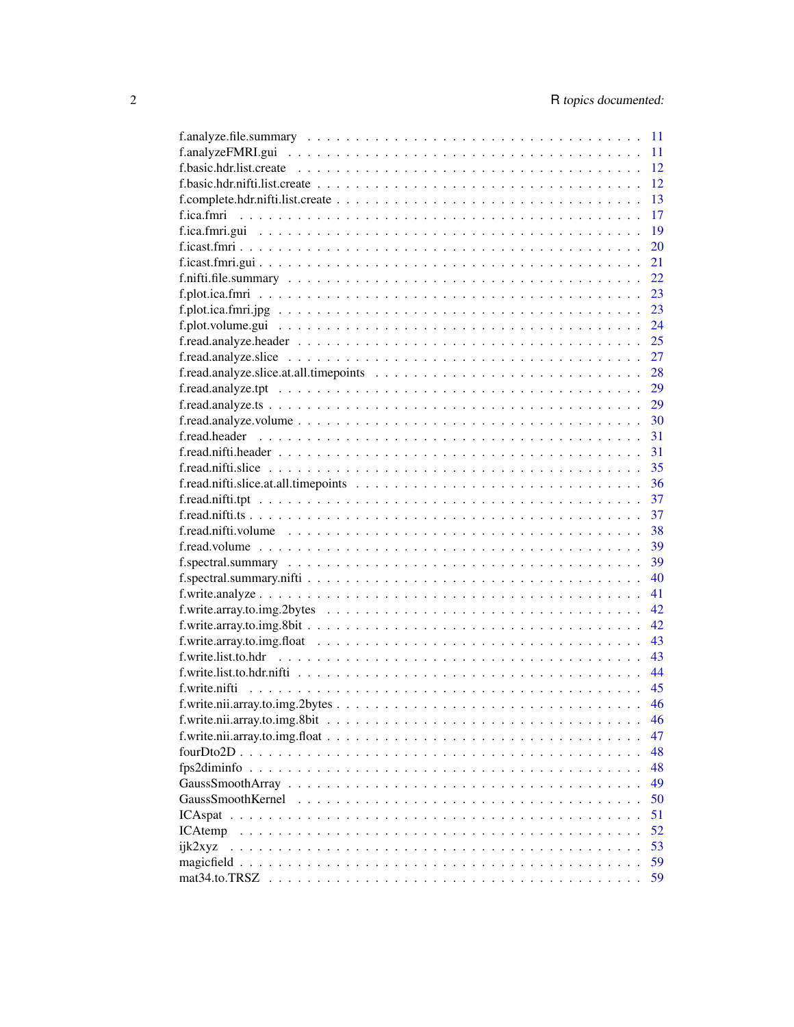f.analyze.file.summary . . . . . . . . . . . . . . . . . . . . . . . . . . . . . . . . . 11
f.analyzeFMRI.gui . . . . . . . . . . . . . . . . . . . . . . . . . . . . . . . . . . . 11
f.basic.hdr.list.create . . . . . . . . . . . . . . . . . . . . . . . . . . . . . . . . . 12
f.basic.hdr.nifti.list.create . . . . . . . . . . . . . . . . . . . . . . . . . . . . . . . 12
f.complete.hdr.nifti.list.create . . . . . . . . . . . . . . . . . . . . . . . . . . . . . 13
f.ica.fmri . . . . . . . . . . . . . . . . . . . . . . . . . . . . . . . . . . . . . . . 17
f.ica.fmri.gui . . . . . . . . . . . . . . . . . . . . . . . . . . . . . . . . . . . . . 19
f.icast.fmri . . . . . . . . . . . . . . . . . . . . . . . . . . . . . . . . . . . . . . 20
f.icast.fmri.gui . . . . . . . . . . . . . . . . . . . . . . . . . . . . . . . . . . . . 21
f.nifti.file.summary . . . . . . . . . . . . . . . . . . . . . . . . . . . . . . . . . . 22
f.plot.ica.fmri . . . . . . . . . . . . . . . . . . . . . . . . . . . . . . . . . . . . 23
f.plot.ica.fmri.jpg . . . . . . . . . . . . . . . . . . . . . . . . . . . . . . . . . . . 23
f.plot.volume.gui . . . . . . . . . . . . . . . . . . . . . . . . . . . . . . . . . . . 24
f.read.analyze.header . . . . . . . . . . . . . . . . . . . . . . . . . . . . . . . . . 25
f.read.analyze.slice . . . . . . . . . . . . . . . . . . . . . . . . . . . . . . . . . . 27
f.read.analyze.slice.at.all.timepoints . . . . . . . . . . . . . . . . . . . . . . . . . . 28
f.read.analyze.tpt . . . . . . . . . . . . . . . . . . . . . . . . . . . . . . . . . . . 29
f.read.analyze.ts . . . . . . . . . . . . . . . . . . . . . . . . . . . . . . . . . . . . 29
f.read.analyze.volume . . . . . . . . . . . . . . . . . . . . . . . . . . . . . . . . . 30
f.read.header . . . . . . . . . . . . . . . . . . . . . . . . . . . . . . . . . . . . . 31
f.read.nifti.header . . . . . . . . . . . . . . . . . . . . . . . . . . . . . . . . . . . 31
f.read.nifti.slice . . . . . . . . . . . . . . . . . . . . . . . . . . . . . . . . . . . . 35
f.read.nifti.slice.at.all.timepoints . . . . . . . . . . . . . . . . . . . . . . . . . . . 36
f.read.nifti.tpt . . . . . . . . . . . . . . . . . . . . . . . . . . . . . . . . . . . . . 37
f.read.nifti.ts . . . . . . . . . . . . . . . . . . . . . . . . . . . . . . . . . . . . . 37
f.read.nifti.volume . . . . . . . . . . . . . . . . . . . . . . . . . . . . . . . . . . . 38
f.read.volume . . . . . . . . . . . . . . . . . . . . . . . . . . . . . . . . . . . . . 39
f.spectral.summary . . . . . . . . . . . . . . . . . . . . . . . . . . . . . . . . . . . 39
f.spectral.summary.nifti . . . . . . . . . . . . . . . . . . . . . . . . . . . . . . . . . 40
f.write.analyze . . . . . . . . . . . . . . . . . . . . . . . . . . . . . . . . . . . . . 41
f.write.array.to.img.2bytes . . . . . . . . . . . . . . . . . . . . . . . . . . . . . . . 42
f.write.array.to.img.8bit . . . . . . . . . . . . . . . . . . . . . . . . . . . . . . . . 42
f.write.array.to.img.float . . . . . . . . . . . . . . . . . . . . . . . . . . . . . . . . 43
f.write.list.to.hdr . . . . . . . . . . . . . . . . . . . . . . . . . . . . . . . . . . . 43
f.write.list.to.hdr.nifti . . . . . . . . . . . . . . . . . . . . . . . . . . . . . . . . . 44
f.write.nifti . . . . . . . . . . . . . . . . . . . . . . . . . . . . . . . . . . . . . . 45
f.write.nii.array.to.img.2bytes . . . . . . . . . . . . . . . . . . . . . . . . . . . . . 46
f.write.nii.array.to.img.8bit . . . . . . . . . . . . . . . . . . . . . . . . . . . . . . 46
f.write.nii.array.to.img.float . . . . . . . . . . . . . . . . . . . . . . . . . . . . . . 47
fourDto2D . . . . . . . . . . . . . . . . . . . . . . . . . . . . . . . . . . . . . . . 48
fps2diminfo . . . . . . . . . . . . . . . . . . . . . . . . . . . . . . . . . . . . . . 48
GaussSmoothArray . . . . . . . . . . . . . . . . . . . . . . . . . . . . . . . . . . . 49
GaussSmoothKernel . . . . . . . . . . . . . . . . . . . . . . . . . . . . . . . . . . 50
ICAspat . . . . . . . . . . . . . . . . . . . . . . . . . . . . . . . . . . . . . . . . 51
ICAtemp . . . . . . . . . . . . . . . . . . . . . . . . . . . . . . . . . . . . . . . 52
ijk2xyz . . . . . . . . . . . . . . . . . . . . . . . . . . . . . . . . . . . . . . . . 53
magicfield . . . . . . . . . . . . . . . . . . . . . . . . . . . . . . . . . . . . . . . 59
mat34.to.TRSZ . . . . . . . . . . . . . . . . . . . . . . . . . . . . . . . . . . . . . 59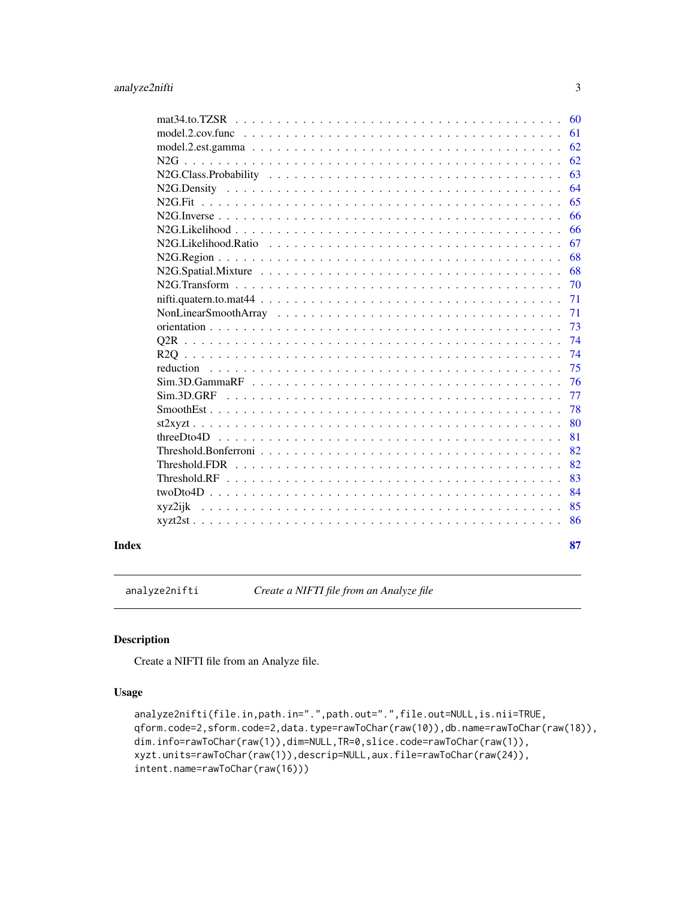| | |
|---|---|
| mat34.to.TZSR | 60 |
| model.2.cov.func | 61 |
| model.2.est.gamma | 62 |
| N2G | 62 |
| N2G.Class.Probability | 63 |
| N2G.Density | 64 |
| N2G.Fit | 65 |
| N2G.Inverse | 66 |
| N2G.Likelihood | 66 |
| N2G.Likelihood.Ratio | 67 |
| N2G.Region | 68 |
| N2G.Spatial.Mixture | 68 |
| N2G.Transform | 70 |
| nifti.quatern.to.mat44 | 71 |
| NonLinearSmoothArray | 71 |
| orientation | 73 |
| Q2R | 74 |
| R2Q | 74 |
| reduction | 75 |
| Sim.3D.GammaRF | 76 |
| Sim.3D.GRF | 77 |
| SmoothEst | 78 |
| st2xyzt | 80 |
| threeDto4D | 81 |
| Threshold.Bonferroni | 82 |
| Threshold.FDR | 82 |
| Threshold.RF | 83 |
| twoDto4D | 84 |
| xyz2ijk | 85 |
| xyzt2st | 86 |

**Index** **87**

---

`analyze2nifti` *Create a NIFTI file from an Analyze file*

---

## Description

Create a NIFTI file from an Analyze file.

## Usage

```
analyze2nifti(file.in,path.in=".",path.out=".",file.out=NULL,is.nii=TRUE,
qform.code=2,sform.code=2,data.type=rawToChar(raw(10)),db.name=rawToChar(raw(18)),
dim.info=rawToChar(raw(1)),dim=NULL,TR=0,slice.code=rawToChar(raw(1)),
xyzt.units=rawToChar(raw(1)),descrip=NULL,aux.file=rawToChar(raw(24)),
intent.name=rawToChar(raw(16)))
```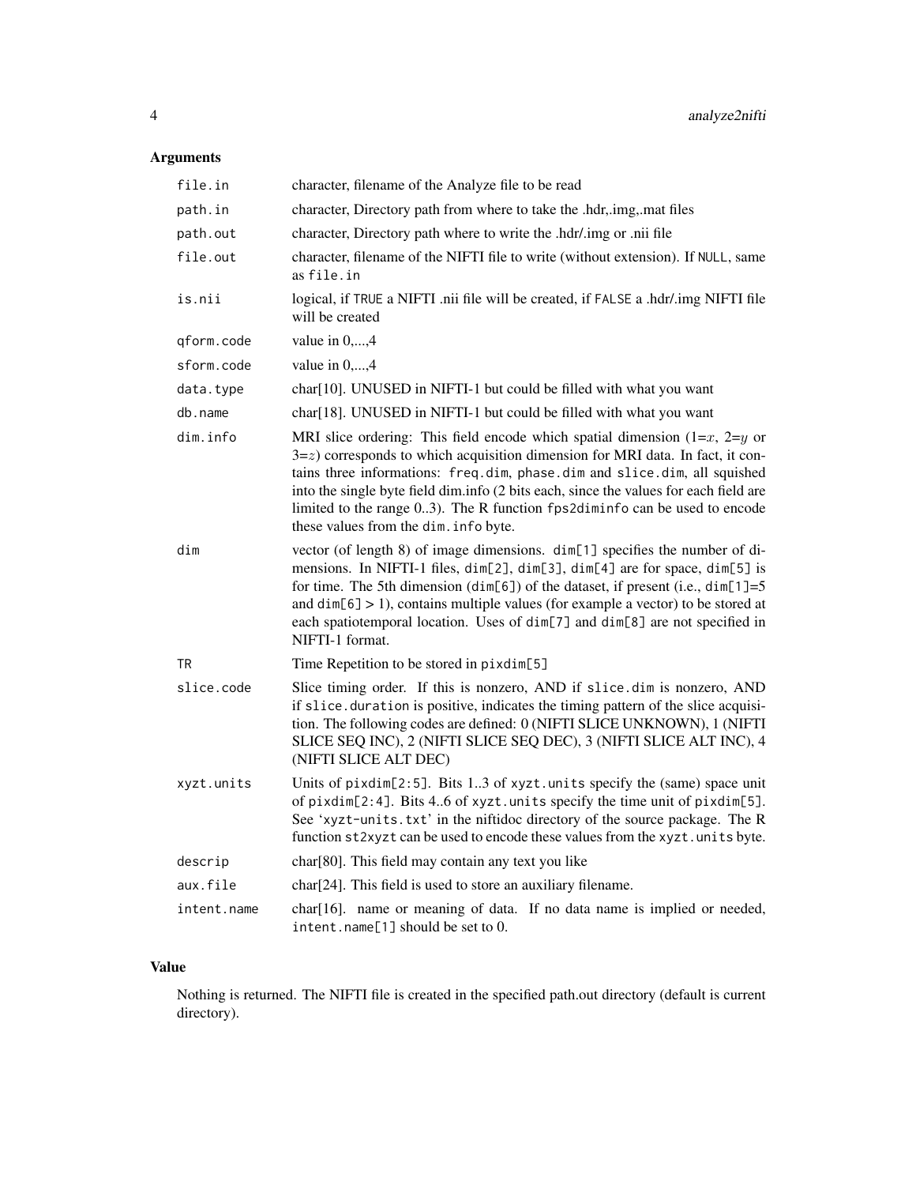### Arguments

| | |
|---|---|
| `file.in` | character, filename of the Analyze file to be read |
| `path.in` | character, Directory path from where to take the .hdr,.img,.mat files |
| `path.out` | character, Directory path where to write the .hdr/.img or .nii file |
| `file.out` | character, filename of the NIFTI file to write (without extension). If `NULL`, same as `file.in` |
| `is.nii` | logical, if `TRUE` a NIFTI .nii file will be created, if `FALSE` a .hdr/.img NIFTI file will be created |
| `qform.code` | value in 0,...,4 |
| `sform.code` | value in 0,...,4 |
| `data.type` | char[10]. UNUSED in NIFTI-1 but could be filled with what you want |
| `db.name` | char[18]. UNUSED in NIFTI-1 but could be filled with what you want |
| `dim.info` | MRI slice ordering: This field encode which spatial dimension (1=$x$, 2=$y$ or 3=$z$) corresponds to which acquisition dimension for MRI data. In fact, it contains three informations: `freq.dim`, `phase.dim` and `slice.dim`, all squished into the single byte field dim.info (2 bits each, since the values for each field are limited to the range 0..3). The R function `fps2diminfo` can be used to encode these values from the `dim.info` byte. |
| `dim` | vector (of length 8) of image dimensions. `dim[1]` specifies the number of dimensions. In NIFTI-1 files, `dim[2]`, `dim[3]`, `dim[4]` are for space, `dim[5]` is for time. The 5th dimension (`dim[6]`) of the dataset, if present (i.e., `dim[1]`=5 and `dim[6]` > 1), contains multiple values (for example a vector) to be stored at each spatiotemporal location. Uses of `dim[7]` and `dim[8]` are not specified in NIFTI-1 format. |
| `TR` | Time Repetition to be stored in `pixdim[5]` |
| `slice.code` | Slice timing order. If this is nonzero, AND if `slice.dim` is nonzero, AND if `slice.duration` is positive, indicates the timing pattern of the slice acquisition. The following codes are defined: 0 (NIFTI SLICE UNKNOWN), 1 (NIFTI SLICE SEQ INC), 2 (NIFTI SLICE SEQ DEC), 3 (NIFTI SLICE ALT INC), 4 (NIFTI SLICE ALT DEC) |
| `xyzt.units` | Units of `pixdim[2:5]`. Bits 1..3 of `xyzt.units` specify the (same) space unit of `pixdim[2:4]`. Bits 4..6 of `xyzt.units` specify the time unit of `pixdim[5]`. See '`xyzt-units.txt`' in the niftidoc directory of the source package. The R function `st2xyzt` can be used to encode these values from the `xyzt.units` byte. |
| `descrip` | char[80]. This field may contain any text you like |
| `aux.file` | char[24]. This field is used to store an auxiliary filename. |
| `intent.name` | char[16]. name or meaning of data. If no data name is implied or needed, `intent.name[1]` should be set to 0. |

### Value

Nothing is returned. The NIFTI file is created in the specified path.out directory (default is current directory).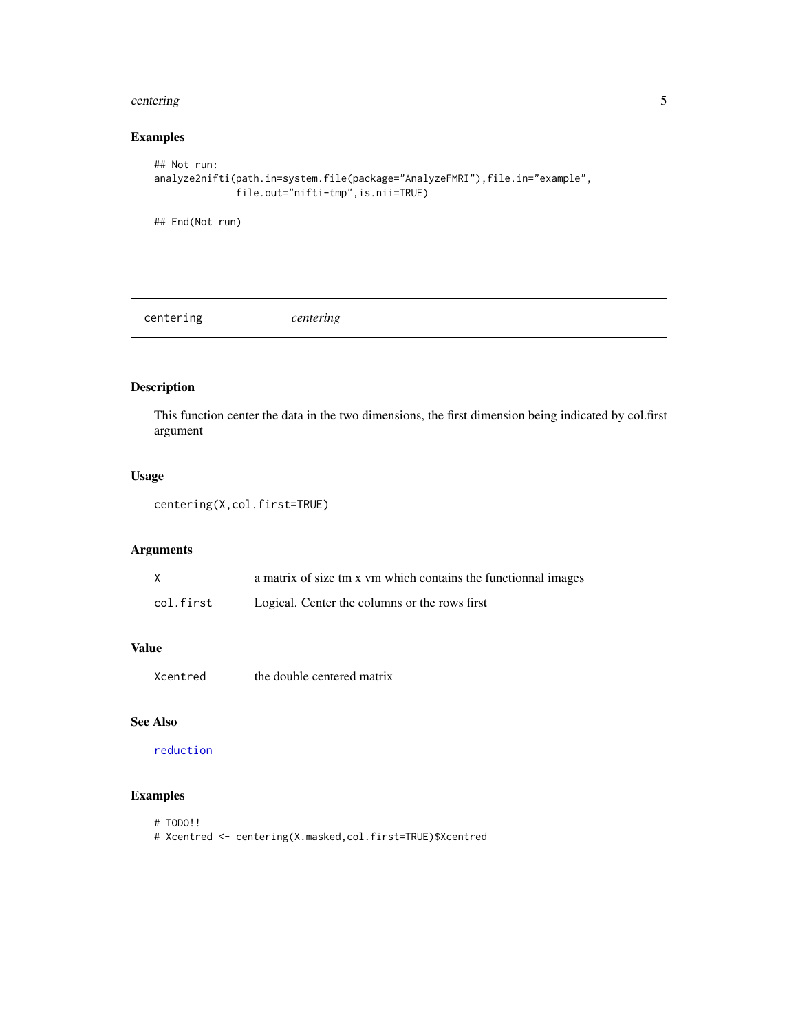### Examples

```
## Not run:
analyze2nifti(path.in=system.file(package="AnalyzeFMRI"),file.in="example",
              file.out="nifti-tmp",is.nii=TRUE)

## End(Not run)
```

---

## centering *centering*

---

### Description

This function center the data in the two dimensions, the first dimension being indicated by col.first argument

### Usage

```
centering(X,col.first=TRUE)
```

### Arguments

| | |
|---|---|
| X | a matrix of size tm x vm which contains the functionnal images |
| col.first | Logical. Center the columns or the rows first |

### Value

| | |
|---|---|
| Xcentred | the double centered matrix |

### See Also

reduction

### Examples

```
# TODO!!
# Xcentred <- centering(X.masked,col.first=TRUE)$Xcentred
```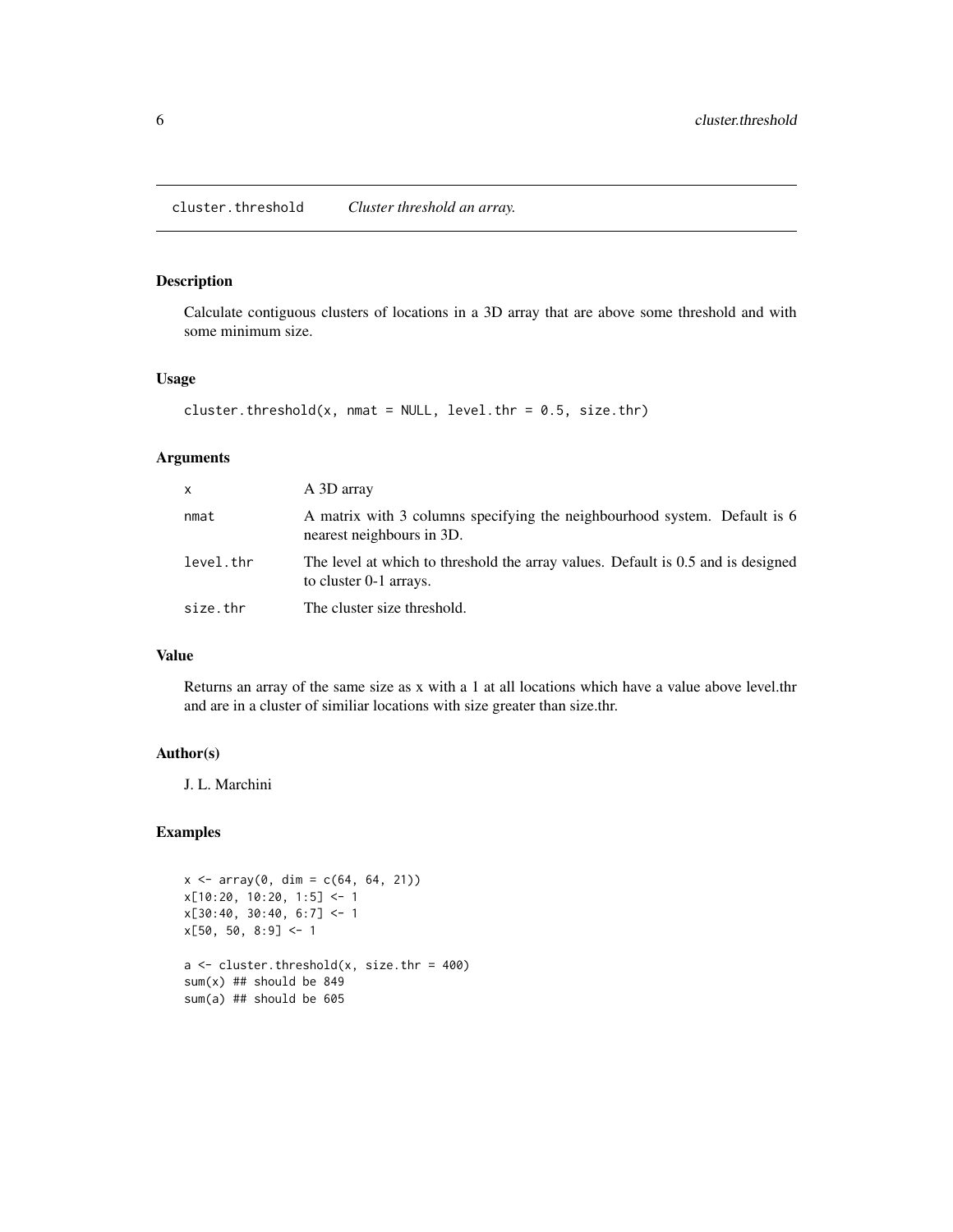# cluster.threshold — *Cluster threshold an array.*

## Description

Calculate contiguous clusters of locations in a 3D array that are above some threshold and with some minimum size.

## Usage

```
cluster.threshold(x, nmat = NULL, level.thr = 0.5, size.thr)
```

## Arguments

| | |
|---|---|
| x | A 3D array |
| nmat | A matrix with 3 columns specifying the neighbourhood system. Default is 6 nearest neighbours in 3D. |
| level.thr | The level at which to threshold the array values. Default is 0.5 and is designed to cluster 0-1 arrays. |
| size.thr | The cluster size threshold. |

## Value

Returns an array of the same size as x with a 1 at all locations which have a value above level.thr and are in a cluster of similiar locations with size greater than size.thr.

## Author(s)

J. L. Marchini

## Examples

```
x <- array(0, dim = c(64, 64, 21))
x[10:20, 10:20, 1:5] <- 1
x[30:40, 30:40, 6:7] <- 1
x[50, 50, 8:9] <- 1

a <- cluster.threshold(x, size.thr = 400)
sum(x) ## should be 849
sum(a) ## should be 605
```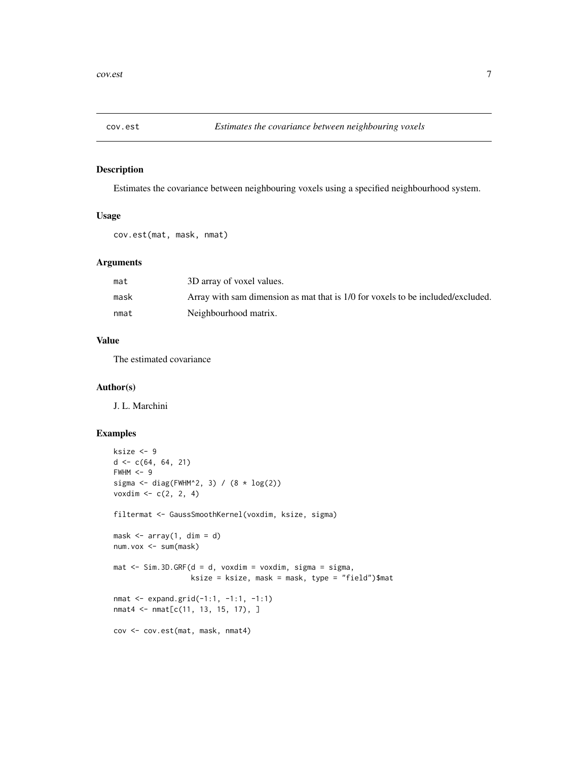## cov.est — *Estimates the covariance between neighbouring voxels*

### Description

Estimates the covariance between neighbouring voxels using a specified neighbourhood system.

### Usage

```
cov.est(mat, mask, nmat)
```

### Arguments

| | |
|---|---|
| mat | 3D array of voxel values. |
| mask | Array with sam dimension as mat that is 1/0 for voxels to be included/excluded. |
| nmat | Neighbourhood matrix. |

### Value

The estimated covariance

### Author(s)

J. L. Marchini

### Examples

```
ksize <- 9
d <- c(64, 64, 21)
FWHM <- 9
sigma <- diag(FWHM^2, 3) / (8 * log(2))
voxdim <- c(2, 2, 4)

filtermat <- GaussSmoothKernel(voxdim, ksize, sigma)

mask <- array(1, dim = d)
num.vox <- sum(mask)

mat <- Sim.3D.GRF(d = d, voxdim = voxdim, sigma = sigma,
                  ksize = ksize, mask = mask, type = "field")$mat

nmat <- expand.grid(-1:1, -1:1, -1:1)
nmat4 <- nmat[c(11, 13, 15, 17), ]

cov <- cov.est(mat, mask, nmat4)
```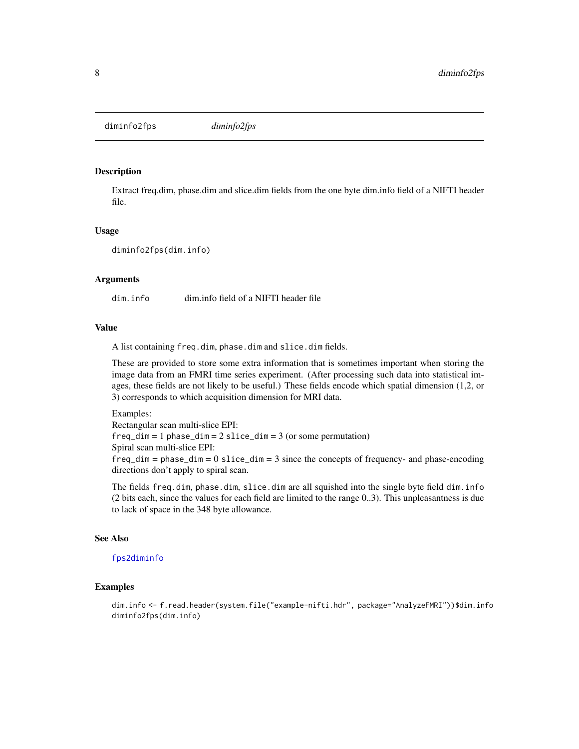## diminfo2fps *diminfo2fps*

### Description

Extract freq.dim, phase.dim and slice.dim fields from the one byte dim.info field of a NIFTI header file.

### Usage

```
diminfo2fps(dim.info)
```

### Arguments

| | |
|---|---|
| `dim.info` | dim.info field of a NIFTI header file |

### Value

A list containing `freq.dim`, `phase.dim` and `slice.dim` fields.

These are provided to store some extra information that is sometimes important when storing the image data from an FMRI time series experiment. (After processing such data into statistical images, these fields are not likely to be useful.) These fields encode which spatial dimension (1,2, or 3) corresponds to which acquisition dimension for MRI data.

Examples:
Rectangular scan multi-slice EPI:
`freq_dim` = 1 `phase_dim` = 2 `slice_dim` = 3 (or some permutation)
Spiral scan multi-slice EPI:
`freq_dim` = `phase_dim` = 0 `slice_dim` = 3 since the concepts of frequency- and phase-encoding directions don't apply to spiral scan.

The fields `freq.dim`, `phase.dim`, `slice.dim` are all squished into the single byte field `dim.info` (2 bits each, since the values for each field are limited to the range 0..3). This unpleasantness is due to lack of space in the 348 byte allowance.

### See Also

fps2diminfo

### Examples

```
dim.info <- f.read.header(system.file("example-nifti.hdr", package="AnalyzeFMRI"))$dim.info
diminfo2fps(dim.info)
```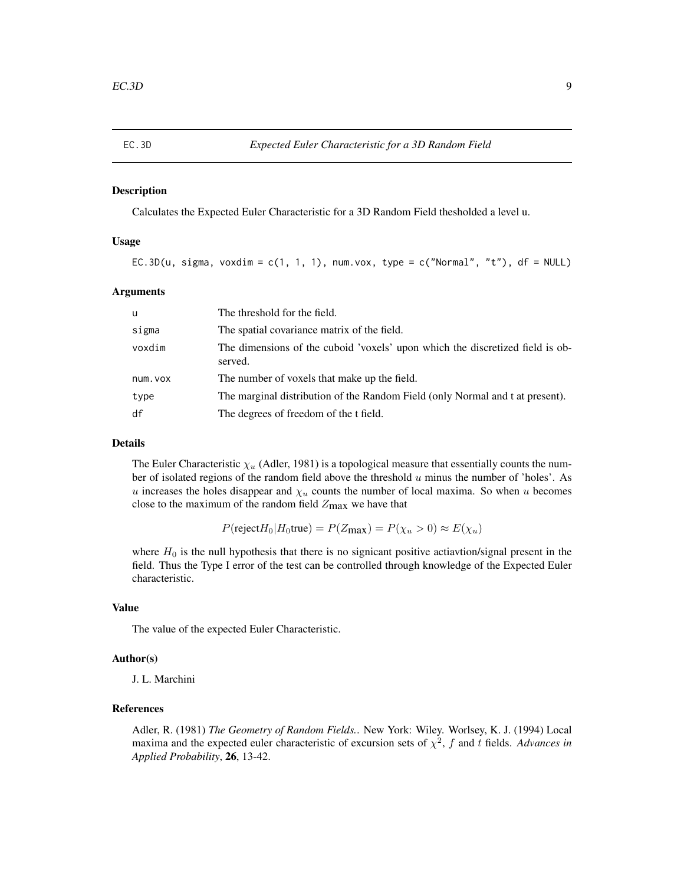EC.3D *Expected Euler Characteristic for a 3D Random Field*

## Description

Calculates the Expected Euler Characteristic for a 3D Random Field thesholded a level u.

## Usage

```
EC.3D(u, sigma, voxdim = c(1, 1, 1), num.vox, type = c("Normal", "t"), df = NULL)
```

## Arguments

| | |
|---|---|
| u | The threshold for the field. |
| sigma | The spatial covariance matrix of the field. |
| voxdim | The dimensions of the cuboid 'voxels' upon which the discretized field is observed. |
| num.vox | The number of voxels that make up the field. |
| type | The marginal distribution of the Random Field (only Normal and t at present). |
| df | The degrees of freedom of the t field. |

## Details

The Euler Characteristic $\chi_u$ (Adler, 1981) is a topological measure that essentially counts the number of isolated regions of the random field above the threshold $u$ minus the number of 'holes'. As $u$ increases the holes disappear and $\chi_u$ counts the number of local maxima. So when $u$ becomes close to the maximum of the random field $Z_{\max}$ we have that

$$P(\text{reject} H_0 | H_0 \text{true}) = P(Z_{\max}) = P(\chi_u > 0) \approx E(\chi_u)$$

where $H_0$ is the null hypothesis that there is no signicant positive actiavtion/signal present in the field. Thus the Type I error of the test can be controlled through knowledge of the Expected Euler characteristic.

## Value

The value of the expected Euler Characteristic.

## Author(s)

J. L. Marchini

## References

Adler, R. (1981) *The Geometry of Random Fields.*. New York: Wiley. Worlsey, K. J. (1994) Local maxima and the expected euler characteristic of excursion sets of $\chi^2$, $f$ and $t$ fields. *Advances in Applied Probability*, **26**, 13-42.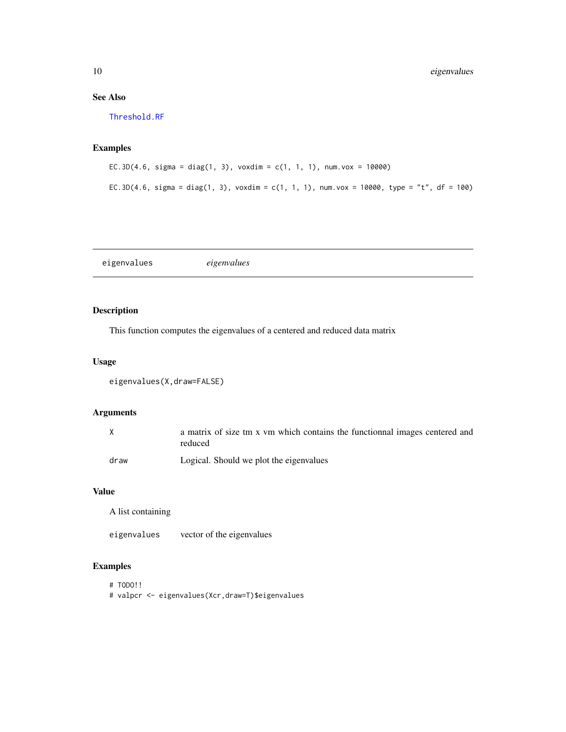## See Also

Threshold.RF

## Examples

```
EC.3D(4.6, sigma = diag(1, 3), voxdim = c(1, 1, 1), num.vox = 10000)

EC.3D(4.6, sigma = diag(1, 3), voxdim = c(1, 1, 1), num.vox = 10000, type = "t", df = 100)
```

---

# eigenvalues *eigenvalues*

## Description

This function computes the eigenvalues of a centered and reduced data matrix

## Usage

```
eigenvalues(X,draw=FALSE)
```

## Arguments

| | |
|---|---|
| X | a matrix of size tm x vm which contains the functionnal images centered and reduced |
| draw | Logical. Should we plot the eigenvalues |

## Value

A list containing

| | |
|---|---|
| eigenvalues | vector of the eigenvalues |

## Examples

```
# TODO!!
# valpcr <- eigenvalues(Xcr,draw=T)$eigenvalues
```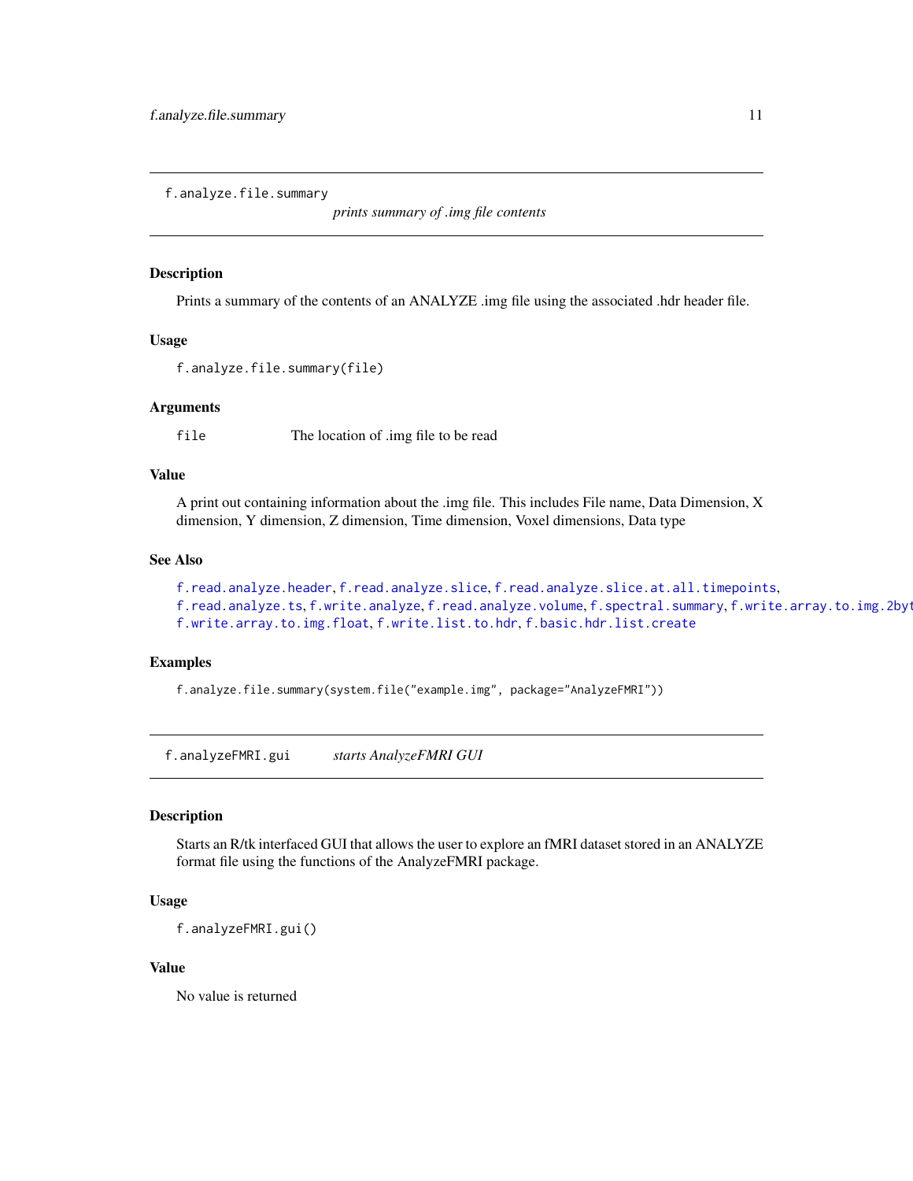## f.analyze.file.summary

*prints summary of .img file contents*

### Description

Prints a summary of the contents of an ANALYZE .img file using the associated .hdr header file.

### Usage

```
f.analyze.file.summary(file)
```

### Arguments

| | |
|---|---|
| `file` | The location of .img file to be read |

### Value

A print out containing information about the .img file. This includes File name, Data Dimension, X dimension, Y dimension, Z dimension, Time dimension, Voxel dimensions, Data type

### See Also

`f.read.analyze.header`, `f.read.analyze.slice`, `f.read.analyze.slice.at.all.timepoints`, `f.read.analyze.ts`, `f.write.analyze`, `f.read.analyze.volume`, `f.spectral.summary`, `f.write.array.to.img.2byt`
`f.write.array.to.img.float`, `f.write.list.to.hdr`, `f.basic.hdr.list.create`

### Examples

```
f.analyze.file.summary(system.file("example.img", package="AnalyzeFMRI"))
```

## f.analyzeFMRI.gui

*starts AnalyzeFMRI GUI*

### Description

Starts an R/tk interfaced GUI that allows the user to explore an fMRI dataset stored in an ANALYZE format file using the functions of the AnalyzeFMRI package.

### Usage

```
f.analyzeFMRI.gui()
```

### Value

No value is returned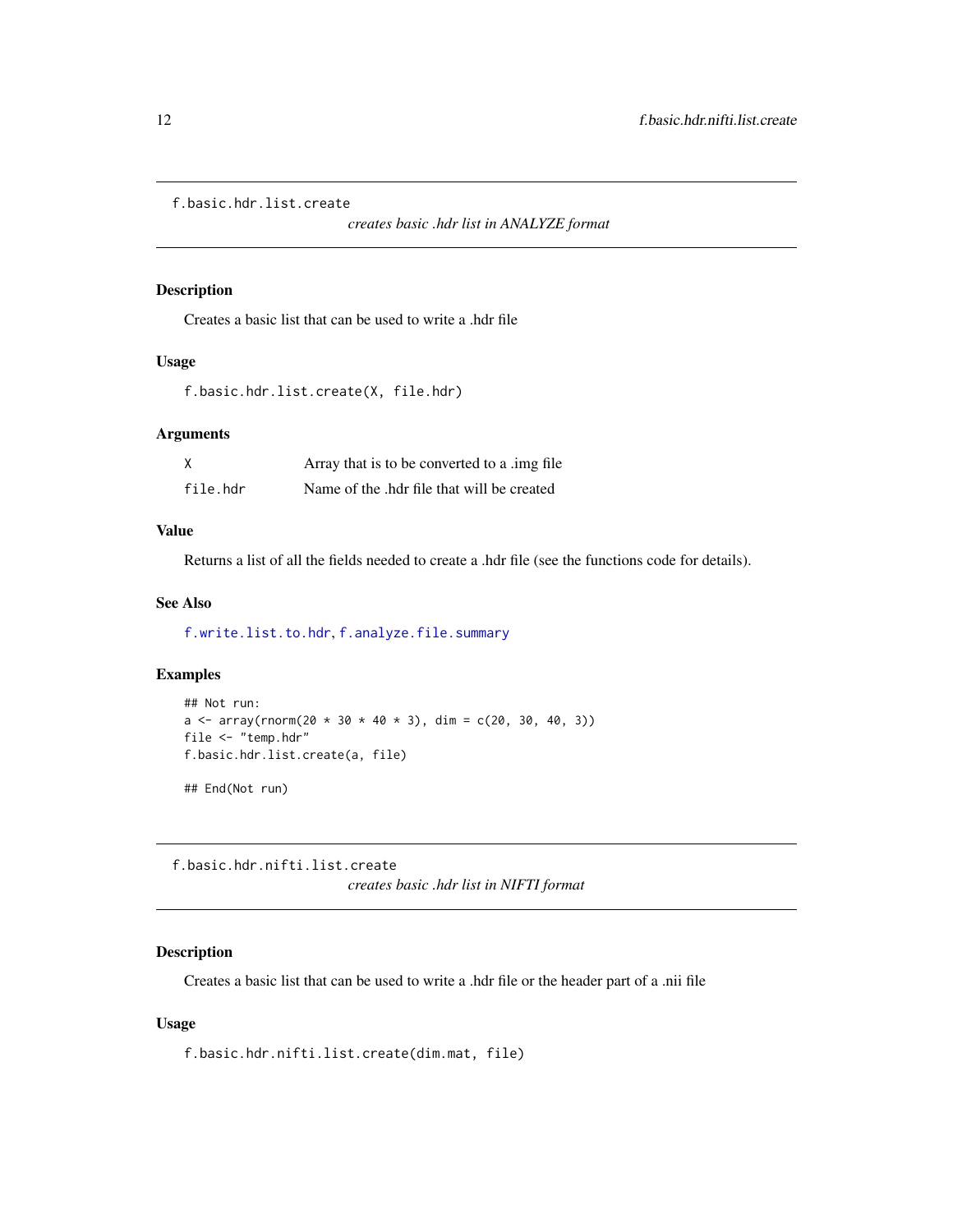## f.basic.hdr.list.create

*creates basic .hdr list in ANALYZE format*

### Description

Creates a basic list that can be used to write a .hdr file

### Usage

```
f.basic.hdr.list.create(X, file.hdr)
```

### Arguments

| | |
|---|---|
| X | Array that is to be converted to a .img file |
| file.hdr | Name of the .hdr file that will be created |

### Value

Returns a list of all the fields needed to create a .hdr file (see the functions code for details).

### See Also

f.write.list.to.hdr, f.analyze.file.summary

### Examples

```
## Not run:
a <- array(rnorm(20 * 30 * 40 * 3), dim = c(20, 30, 40, 3))
file <- "temp.hdr"
f.basic.hdr.list.create(a, file)

## End(Not run)
```

## f.basic.hdr.nifti.list.create

*creates basic .hdr list in NIFTI format*

### Description

Creates a basic list that can be used to write a .hdr file or the header part of a .nii file

### Usage

```
f.basic.hdr.nifti.list.create(dim.mat, file)
```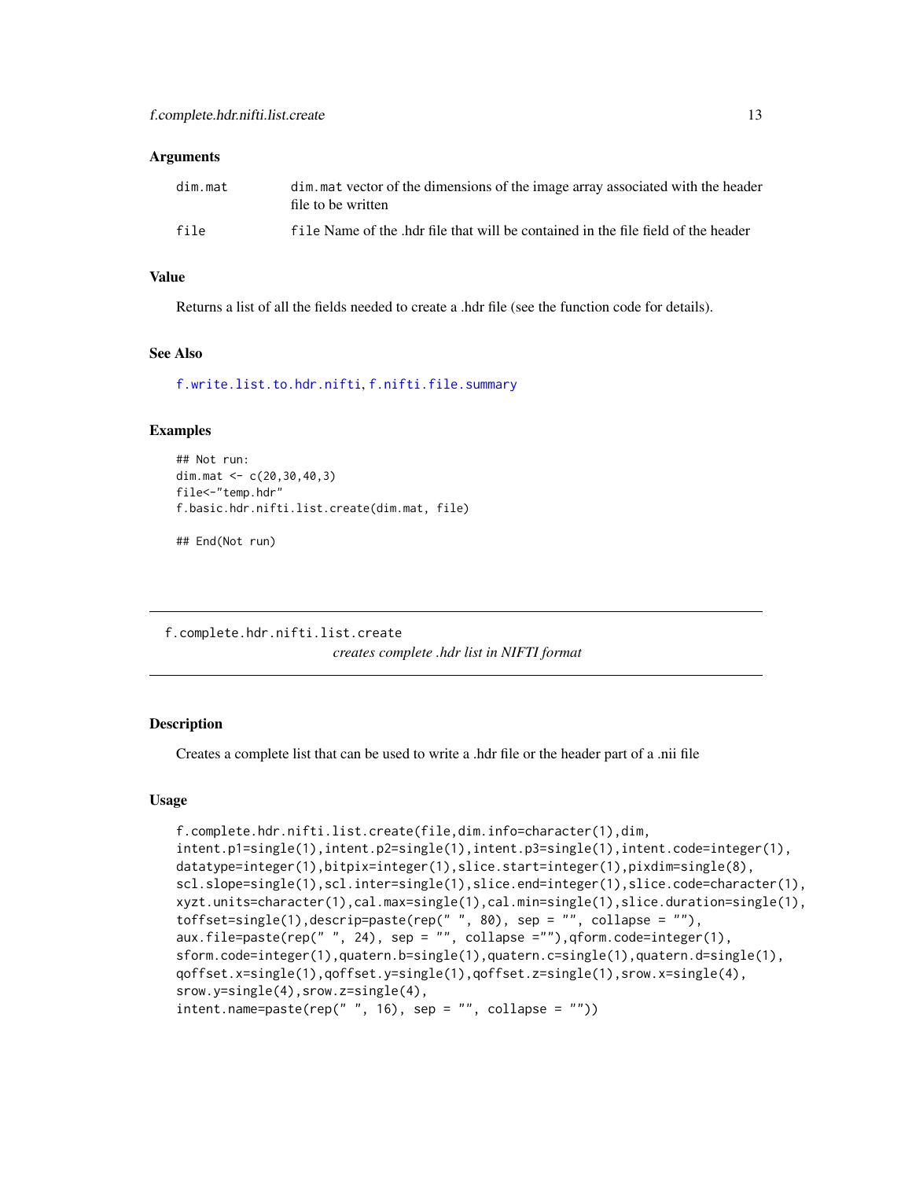### Arguments

| | |
|---|---|
| `dim.mat` | `dim.mat` vector of the dimensions of the image array associated with the header file to be written |
| `file` | `file` Name of the .hdr file that will be contained in the file field of the header |

### Value

Returns a list of all the fields needed to create a .hdr file (see the function code for details).

### See Also

`f.write.list.to.hdr.nifti`, `f.nifti.file.summary`

### Examples

```
## Not run:
dim.mat <- c(20,30,40,3)
file<-"temp.hdr"
f.basic.hdr.nifti.list.create(dim.mat, file)

## End(Not run)
```

---

## f.complete.hdr.nifti.list.create

*creates complete .hdr list in NIFTI format*

---

### Description

Creates a complete list that can be used to write a .hdr file or the header part of a .nii file

### Usage

```
f.complete.hdr.nifti.list.create(file,dim.info=character(1),dim,
intent.p1=single(1),intent.p2=single(1),intent.p3=single(1),intent.code=integer(1),
datatype=integer(1),bitpix=integer(1),slice.start=integer(1),pixdim=single(8),
scl.slope=single(1),scl.inter=single(1),slice.end=integer(1),slice.code=character(1),
xyzt.units=character(1),cal.max=single(1),cal.min=single(1),slice.duration=single(1),
toffset=single(1),descrip=paste(rep(" ", 80), sep = "", collapse = ""),
aux.file=paste(rep(" ", 24), sep = "", collapse =""),qform.code=integer(1),
sform.code=integer(1),quatern.b=single(1),quatern.c=single(1),quatern.d=single(1),
qoffset.x=single(1),qoffset.y=single(1),qoffset.z=single(1),srow.x=single(4),
srow.y=single(4),srow.z=single(4),
intent.name=paste(rep(" ", 16), sep = "", collapse = ""))
```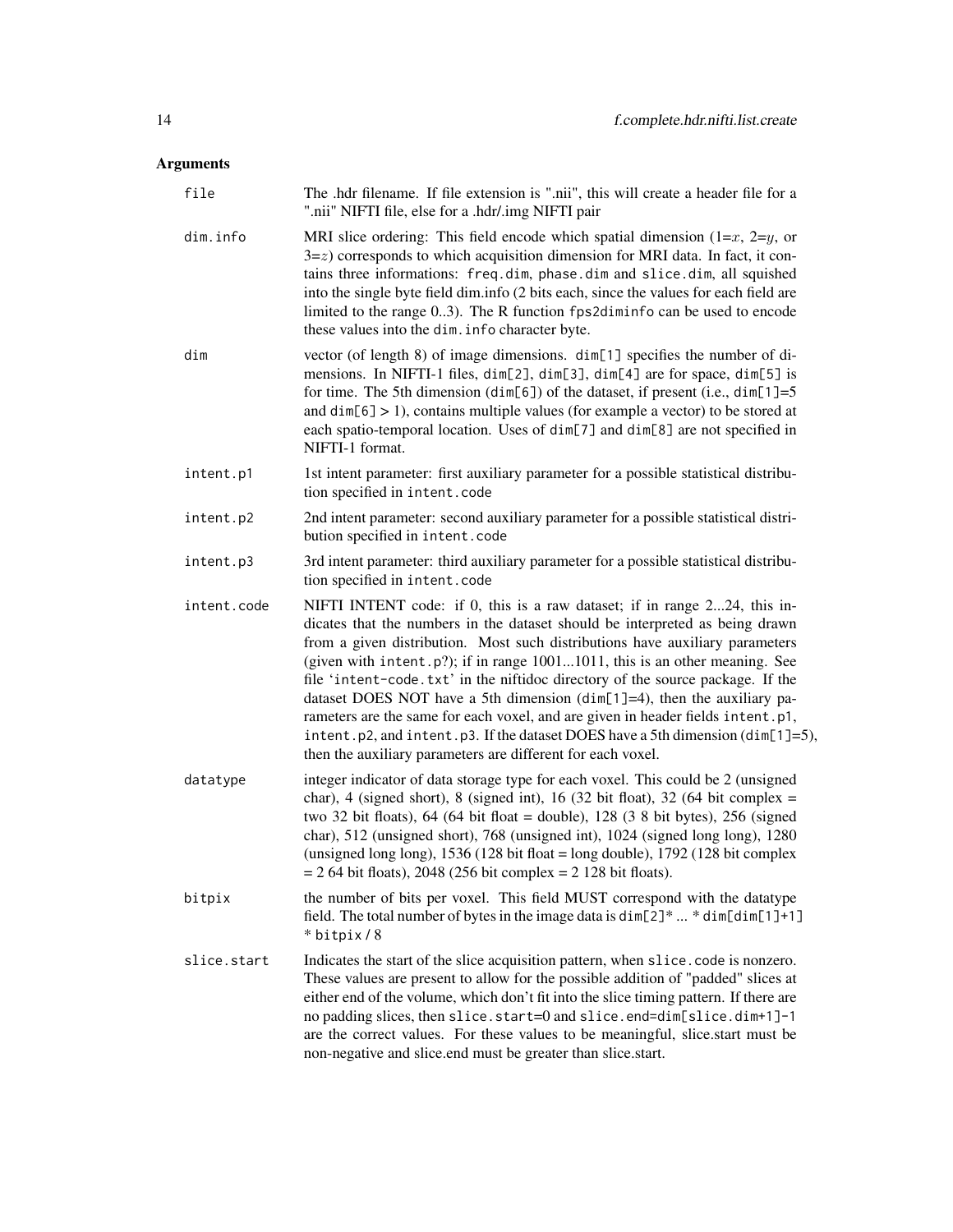## Arguments

| | |
|---|---|
| `file` | The .hdr filename. If file extension is ".nii", this will create a header file for a ".nii" NIFTI file, else for a .hdr/.img NIFTI pair |
| `dim.info` | MRI slice ordering: This field encode which spatial dimension (1=$x$, 2=$y$, or 3=$z$) corresponds to which acquisition dimension for MRI data. In fact, it contains three informations: `freq.dim`, `phase.dim` and `slice.dim`, all squished into the single byte field dim.info (2 bits each, since the values for each field are limited to the range 0..3). The R function `fps2diminfo` can be used to encode these values into the `dim.info` character byte. |
| `dim` | vector (of length 8) of image dimensions. `dim[1]` specifies the number of dimensions. In NIFTI-1 files, `dim[2]`, `dim[3]`, `dim[4]` are for space, `dim[5]` is for time. The 5th dimension (`dim[6]`) of the dataset, if present (i.e., `dim[1]`=5 and `dim[6]` > 1), contains multiple values (for example a vector) to be stored at each spatio-temporal location. Uses of `dim[7]` and `dim[8]` are not specified in NIFTI-1 format. |
| `intent.p1` | 1st intent parameter: first auxiliary parameter for a possible statistical distribution specified in `intent.code` |
| `intent.p2` | 2nd intent parameter: second auxiliary parameter for a possible statistical distribution specified in `intent.code` |
| `intent.p3` | 3rd intent parameter: third auxiliary parameter for a possible statistical distribution specified in `intent.code` |
| `intent.code` | NIFTI INTENT code: if 0, this is a raw dataset; if in range 2...24, this indicates that the numbers in the dataset should be interpreted as being drawn from a given distribution. Most such distributions have auxiliary parameters (given with `intent.p?`); if in range 1001...1011, this is an other meaning. See file 'intent-code.txt' in the niftidoc directory of the source package. If the dataset DOES NOT have a 5th dimension (`dim[1]`=4), then the auxiliary parameters are the same for each voxel, and are given in header fields `intent.p1`, `intent.p2`, and `intent.p3`. If the dataset DOES have a 5th dimension (`dim[1]`=5), then the auxiliary parameters are different for each voxel. |
| `datatype` | integer indicator of data storage type for each voxel. This could be 2 (unsigned char), 4 (signed short), 8 (signed int), 16 (32 bit float), 32 (64 bit complex = two 32 bit floats), 64 (64 bit float = double), 128 (3 8 bit bytes), 256 (signed char), 512 (unsigned short), 768 (unsigned int), 1024 (signed long long), 1280 (unsigned long long), 1536 (128 bit float = long double), 1792 (128 bit complex = 2 64 bit floats), 2048 (256 bit complex = 2 128 bit floats). |
| `bitpix` | the number of bits per voxel. This field MUST correspond with the datatype field. The total number of bytes in the image data is `dim[2]* ... * dim[dim[1]+1] * bitpix / 8` |
| `slice.start` | Indicates the start of the slice acquisition pattern, when `slice.code` is nonzero. These values are present to allow for the possible addition of "padded" slices at either end of the volume, which don't fit into the slice timing pattern. If there are no padding slices, then `slice.start=0` and `slice.end=dim[slice.dim+1]-1` are the correct values. For these values to be meaningful, slice.start must be non-negative and slice.end must be greater than slice.start. |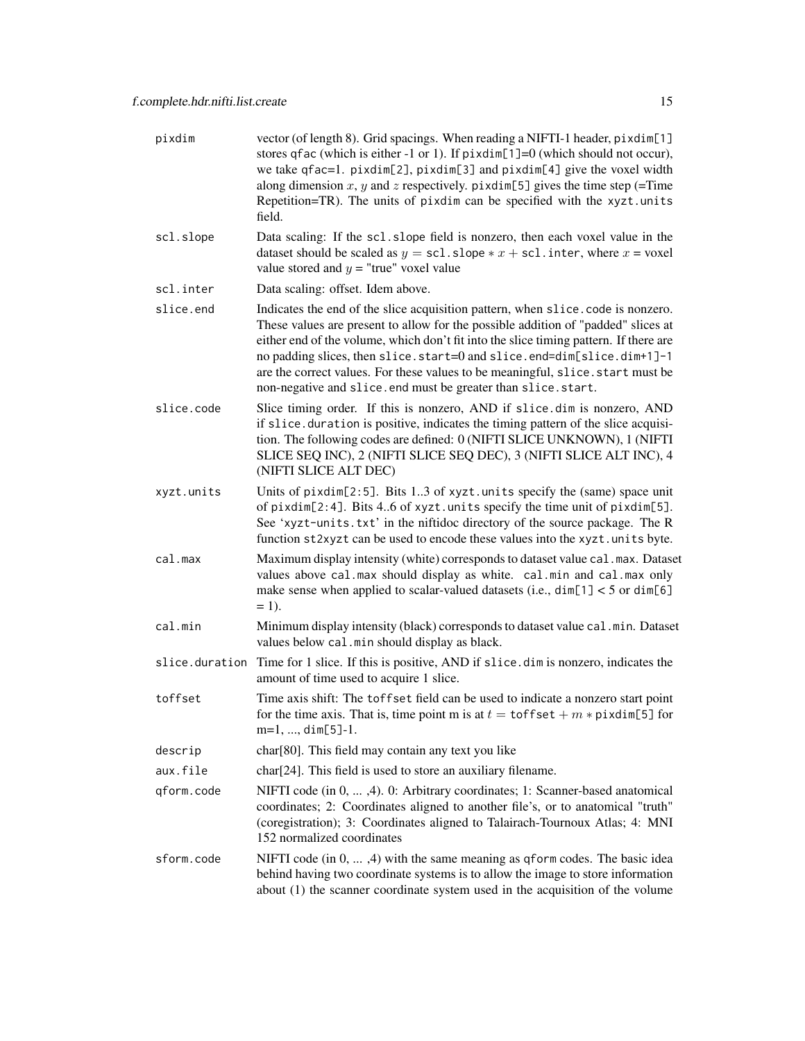| | |
|---|---|
| `pixdim` | vector (of length 8). Grid spacings. When reading a NIFTI-1 header, `pixdim[1]` stores `qfac` (which is either -1 or 1). If `pixdim[1]`=0 (which should not occur), we take `qfac`=1. `pixdim[2]`, `pixdim[3]` and `pixdim[4]` give the voxel width along dimension $x$, $y$ and $z$ respectively. `pixdim[5]` gives the time step (=Time Repetition=TR). The units of `pixdim` can be specified with the `xyzt.units` field. |
| `scl.slope` | Data scaling: If the `scl.slope` field is nonzero, then each voxel value in the dataset should be scaled as $y = \texttt{scl.slope} * x + \texttt{scl.inter}$, where $x$ = voxel value stored and $y$ = "true" voxel value |
| `scl.inter` | Data scaling: offset. Idem above. |
| `slice.end` | Indicates the end of the slice acquisition pattern, when `slice.code` is nonzero. These values are present to allow for the possible addition of "padded" slices at either end of the volume, which don't fit into the slice timing pattern. If there are no padding slices, then `slice.start`=0 and `slice.end=dim[slice.dim+1]-1` are the correct values. For these values to be meaningful, `slice.start` must be non-negative and `slice.end` must be greater than `slice.start`. |
| `slice.code` | Slice timing order. If this is nonzero, AND if `slice.dim` is nonzero, AND if `slice.duration` is positive, indicates the timing pattern of the slice acquisition. The following codes are defined: 0 (NIFTI SLICE UNKNOWN), 1 (NIFTI SLICE SEQ INC), 2 (NIFTI SLICE SEQ DEC), 3 (NIFTI SLICE ALT INC), 4 (NIFTI SLICE ALT DEC) |
| `xyzt.units` | Units of `pixdim[2:5]`. Bits 1..3 of `xyzt.units` specify the (same) space unit of `pixdim[2:4]`. Bits 4..6 of `xyzt.units` specify the time unit of `pixdim[5]`. See '`xyzt-units.txt`' in the niftidoc directory of the source package. The R function `st2xyzt` can be used to encode these values into the `xyzt.units` byte. |
| `cal.max` | Maximum display intensity (white) corresponds to dataset value `cal.max`. Dataset values above `cal.max` should display as white. `cal.min` and `cal.max` only make sense when applied to scalar-valued datasets (i.e., `dim[1]` < 5 or `dim[6]` = 1). |
| `cal.min` | Minimum display intensity (black) corresponds to dataset value `cal.min`. Dataset values below `cal.min` should display as black. |
| `slice.duration` | Time for 1 slice. If this is positive, AND if `slice.dim` is nonzero, indicates the amount of time used to acquire 1 slice. |
| `toffset` | Time axis shift: The `toffset` field can be used to indicate a nonzero start point for the time axis. That is, time point m is at $t = \texttt{toffset} + m * \texttt{pixdim[5]}$ for m=1, ..., `dim[5]`-1. |
| `descrip` | char[80]. This field may contain any text you like |
| `aux.file` | char[24]. This field is used to store an auxiliary filename. |
| `qform.code` | NIFTI code (in 0, ... ,4). 0: Arbitrary coordinates; 1: Scanner-based anatomical coordinates; 2: Coordinates aligned to another file's, or to anatomical "truth" (coregistration); 3: Coordinates aligned to Talairach-Tournoux Atlas; 4: MNI 152 normalized coordinates |
| `sform.code` | NIFTI code (in 0, ... ,4) with the same meaning as `qform` codes. The basic idea behind having two coordinate systems is to allow the image to store information about (1) the scanner coordinate system used in the acquisition of the volume |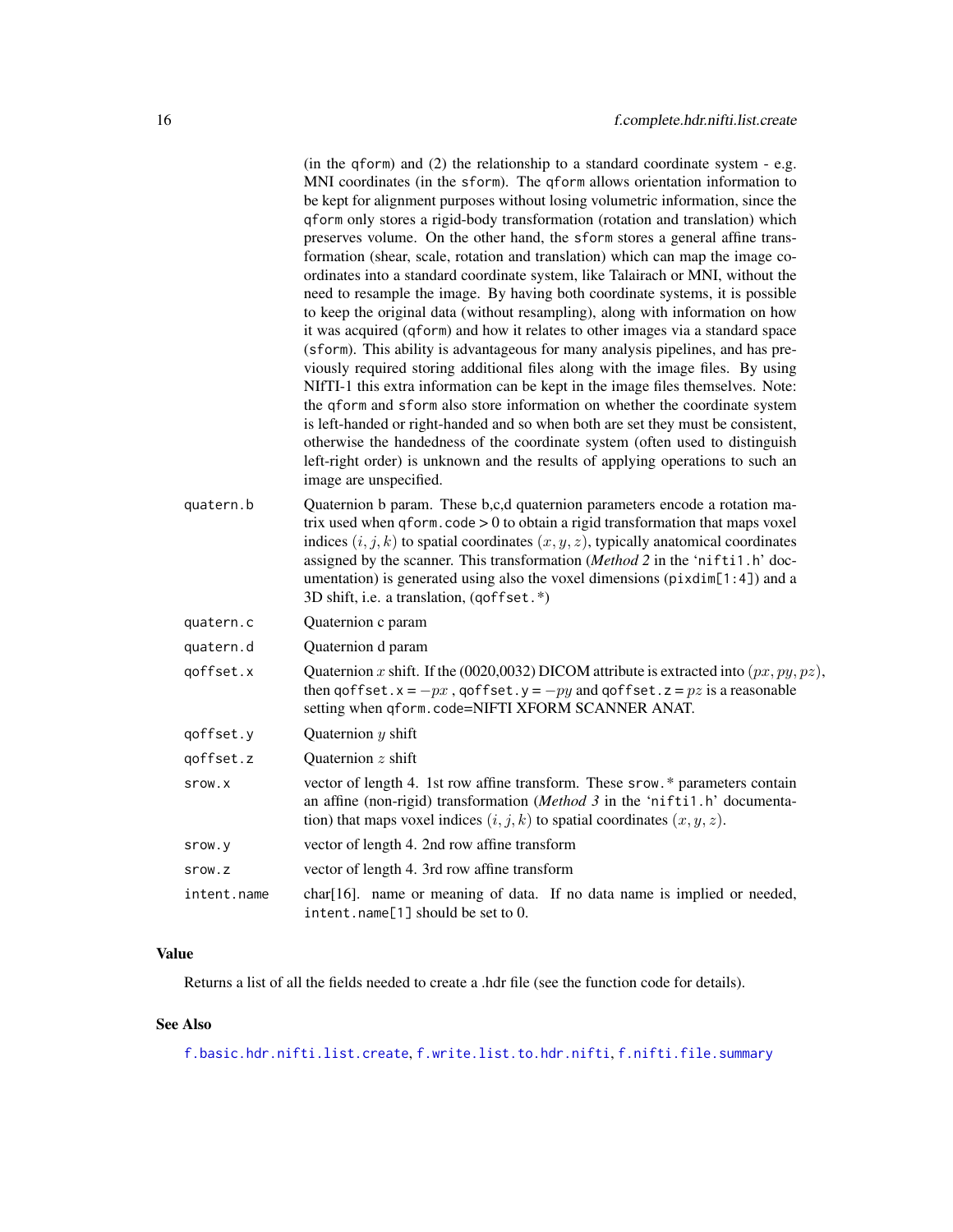(in the `qform`) and (2) the relationship to a standard coordinate system - e.g. MNI coordinates (in the `sform`). The `qform` allows orientation information to be kept for alignment purposes without losing volumetric information, since the `qform` only stores a rigid-body transformation (rotation and translation) which preserves volume. On the other hand, the `sform` stores a general affine transformation (shear, scale, rotation and translation) which can map the image coordinates into a standard coordinate system, like Talairach or MNI, without the need to resample the image. By having both coordinate systems, it is possible to keep the original data (without resampling), along with information on how it was acquired (`qform`) and how it relates to other images via a standard space (`sform`). This ability is advantageous for many analysis pipelines, and has previously required storing additional files along with the image files. By using NIfTI-1 this extra information can be kept in the image files themselves. Note: the `qform` and `sform` also store information on whether the coordinate system is left-handed or right-handed and so when both are set they must be consistent, otherwise the handedness of the coordinate system (often used to distinguish left-right order) is unknown and the results of applying operations to such an image are unspecified.

`quatern.b` Quaternion b param. These b,c,d quaternion parameters encode a rotation matrix used when `qform.code` > 0 to obtain a rigid transformation that maps voxel indices $(i, j, k)$ to spatial coordinates $(x, y, z)$, typically anatomical coordinates assigned by the scanner. This transformation (*Method 2* in the '`nifti1.h`' documentation) is generated using also the voxel dimensions (`pixdim[1:4]`) and a 3D shift, i.e. a translation, (`qoffset.*`)

`quatern.c` Quaternion c param

`quatern.d` Quaternion d param

`qoffset.x` Quaternion $x$ shift. If the (0020,0032) DICOM attribute is extracted into $(px, py, pz)$, then `qoffset.x` = $-px$ , `qoffset.y` = $-py$ and `qoffset.z` = $pz$ is a reasonable setting when `qform.code`=NIFTI XFORM SCANNER ANAT.

`qoffset.y` Quaternion $y$ shift

`qoffset.z` Quaternion $z$ shift

`srow.x` vector of length 4. 1st row affine transform. These `srow.*` parameters contain an affine (non-rigid) transformation (*Method 3* in the '`nifti1.h`' documentation) that maps voxel indices $(i, j, k)$ to spatial coordinates $(x, y, z)$.

`srow.y` vector of length 4. 2nd row affine transform

`srow.z` vector of length 4. 3rd row affine transform

`intent.name` char[16]. name or meaning of data. If no data name is implied or needed, `intent.name[1]` should be set to 0.

### Value

Returns a list of all the fields needed to create a .hdr file (see the function code for details).

### See Also

`f.basic.hdr.nifti.list.create`, `f.write.list.to.hdr.nifti`, `f.nifti.file.summary`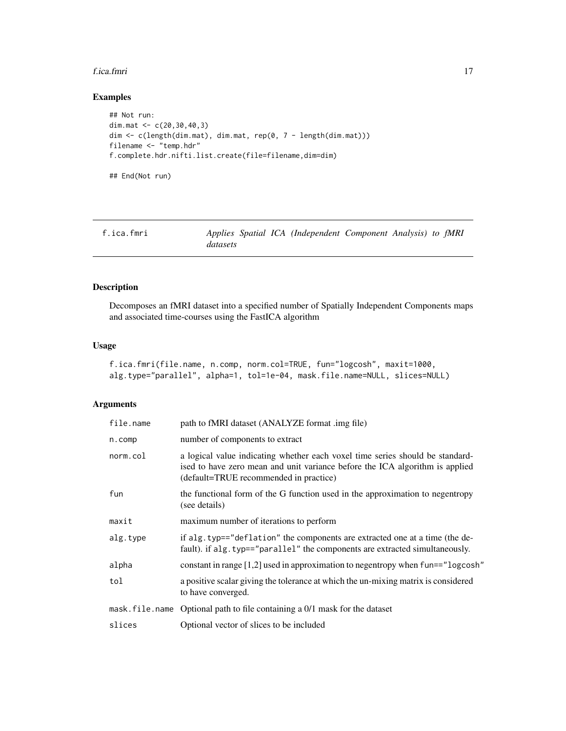## Examples

```
## Not run:
dim.mat <- c(20,30,40,3)
dim <- c(length(dim.mat), dim.mat, rep(0, 7 - length(dim.mat)))
filename <- "temp.hdr"
f.complete.hdr.nifti.list.create(file=filename,dim=dim)

## End(Not run)
```

---

# f.ica.fmri — *Applies Spatial ICA (Independent Component Analysis) to fMRI datasets*

---

## Description

Decomposes an fMRI dataset into a specified number of Spatially Independent Components maps and associated time-courses using the FastICA algorithm

## Usage

```
f.ica.fmri(file.name, n.comp, norm.col=TRUE, fun="logcosh", maxit=1000,
alg.type="parallel", alpha=1, tol=1e-04, mask.file.name=NULL, slices=NULL)
```

## Arguments

| | |
|---|---|
| `file.name` | path to fMRI dataset (ANALYZE format .img file) |
| `n.comp` | number of components to extract |
| `norm.col` | a logical value indicating whether each voxel time series should be standardised to have zero mean and unit variance before the ICA algorithm is applied (default=TRUE recommended in practice) |
| `fun` | the functional form of the G function used in the approximation to negentropy (see details) |
| `maxit` | maximum number of iterations to perform |
| `alg.type` | if `alg.typ=="deflation"` the components are extracted one at a time (the default). if `alg.typ=="parallel"` the components are extracted simultaneously. |
| `alpha` | constant in range [1,2] used in approximation to negentropy when `fun=="logcosh"` |
| `tol` | a positive scalar giving the tolerance at which the un-mixing matrix is considered to have converged. |
| `mask.file.name` | Optional path to file containing a 0/1 mask for the dataset |
| `slices` | Optional vector of slices to be included |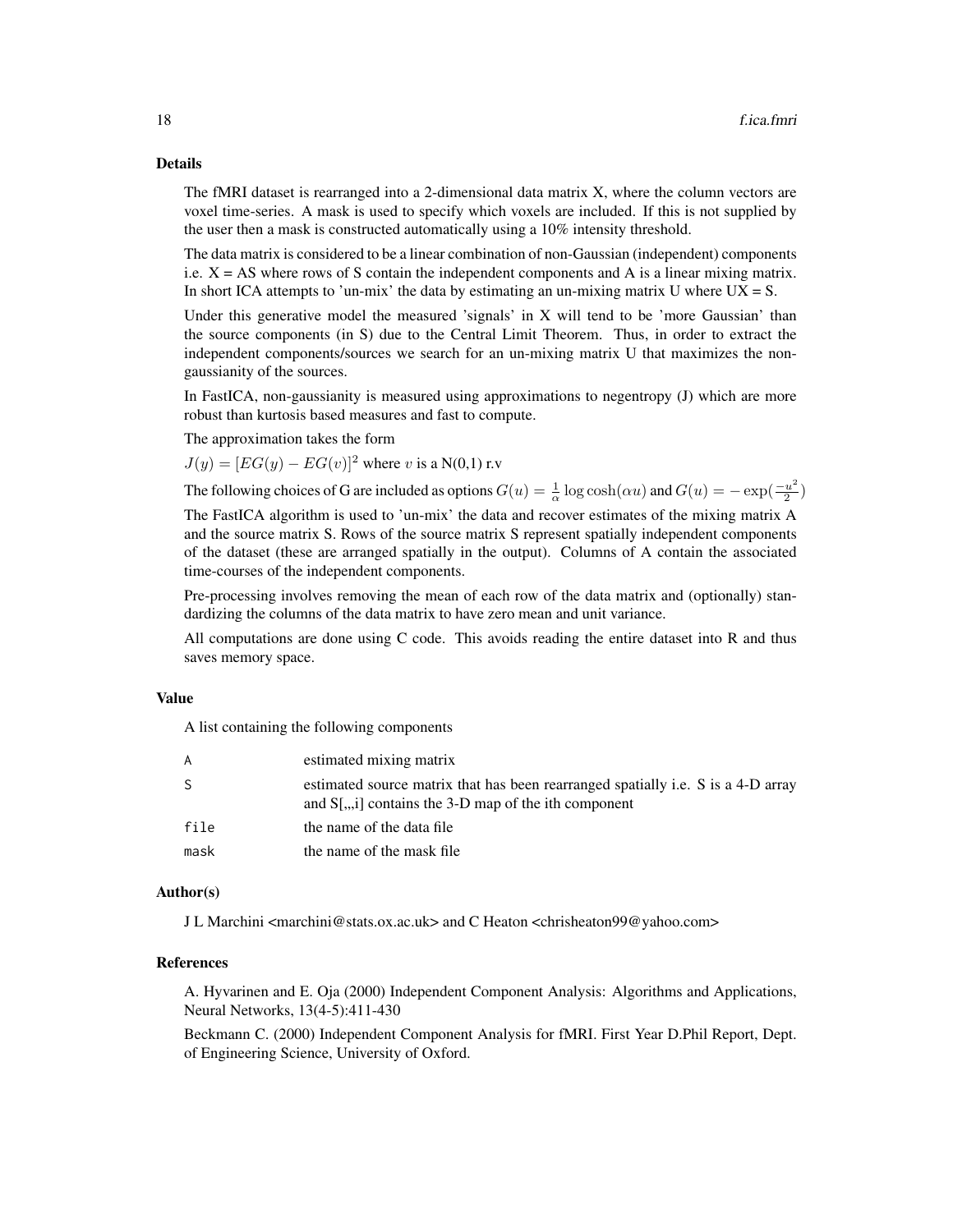### Details

The fMRI dataset is rearranged into a 2-dimensional data matrix X, where the column vectors are voxel time-series. A mask is used to specify which voxels are included. If this is not supplied by the user then a mask is constructed automatically using a 10% intensity threshold.

The data matrix is considered to be a linear combination of non-Gaussian (independent) components i.e. X = AS where rows of S contain the independent components and A is a linear mixing matrix. In short ICA attempts to 'un-mix' the data by estimating an un-mixing matrix U where UX = S.

Under this generative model the measured 'signals' in X will tend to be 'more Gaussian' than the source components (in S) due to the Central Limit Theorem. Thus, in order to extract the independent components/sources we search for an un-mixing matrix U that maximizes the non-gaussianity of the sources.

In FastICA, non-gaussianity is measured using approximations to negentropy (J) which are more robust than kurtosis based measures and fast to compute.

The approximation takes the form

$J(y) = [EG(y) - EG(v)]^2$ where $v$ is a N(0,1) r.v

The following choices of G are included as options $G(u) = \frac{1}{\alpha} \log \cosh(\alpha u)$ and $G(u) = -\exp(\frac{-u^2}{2})$

The FastICA algorithm is used to 'un-mix' the data and recover estimates of the mixing matrix A and the source matrix S. Rows of the source matrix S represent spatially independent components of the dataset (these are arranged spatially in the output). Columns of A contain the associated time-courses of the independent components.

Pre-processing involves removing the mean of each row of the data matrix and (optionally) standardizing the columns of the data matrix to have zero mean and unit variance.

All computations are done using C code. This avoids reading the entire dataset into R and thus saves memory space.

### Value

A list containing the following components

| | |
|---|---|
| A | estimated mixing matrix |
| S | estimated source matrix that has been rearranged spatially i.e. S is a 4-D array and S[,,,i] contains the 3-D map of the ith component |
| file | the name of the data file |
| mask | the name of the mask file |

### Author(s)

J L Marchini <marchini@stats.ox.ac.uk> and C Heaton <chrisheaton99@yahoo.com>

### References

A. Hyvarinen and E. Oja (2000) Independent Component Analysis: Algorithms and Applications, Neural Networks, 13(4-5):411-430

Beckmann C. (2000) Independent Component Analysis for fMRI. First Year D.Phil Report, Dept. of Engineering Science, University of Oxford.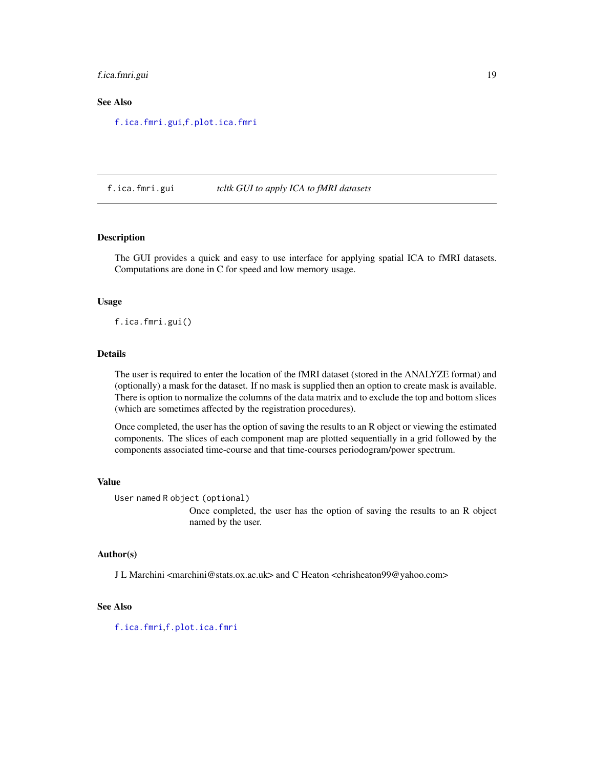## See Also

`f.ica.fmri.gui`, `f.plot.ica.fmri`

---

`f.ica.fmri.gui` *tcltk GUI to apply ICA to fMRI datasets*

---

## Description

The GUI provides a quick and easy to use interface for applying spatial ICA to fMRI datasets. Computations are done in C for speed and low memory usage.

## Usage

```
f.ica.fmri.gui()
```

## Details

The user is required to enter the location of the fMRI dataset (stored in the ANALYZE format) and (optionally) a mask for the dataset. If no mask is supplied then an option to create mask is available. There is option to normalize the columns of the data matrix and to exclude the top and bottom slices (which are sometimes affected by the registration procedures).

Once completed, the user has the option of saving the results to an R object or viewing the estimated components. The slices of each component map are plotted sequentially in a grid followed by the components associated time-course and that time-courses periodogram/power spectrum.

## Value

`User named R object (optional)`
Once completed, the user has the option of saving the results to an R object named by the user.

## Author(s)

J L Marchini <marchini@stats.ox.ac.uk> and C Heaton <chrisheaton99@yahoo.com>

## See Also

`f.ica.fmri`, `f.plot.ica.fmri`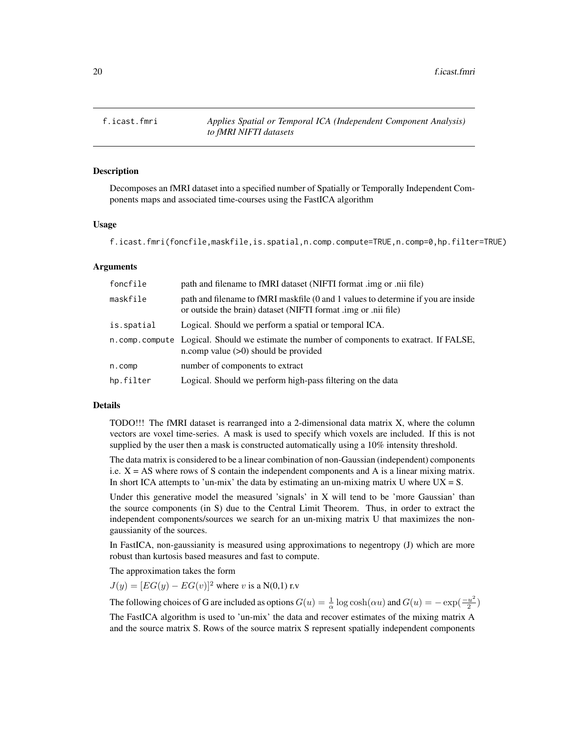# f.icast.fmri — *Applies Spatial or Temporal ICA (Independent Component Analysis) to fMRI NIFTI datasets*

## Description

Decomposes an fMRI dataset into a specified number of Spatially or Temporally Independent Components maps and associated time-courses using the FastICA algorithm

## Usage

```
f.icast.fmri(foncfile,maskfile,is.spatial,n.comp.compute=TRUE,n.comp=0,hp.filter=TRUE)
```

## Arguments

| | |
|---|---|
| foncfile | path and filename to fMRI dataset (NIFTI format .img or .nii file) |
| maskfile | path and filename to fMRI maskfile (0 and 1 values to determine if you are inside or outside the brain) dataset (NIFTI format .img or .nii file) |
| is.spatial | Logical. Should we perform a spatial or temporal ICA. |
| n.comp.compute | Logical. Should we estimate the number of components to exatract. If FALSE, n.comp value (>0) should be provided |
| n.comp | number of components to extract |
| hp.filter | Logical. Should we perform high-pass filtering on the data |

## Details

TODO!!! The fMRI dataset is rearranged into a 2-dimensional data matrix X, where the column vectors are voxel time-series. A mask is used to specify which voxels are included. If this is not supplied by the user then a mask is constructed automatically using a 10% intensity threshold.

The data matrix is considered to be a linear combination of non-Gaussian (independent) components i.e. X = AS where rows of S contain the independent components and A is a linear mixing matrix. In short ICA attempts to 'un-mix' the data by estimating an un-mixing matrix U where UX = S.

Under this generative model the measured 'signals' in X will tend to be 'more Gaussian' than the source components (in S) due to the Central Limit Theorem. Thus, in order to extract the independent components/sources we search for an un-mixing matrix U that maximizes the non-gaussianity of the sources.

In FastICA, non-gaussianity is measured using approximations to negentropy (J) which are more robust than kurtosis based measures and fast to compute.

The approximation takes the form

$J(y) = [EG(y) - EG(v)]^2$ where $v$ is a N(0,1) r.v

The following choices of G are included as options $G(u) = \frac{1}{\alpha} \log \cosh(\alpha u)$ and $G(u) = -\exp(\frac{-u^2}{2})$

The FastICA algorithm is used to 'un-mix' the data and recover estimates of the mixing matrix A and the source matrix S. Rows of the source matrix S represent spatially independent components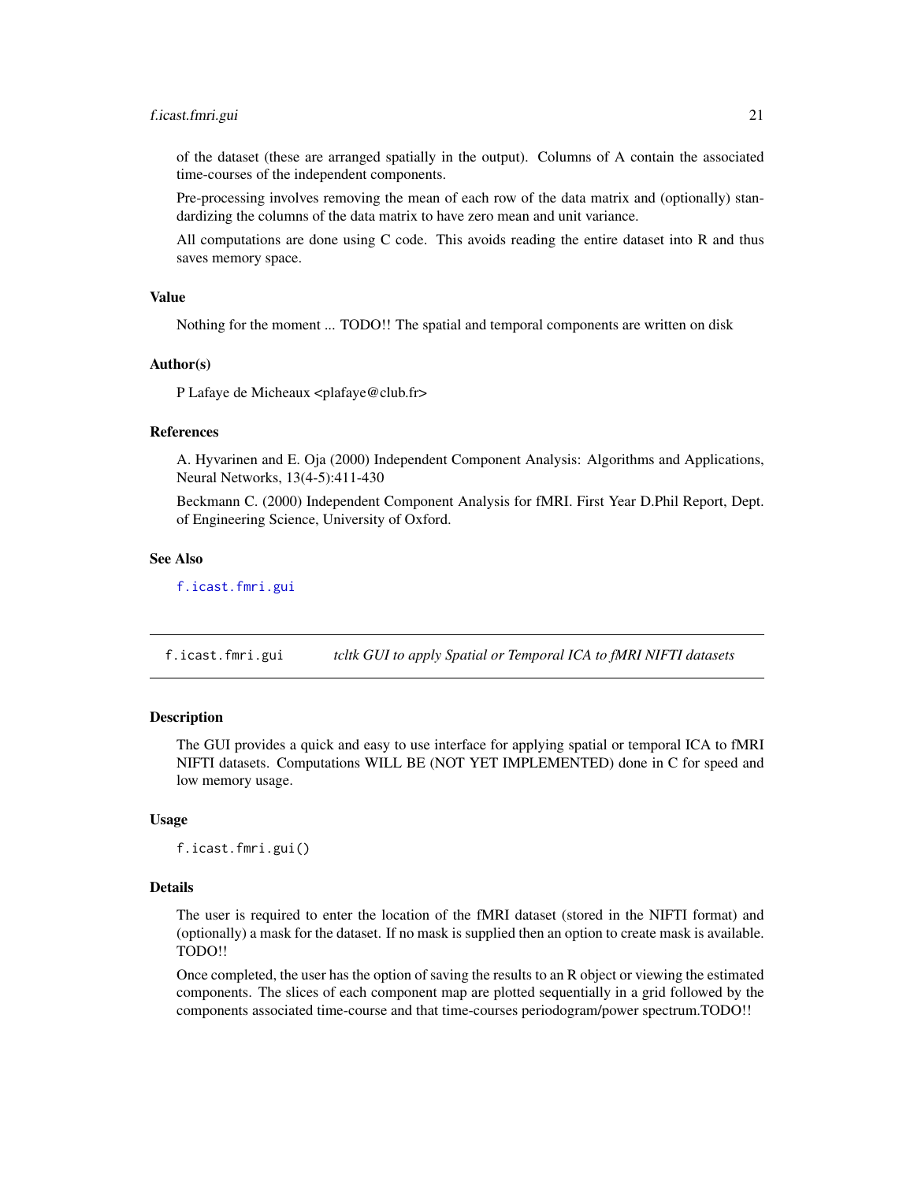of the dataset (these are arranged spatially in the output). Columns of A contain the associated time-courses of the independent components.

Pre-processing involves removing the mean of each row of the data matrix and (optionally) standardizing the columns of the data matrix to have zero mean and unit variance.

All computations are done using C code. This avoids reading the entire dataset into R and thus saves memory space.

### Value

Nothing for the moment ... TODO!! The spatial and temporal components are written on disk

### Author(s)

P Lafaye de Micheaux <plafaye@club.fr>

### References

A. Hyvarinen and E. Oja (2000) Independent Component Analysis: Algorithms and Applications, Neural Networks, 13(4-5):411-430

Beckmann C. (2000) Independent Component Analysis for fMRI. First Year D.Phil Report, Dept. of Engineering Science, University of Oxford.

### See Also

`f.icast.fmri.gui`

---

## `f.icast.fmri.gui` *tcltk GUI to apply Spatial or Temporal ICA to fMRI NIFTI datasets*

---

### Description

The GUI provides a quick and easy to use interface for applying spatial or temporal ICA to fMRI NIFTI datasets. Computations WILL BE (NOT YET IMPLEMENTED) done in C for speed and low memory usage.

### Usage

```
f.icast.fmri.gui()
```

### Details

The user is required to enter the location of the fMRI dataset (stored in the NIFTI format) and (optionally) a mask for the dataset. If no mask is supplied then an option to create mask is available. TODO!!

Once completed, the user has the option of saving the results to an R object or viewing the estimated components. The slices of each component map are plotted sequentially in a grid followed by the components associated time-course and that time-courses periodogram/power spectrum.TODO!!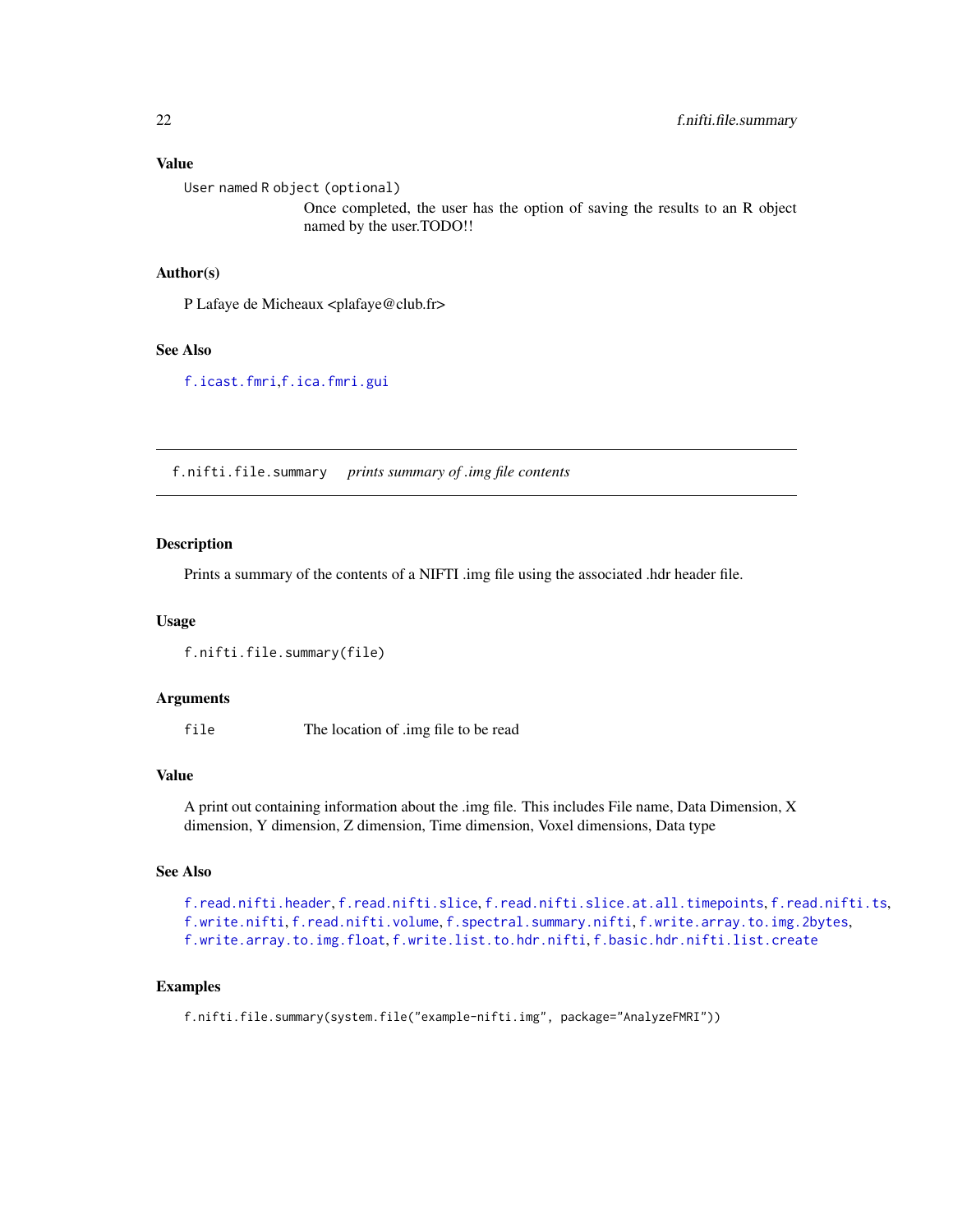### Value

User named R object (optional)
: Once completed, the user has the option of saving the results to an R object named by the user.TODO!!

### Author(s)

P Lafaye de Micheaux <plafaye@club.fr>

### See Also

f.icast.fmri, f.ica.fmri.gui

---

## f.nifti.file.summary *prints summary of .img file contents*

---

### Description

Prints a summary of the contents of a NIFTI .img file using the associated .hdr header file.

### Usage

```
f.nifti.file.summary(file)
```

### Arguments

| | |
|---|---|
| file | The location of .img file to be read |

### Value

A print out containing information about the .img file. This includes File name, Data Dimension, X dimension, Y dimension, Z dimension, Time dimension, Voxel dimensions, Data type

### See Also

f.read.nifti.header, f.read.nifti.slice, f.read.nifti.slice.at.all.timepoints, f.read.nifti.ts, f.write.nifti, f.read.nifti.volume, f.spectral.summary.nifti, f.write.array.to.img.2bytes, f.write.array.to.img.float, f.write.list.to.hdr.nifti, f.basic.hdr.nifti.list.create

### Examples

```
f.nifti.file.summary(system.file("example-nifti.img", package="AnalyzeFMRI"))
```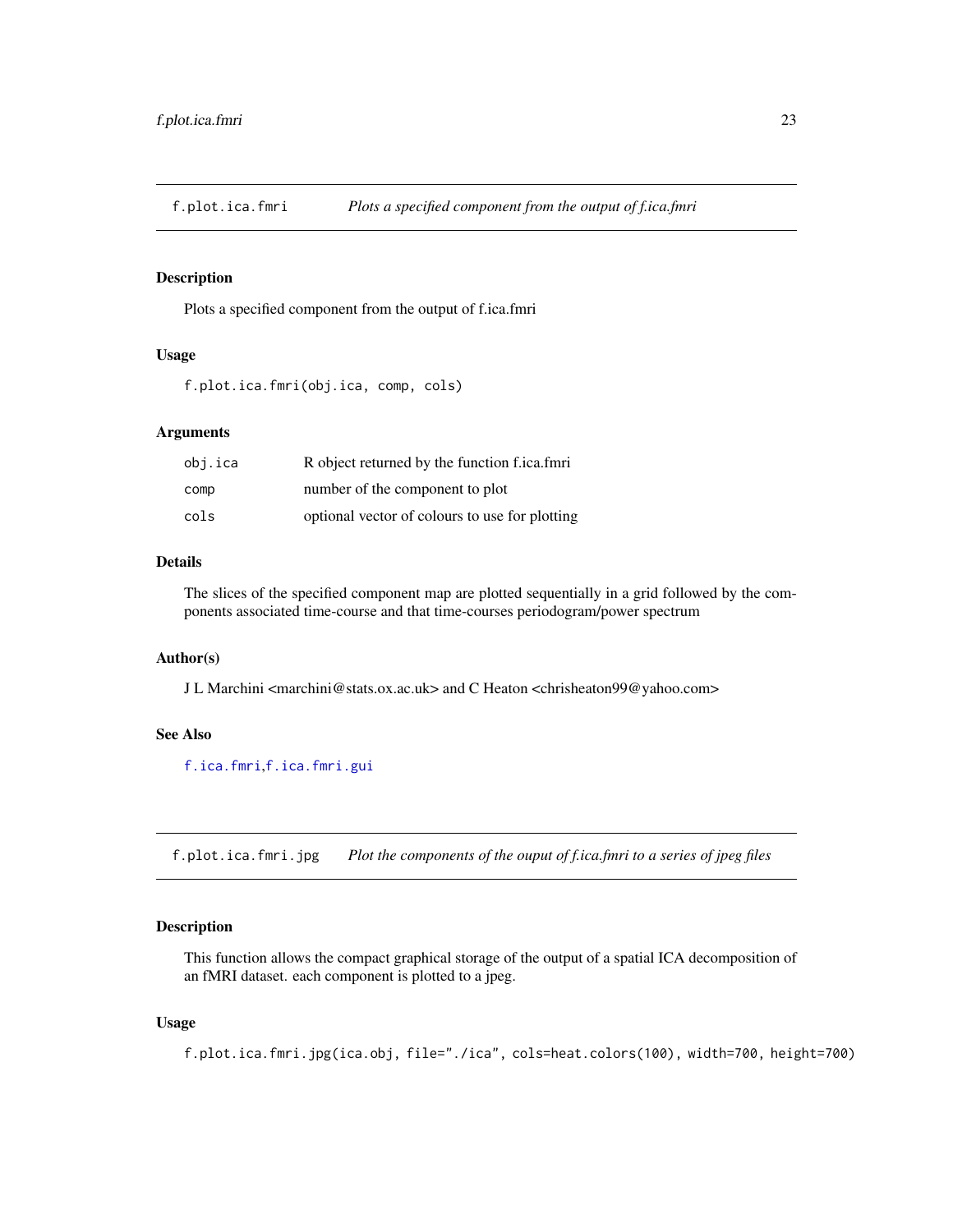## f.plot.ica.fmri — *Plots a specified component from the output of f.ica.fmri*

### Description

Plots a specified component from the output of f.ica.fmri

### Usage

```
f.plot.ica.fmri(obj.ica, comp, cols)
```

### Arguments

| | |
|---|---|
| obj.ica | R object returned by the function f.ica.fmri |
| comp | number of the component to plot |
| cols | optional vector of colours to use for plotting |

### Details

The slices of the specified component map are plotted sequentially in a grid followed by the components associated time-course and that time-courses periodogram/power spectrum

### Author(s)

J L Marchini <marchini@stats.ox.ac.uk> and C Heaton <chrisheaton99@yahoo.com>

### See Also

f.ica.fmri,f.ica.fmri.gui

## f.plot.ica.fmri.jpg — *Plot the components of the ouput of f.ica.fmri to a series of jpeg files*

### Description

This function allows the compact graphical storage of the output of a spatial ICA decomposition of an fMRI dataset. each component is plotted to a jpeg.

### Usage

```
f.plot.ica.fmri.jpg(ica.obj, file="./ica", cols=heat.colors(100), width=700, height=700)
```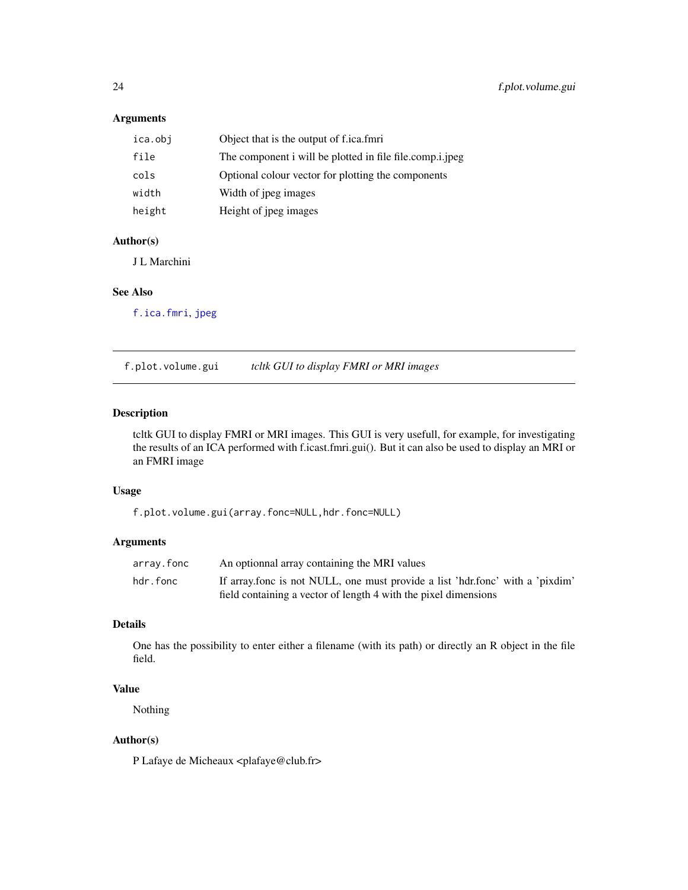### Arguments

| | |
|---|---|
| `ica.obj` | Object that is the output of f.ica.fmri |
| `file` | The component i will be plotted in file file.comp.i.jpeg |
| `cols` | Optional colour vector for plotting the components |
| `width` | Width of jpeg images |
| `height` | Height of jpeg images |

### Author(s)

J L Marchini

### See Also

`f.ica.fmri`, `jpeg`

---

## `f.plot.volume.gui` *tcltk GUI to display FMRI or MRI images*

---

### Description

tcltk GUI to display FMRI or MRI images. This GUI is very usefull, for example, for investigating the results of an ICA performed with f.icast.fmri.gui(). But it can also be used to display an MRI or an FMRI image

### Usage

```
f.plot.volume.gui(array.fonc=NULL,hdr.fonc=NULL)
```

### Arguments

| | |
|---|---|
| `array.fonc` | An optionnal array containing the MRI values |
| `hdr.fonc` | If array.fonc is not NULL, one must provide a list 'hdr.fonc' with a 'pixdim' field containing a vector of length 4 with the pixel dimensions |

### Details

One has the possibility to enter either a filename (with its path) or directly an R object in the file field.

### Value

Nothing

### Author(s)

P Lafaye de Micheaux <plafaye@club.fr>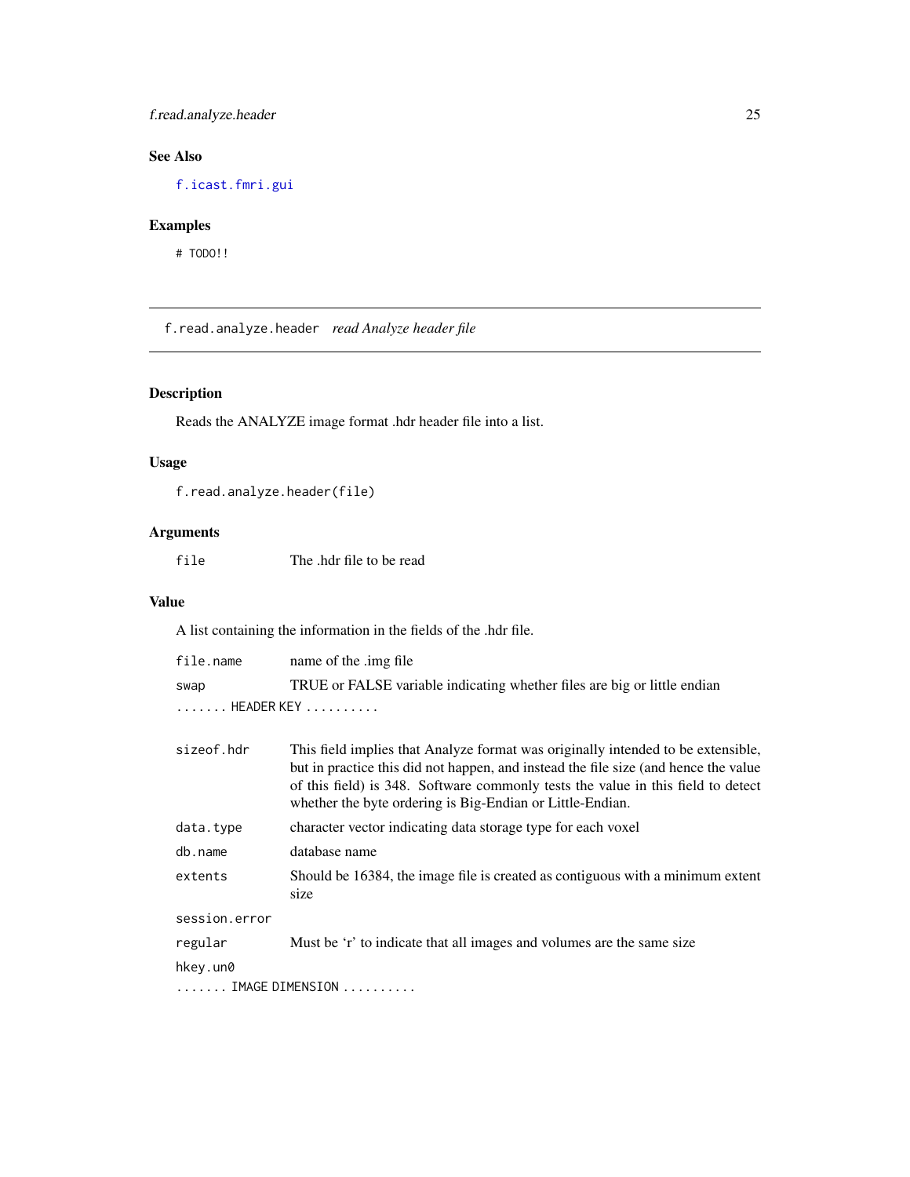## See Also

f.icast.fmri.gui

## Examples

```
# TODO!!
```

---

## f.read.analyze.header *read Analyze header file*

---

### Description

Reads the ANALYZE image format .hdr header file into a list.

### Usage

```
f.read.analyze.header(file)
```

### Arguments

| | |
|---|---|
| `file` | The .hdr file to be read |

### Value

A list containing the information in the fields of the .hdr file.

| | |
|---|---|
| `file.name` | name of the .img file |
| `swap` | TRUE or FALSE variable indicating whether files are big or little endian |

....... HEADER KEY ..........

| | |
|---|---|
| `sizeof.hdr` | This field implies that Analyze format was originally intended to be extensible, but in practice this did not happen, and instead the file size (and hence the value of this field) is 348. Software commonly tests the value in this field to detect whether the byte ordering is Big-Endian or Little-Endian. |
| `data.type` | character vector indicating data storage type for each voxel |
| `db.name` | database name |
| `extents` | Should be 16384, the image file is created as contiguous with a minimum extent size |
| `session.error` | |
| `regular` | Must be 'r' to indicate that all images and volumes are the same size |
| `hkey.un0` | |

....... IMAGE DIMENSION ..........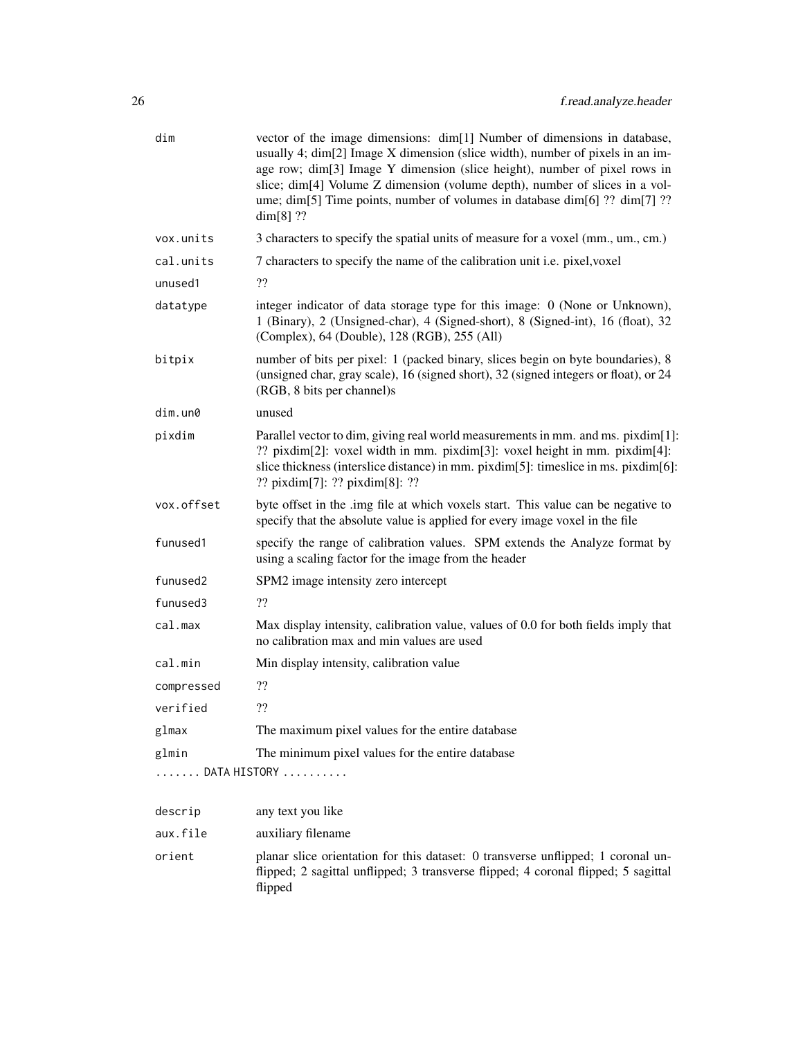| | |
|---|---|
| `dim` | vector of the image dimensions: dim[1] Number of dimensions in database, usually 4; dim[2] Image X dimension (slice width), number of pixels in an image row; dim[3] Image Y dimension (slice height), number of pixel rows in slice; dim[4] Volume Z dimension (volume depth), number of slices in a volume; dim[5] Time points, number of volumes in database dim[6] ?? dim[7] ?? dim[8] ?? |
| `vox.units` | 3 characters to specify the spatial units of measure for a voxel (mm., um., cm.) |
| `cal.units` | 7 characters to specify the name of the calibration unit i.e. pixel,voxel |
| `unused1` | ?? |
| `datatype` | integer indicator of data storage type for this image: 0 (None or Unknown), 1 (Binary), 2 (Unsigned-char), 4 (Signed-short), 8 (Signed-int), 16 (float), 32 (Complex), 64 (Double), 128 (RGB), 255 (All) |
| `bitpix` | number of bits per pixel: 1 (packed binary, slices begin on byte boundaries), 8 (unsigned char, gray scale), 16 (signed short), 32 (signed integers or float), or 24 (RGB, 8 bits per channel)s |
| `dim.un0` | unused |
| `pixdim` | Parallel vector to dim, giving real world measurements in mm. and ms. pixdim[1]: ?? pixdim[2]: voxel width in mm. pixdim[3]: voxel height in mm. pixdim[4]: slice thickness (interslice distance) in mm. pixdim[5]: timeslice in ms. pixdim[6]: ?? pixdim[7]: ?? pixdim[8]: ?? |
| `vox.offset` | byte offset in the .img file at which voxels start. This value can be negative to specify that the absolute value is applied for every image voxel in the file |
| `funused1` | specify the range of calibration values. SPM extends the Analyze format by using a scaling factor for the image from the header |
| `funused2` | SPM2 image intensity zero intercept |
| `funused3` | ?? |
| `cal.max` | Max display intensity, calibration value, values of 0.0 for both fields imply that no calibration max and min values are used |
| `cal.min` | Min display intensity, calibration value |
| `compressed` | ?? |
| `verified` | ?? |
| `glmax` | The maximum pixel values for the entire database |
| `glmin` | The minimum pixel values for the entire database |

....... DATA HISTORY ..........

| | |
|---|---|
| `descrip` | any text you like |
| `aux.file` | auxiliary filename |
| `orient` | planar slice orientation for this dataset: 0 transverse unflipped; 1 coronal unflipped; 2 sagittal unflipped; 3 transverse flipped; 4 coronal flipped; 5 sagittal flipped |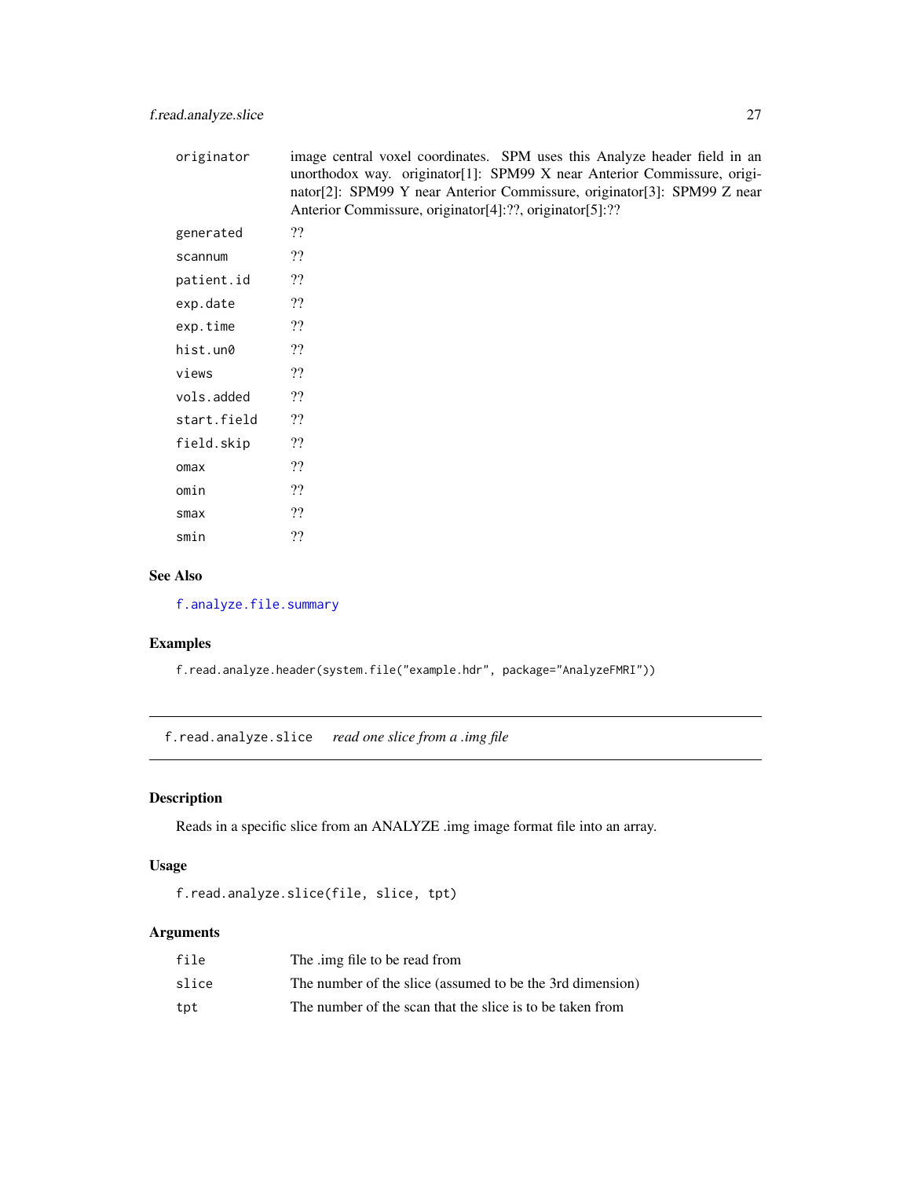| | |
|---|---|
| originator | image central voxel coordinates. SPM uses this Analyze header field in an unorthodox way. originator[1]: SPM99 X near Anterior Commissure, originator[2]: SPM99 Y near Anterior Commissure, originator[3]: SPM99 Z near Anterior Commissure, originator[4]:??, originator[5]:?? |
| generated | ?? |
| scannum | ?? |
| patient.id | ?? |
| exp.date | ?? |
| exp.time | ?? |
| hist.un0 | ?? |
| views | ?? |
| vols.added | ?? |
| start.field | ?? |
| field.skip | ?? |
| omax | ?? |
| omin | ?? |
| smax | ?? |
| smin | ?? |

### See Also

f.analyze.file.summary

### Examples

```
f.read.analyze.header(system.file("example.hdr", package="AnalyzeFMRI"))
```

---

## f.read.analyze.slice *read one slice from a .img file*

### Description

Reads in a specific slice from an ANALYZE .img image format file into an array.

### Usage

```
f.read.analyze.slice(file, slice, tpt)
```

### Arguments

| | |
|---|---|
| file | The .img file to be read from |
| slice | The number of the slice (assumed to be the 3rd dimension) |
| tpt | The number of the scan that the slice is to be taken from |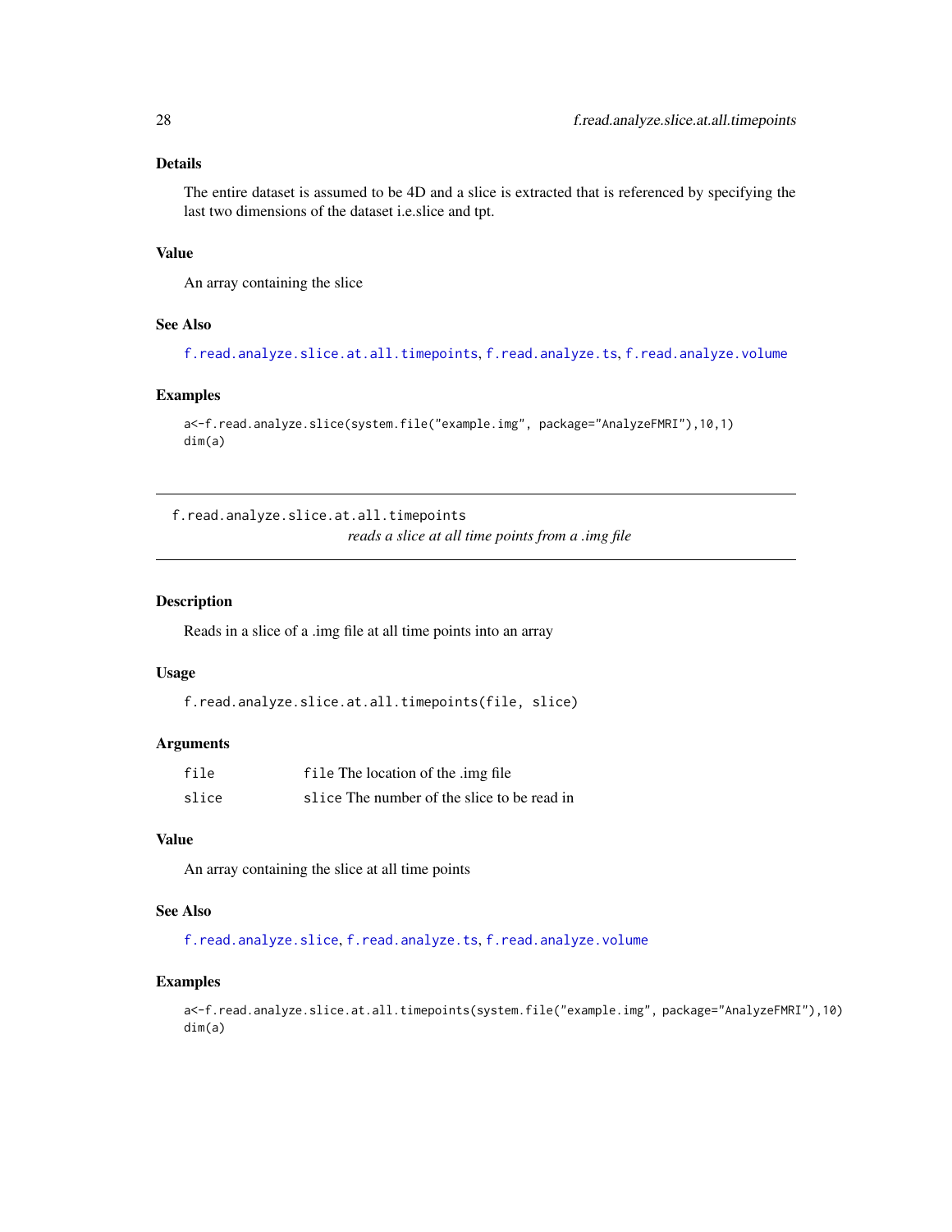### Details

The entire dataset is assumed to be 4D and a slice is extracted that is referenced by specifying the last two dimensions of the dataset i.e.slice and tpt.

### Value

An array containing the slice

### See Also

f.read.analyze.slice.at.all.timepoints, f.read.analyze.ts, f.read.analyze.volume

### Examples

```
a<-f.read.analyze.slice(system.file("example.img", package="AnalyzeFMRI"),10,1)
dim(a)
```

---

## f.read.analyze.slice.at.all.timepoints

*reads a slice at all time points from a .img file*

---

### Description

Reads in a slice of a .img file at all time points into an array

### Usage

```
f.read.analyze.slice.at.all.timepoints(file, slice)
```

### Arguments

| | |
|---|---|
| file | file The location of the .img file |
| slice | slice The number of the slice to be read in |

### Value

An array containing the slice at all time points

### See Also

f.read.analyze.slice, f.read.analyze.ts, f.read.analyze.volume

### Examples

```
a<-f.read.analyze.slice.at.all.timepoints(system.file("example.img", package="AnalyzeFMRI"),10)
dim(a)
```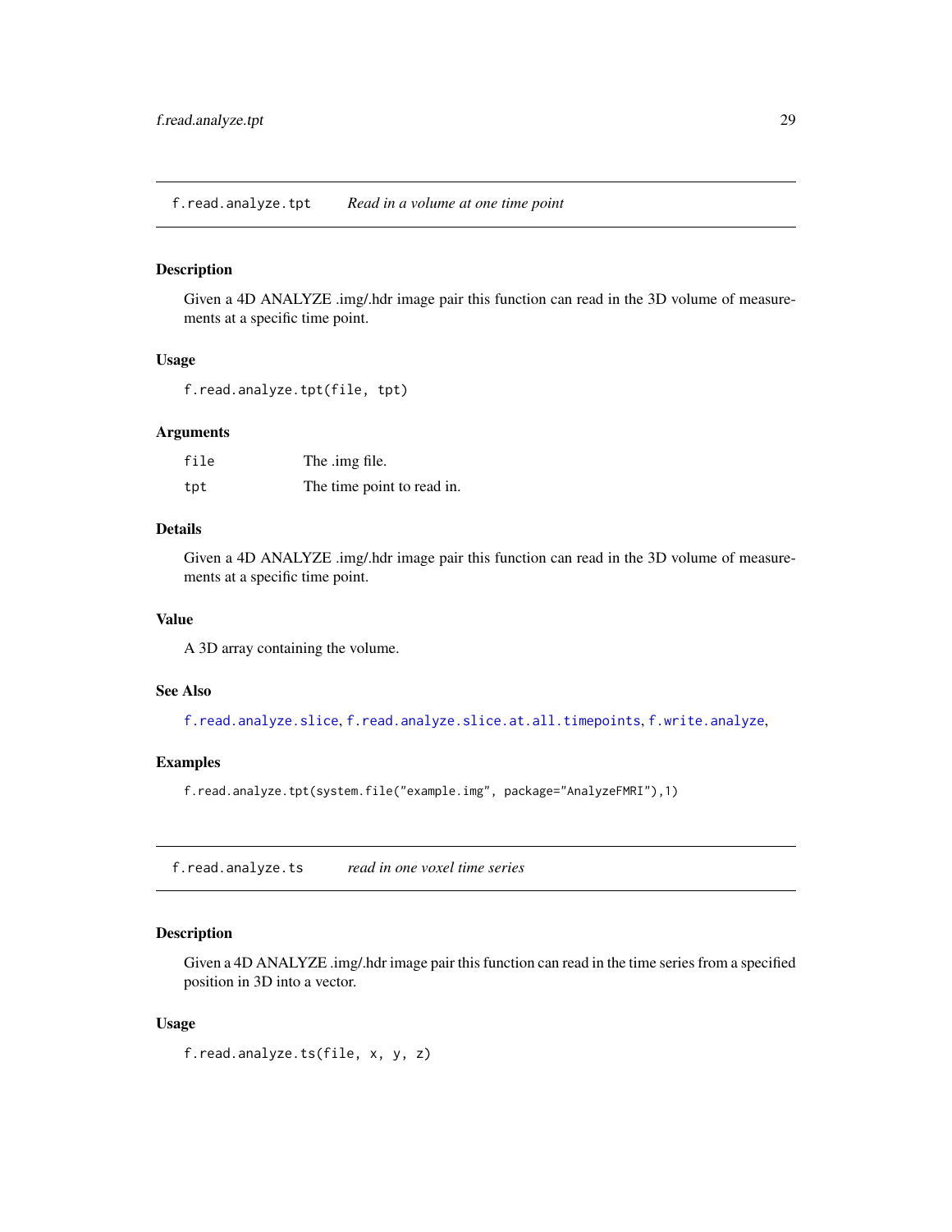## f.read.analyze.tpt — *Read in a volume at one time point*

### Description

Given a 4D ANALYZE .img/.hdr image pair this function can read in the 3D volume of measurements at a specific time point.

### Usage

```
f.read.analyze.tpt(file, tpt)
```

### Arguments

| | |
|---|---|
| `file` | The .img file. |
| `tpt` | The time point to read in. |

### Details

Given a 4D ANALYZE .img/.hdr image pair this function can read in the 3D volume of measurements at a specific time point.

### Value

A 3D array containing the volume.

### See Also

`f.read.analyze.slice`, `f.read.analyze.slice.at.all.timepoints`, `f.write.analyze`,

### Examples

```
f.read.analyze.tpt(system.file("example.img", package="AnalyzeFMRI"),1)
```

## f.read.analyze.ts — *read in one voxel time series*

### Description

Given a 4D ANALYZE .img/.hdr image pair this function can read in the time series from a specified position in 3D into a vector.

### Usage

```
f.read.analyze.ts(file, x, y, z)
```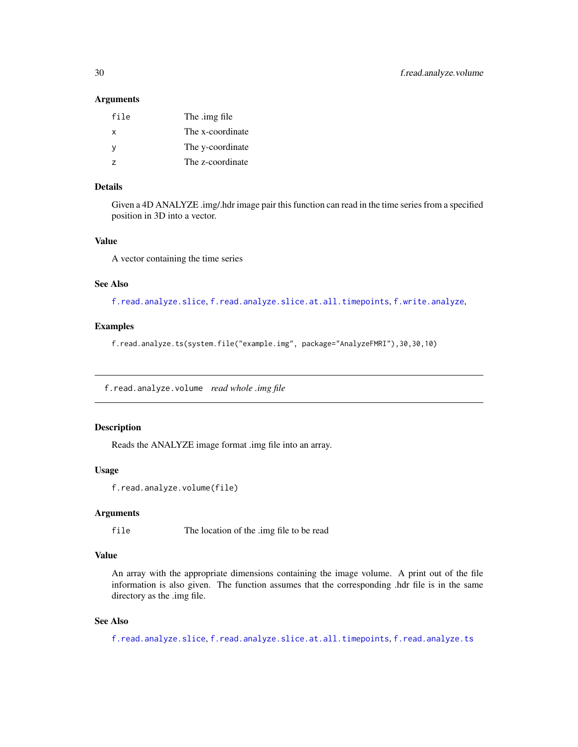### Arguments

| | |
|---|---|
| `file` | The .img file |
| `x` | The x-coordinate |
| `y` | The y-coordinate |
| `z` | The z-coordinate |

### Details

Given a 4D ANALYZE .img/.hdr image pair this function can read in the time series from a specified position in 3D into a vector.

### Value

A vector containing the time series

### See Also

`f.read.analyze.slice`, `f.read.analyze.slice.at.all.timepoints`, `f.write.analyze`,

### Examples

```
f.read.analyze.ts(system.file("example.img", package="AnalyzeFMRI"),30,30,10)
```

---

## `f.read.analyze.volume` *read whole .img file*

---

### Description

Reads the ANALYZE image format .img file into an array.

### Usage

```
f.read.analyze.volume(file)
```

### Arguments

| | |
|---|---|
| `file` | The location of the .img file to be read |

### Value

An array with the appropriate dimensions containing the image volume. A print out of the file information is also given. The function assumes that the corresponding .hdr file is in the same directory as the .img file.

### See Also

`f.read.analyze.slice`, `f.read.analyze.slice.at.all.timepoints`, `f.read.analyze.ts`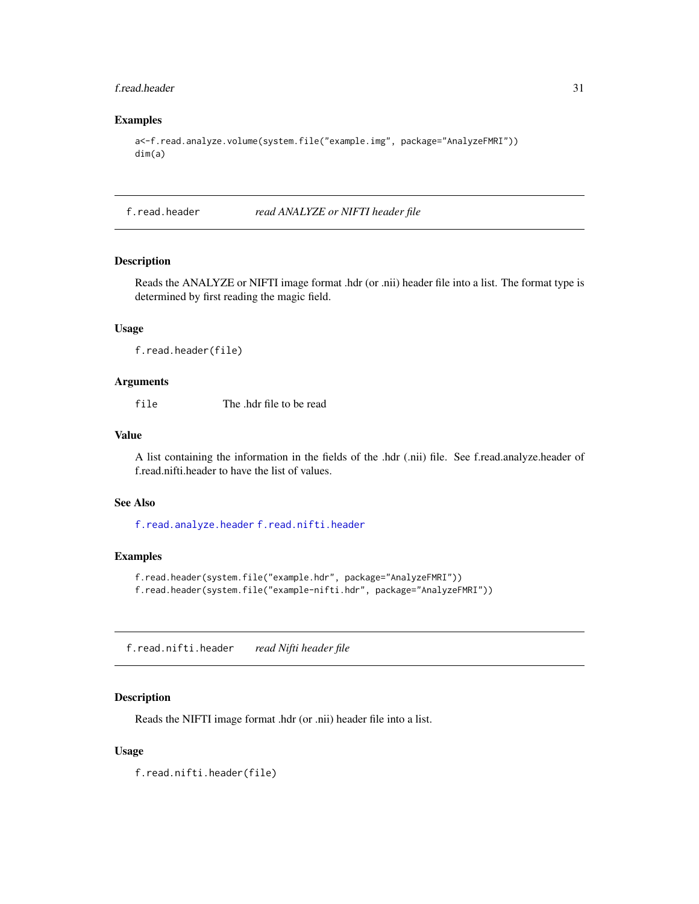### Examples

```
a<-f.read.analyze.volume(system.file("example.img", package="AnalyzeFMRI"))
dim(a)
```

---

## f.read.header *read ANALYZE or NIFTI header file*

### Description

Reads the ANALYZE or NIFTI image format .hdr (or .nii) header file into a list. The format type is determined by first reading the magic field.

### Usage

```
f.read.header(file)
```

### Arguments

| | |
|---|---|
| file | The .hdr file to be read |

### Value

A list containing the information in the fields of the .hdr (.nii) file. See f.read.analyze.header of f.read.nifti.header to have the list of values.

### See Also

f.read.analyze.header f.read.nifti.header

### Examples

```
f.read.header(system.file("example.hdr", package="AnalyzeFMRI"))
f.read.header(system.file("example-nifti.hdr", package="AnalyzeFMRI"))
```

---

## f.read.nifti.header *read Nifti header file*

### Description

Reads the NIFTI image format .hdr (or .nii) header file into a list.

### Usage

```
f.read.nifti.header(file)
```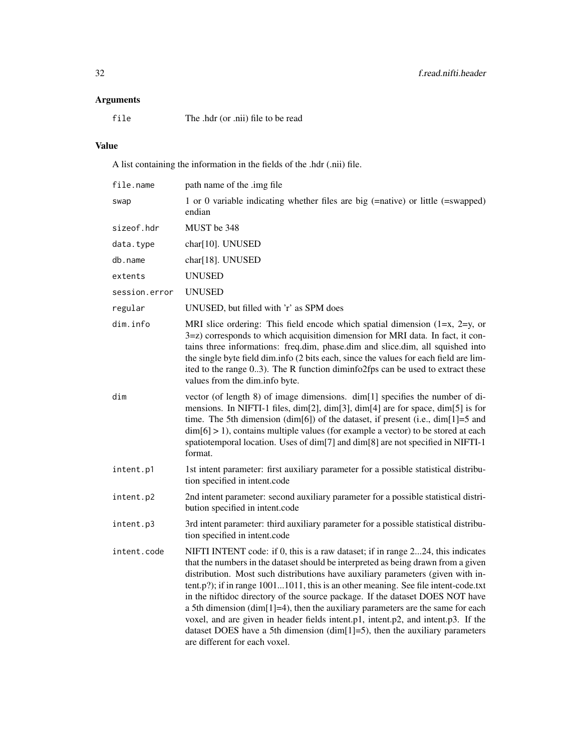### Arguments

| | |
|---|---|
| file | The .hdr (or .nii) file to be read |

### Value

A list containing the information in the fields of the .hdr (.nii) file.

| | |
|---|---|
| file.name | path name of the .img file |
| swap | 1 or 0 variable indicating whether files are big (=native) or little (=swapped) endian |
| sizeof.hdr | MUST be 348 |
| data.type | char[10]. UNUSED |
| db.name | char[18]. UNUSED |
| extents | UNUSED |
| session.error | UNUSED |
| regular | UNUSED, but filled with 'r' as SPM does |
| dim.info | MRI slice ordering: This field encode which spatial dimension (1=x, 2=y, or 3=z) corresponds to which acquisition dimension for MRI data. In fact, it contains three informations: freq.dim, phase.dim and slice.dim, all squished into the single byte field dim.info (2 bits each, since the values for each field are limited to the range 0..3). The R function diminfo2fps can be used to extract these values from the dim.info byte. |
| dim | vector (of length 8) of image dimensions. dim[1] specifies the number of dimensions. In NIFTI-1 files, dim[2], dim[3], dim[4] are for space, dim[5] is for time. The 5th dimension (dim[6]) of the dataset, if present (i.e., dim[1]=5 and dim[6] > 1), contains multiple values (for example a vector) to be stored at each spatiotemporal location. Uses of dim[7] and dim[8] are not specified in NIFTI-1 format. |
| intent.p1 | 1st intent parameter: first auxiliary parameter for a possible statistical distribution specified in intent.code |
| intent.p2 | 2nd intent parameter: second auxiliary parameter for a possible statistical distribution specified in intent.code |
| intent.p3 | 3rd intent parameter: third auxiliary parameter for a possible statistical distribution specified in intent.code |
| intent.code | NIFTI INTENT code: if 0, this is a raw dataset; if in range 2...24, this indicates that the numbers in the dataset should be interpreted as being drawn from a given distribution. Most such distributions have auxiliary parameters (given with intent.p?); if in range 1001...1011, this is an other meaning. See file intent-code.txt in the niftidoc directory of the source package. If the dataset DOES NOT have a 5th dimension (dim[1]=4), then the auxiliary parameters are the same for each voxel, and are given in header fields intent.p1, intent.p2, and intent.p3. If the dataset DOES have a 5th dimension (dim[1]=5), then the auxiliary parameters are different for each voxel. |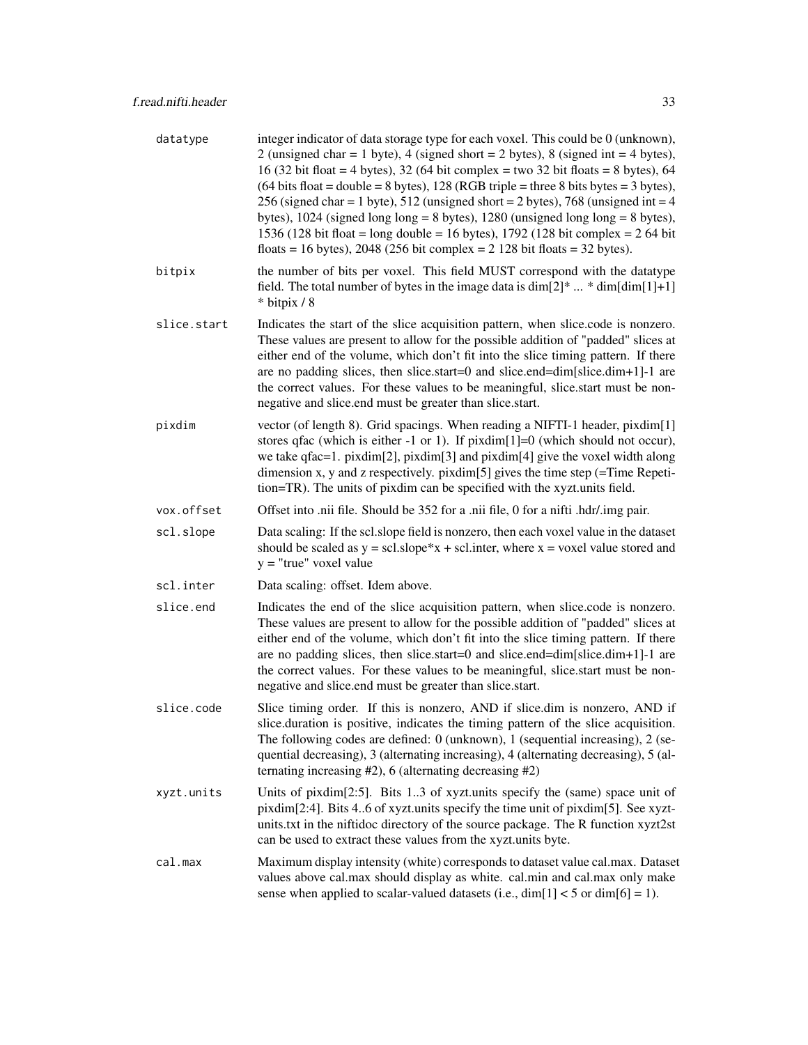| | |
|---|---|
| `datatype` | integer indicator of data storage type for each voxel. This could be 0 (unknown), 2 (unsigned char = 1 byte), 4 (signed short = 2 bytes), 8 (signed int = 4 bytes), 16 (32 bit float = 4 bytes), 32 (64 bit complex = two 32 bit floats = 8 bytes), 64 (64 bits float = double = 8 bytes), 128 (RGB triple = three 8 bits bytes = 3 bytes), 256 (signed char = 1 byte), 512 (unsigned short = 2 bytes), 768 (unsigned int = 4 bytes), 1024 (signed long long = 8 bytes), 1280 (unsigned long long = 8 bytes), 1536 (128 bit float = long double = 16 bytes), 1792 (128 bit complex = 2 64 bit floats = 16 bytes), 2048 (256 bit complex = 2 128 bit floats = 32 bytes). |
| `bitpix` | the number of bits per voxel. This field MUST correspond with the datatype field. The total number of bytes in the image data is dim[2]* ... * dim[dim[1]+1] * bitpix / 8 |
| `slice.start` | Indicates the start of the slice acquisition pattern, when slice.code is nonzero. These values are present to allow for the possible addition of "padded" slices at either end of the volume, which don't fit into the slice timing pattern. If there are no padding slices, then slice.start=0 and slice.end=dim[slice.dim+1]-1 are the correct values. For these values to be meaningful, slice.start must be non-negative and slice.end must be greater than slice.start. |
| `pixdim` | vector (of length 8). Grid spacings. When reading a NIFTI-1 header, pixdim[1] stores qfac (which is either -1 or 1). If pixdim[1]=0 (which should not occur), we take qfac=1. pixdim[2], pixdim[3] and pixdim[4] give the voxel width along dimension x, y and z respectively. pixdim[5] gives the time step (=Time Repetition=TR). The units of pixdim can be specified with the xyzt.units field. |
| `vox.offset` | Offset into .nii file. Should be 352 for a .nii file, 0 for a nifti .hdr/.img pair. |
| `scl.slope` | Data scaling: If the scl.slope field is nonzero, then each voxel value in the dataset should be scaled as y = scl.slope*x + scl.inter, where x = voxel value stored and y = "true" voxel value |
| `scl.inter` | Data scaling: offset. Idem above. |
| `slice.end` | Indicates the end of the slice acquisition pattern, when slice.code is nonzero. These values are present to allow for the possible addition of "padded" slices at either end of the volume, which don't fit into the slice timing pattern. If there are no padding slices, then slice.start=0 and slice.end=dim[slice.dim+1]-1 are the correct values. For these values to be meaningful, slice.start must be non-negative and slice.end must be greater than slice.start. |
| `slice.code` | Slice timing order. If this is nonzero, AND if slice.dim is nonzero, AND if slice.duration is positive, indicates the timing pattern of the slice acquisition. The following codes are defined: 0 (unknown), 1 (sequential increasing), 2 (sequential decreasing), 3 (alternating increasing), 4 (alternating decreasing), 5 (alternating increasing #2), 6 (alternating decreasing #2) |
| `xyzt.units` | Units of pixdim[2:5]. Bits 1..3 of xyzt.units specify the (same) space unit of pixdim[2:4]. Bits 4..6 of xyzt.units specify the time unit of pixdim[5]. See xyzt-units.txt in the niftidoc directory of the source package. The R function xyzt2st can be used to extract these values from the xyzt.units byte. |
| `cal.max` | Maximum display intensity (white) corresponds to dataset value cal.max. Dataset values above cal.max should display as white. cal.min and cal.max only make sense when applied to scalar-valued datasets (i.e., dim[1] < 5 or dim[6] = 1). |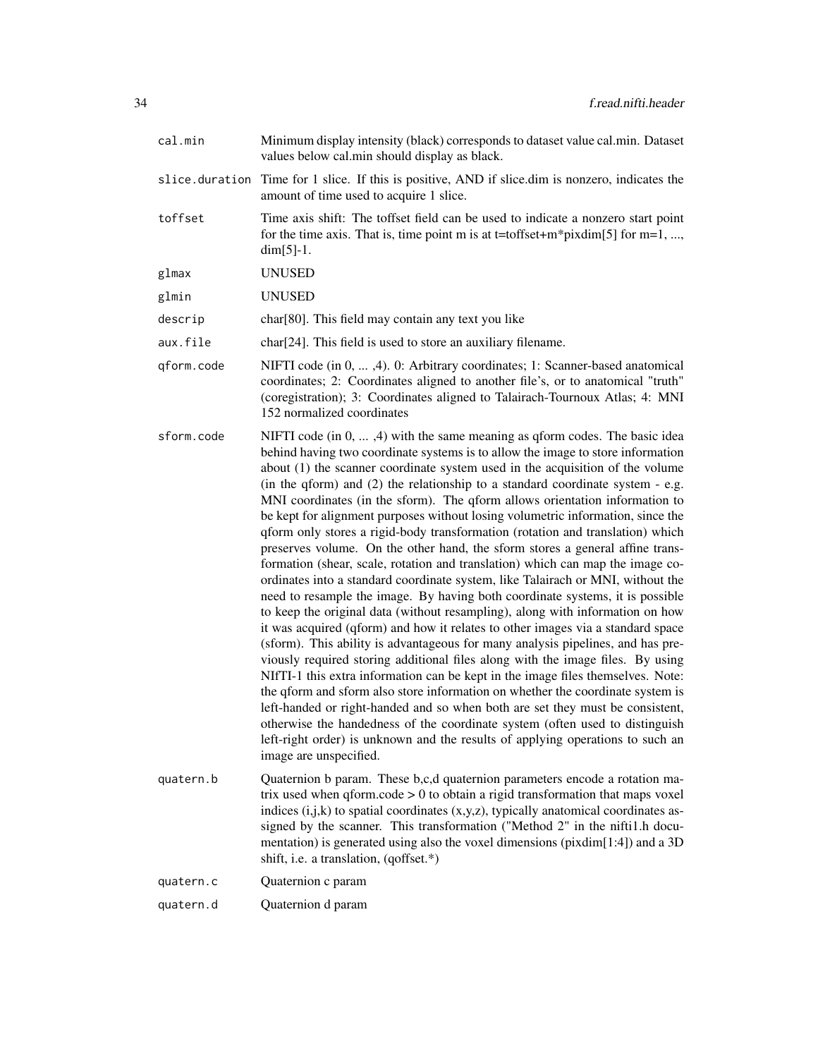| | |
|---|---|
| `cal.min` | Minimum display intensity (black) corresponds to dataset value cal.min. Dataset values below cal.min should display as black. |
| `slice.duration` | Time for 1 slice. If this is positive, AND if slice.dim is nonzero, indicates the amount of time used to acquire 1 slice. |
| `toffset` | Time axis shift: The toffset field can be used to indicate a nonzero start point for the time axis. That is, time point m is at t=toffset+m*pixdim[5] for m=1, ..., dim[5]-1. |
| `glmax` | UNUSED |
| `glmin` | UNUSED |
| `descrip` | char[80]. This field may contain any text you like |
| `aux.file` | char[24]. This field is used to store an auxiliary filename. |
| `qform.code` | NIFTI code (in 0, ... ,4). 0: Arbitrary coordinates; 1: Scanner-based anatomical coordinates; 2: Coordinates aligned to another file's, or to anatomical "truth" (coregistration); 3: Coordinates aligned to Talairach-Tournoux Atlas; 4: MNI 152 normalized coordinates |
| `sform.code` | NIFTI code (in 0, ... ,4) with the same meaning as qform codes. The basic idea behind having two coordinate systems is to allow the image to store information about (1) the scanner coordinate system used in the acquisition of the volume (in the qform) and (2) the relationship to a standard coordinate system - e.g. MNI coordinates (in the sform). The qform allows orientation information to be kept for alignment purposes without losing volumetric information, since the qform only stores a rigid-body transformation (rotation and translation) which preserves volume. On the other hand, the sform stores a general affine transformation (shear, scale, rotation and translation) which can map the image coordinates into a standard coordinate system, like Talairach or MNI, without the need to resample the image. By having both coordinate systems, it is possible to keep the original data (without resampling), along with information on how it was acquired (qform) and how it relates to other images via a standard space (sform). This ability is advantageous for many analysis pipelines, and has previously required storing additional files along with the image files. By using NIfTI-1 this extra information can be kept in the image files themselves. Note: the qform and sform also store information on whether the coordinate system is left-handed or right-handed and so when both are set they must be consistent, otherwise the handedness of the coordinate system (often used to distinguish left-right order) is unknown and the results of applying operations to such an image are unspecified. |
| `quatern.b` | Quaternion b param. These b,c,d quaternion parameters encode a rotation matrix used when qform.code > 0 to obtain a rigid transformation that maps voxel indices (i,j,k) to spatial coordinates (x,y,z), typically anatomical coordinates assigned by the scanner. This transformation ("Method 2" in the nifti1.h documentation) is generated using also the voxel dimensions (pixdim[1:4]) and a 3D shift, i.e. a translation, (qoffset.*) |
| `quatern.c` | Quaternion c param |
| `quatern.d` | Quaternion d param |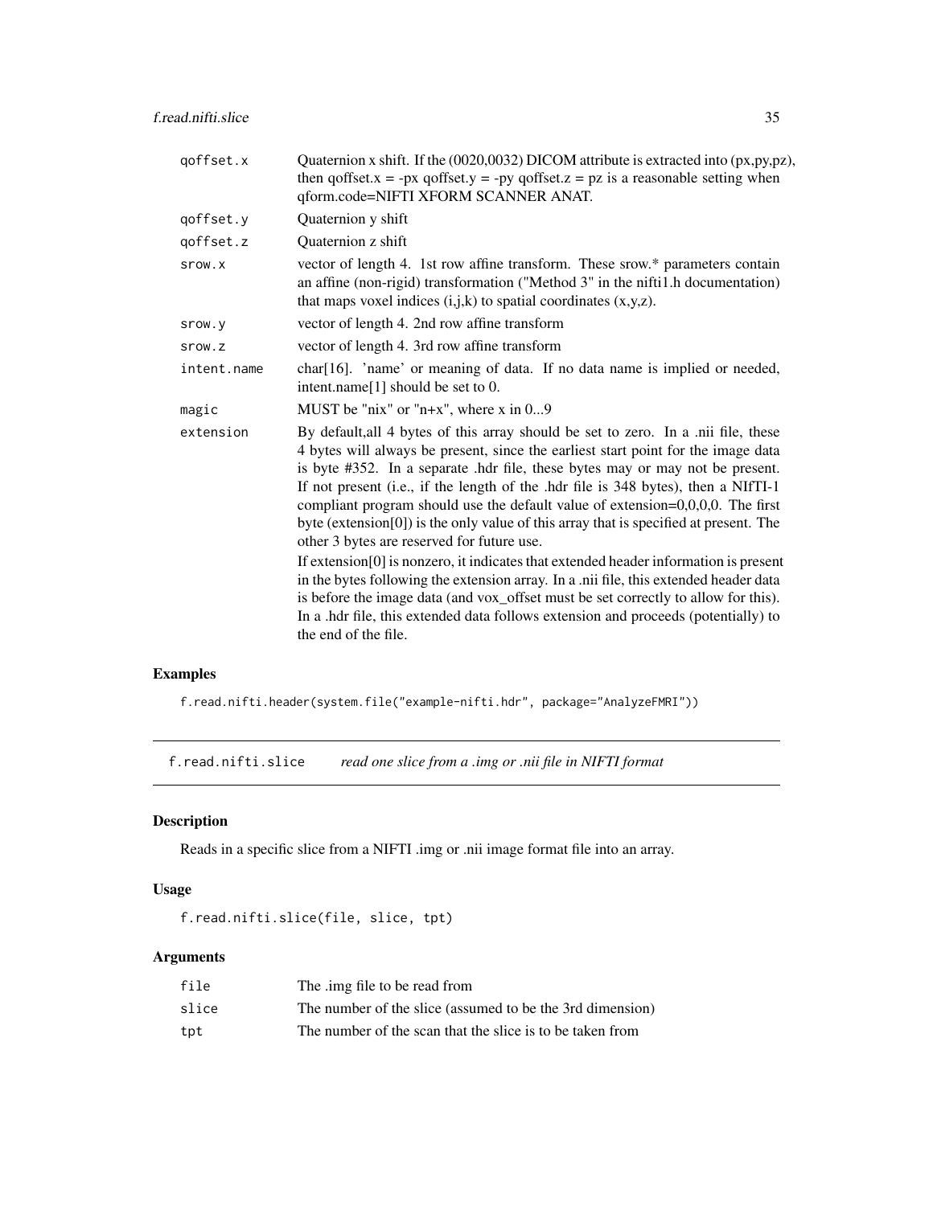| | |
|---|---|
| qoffset.x | Quaternion x shift. If the (0020,0032) DICOM attribute is extracted into (px,py,pz), then qoffset.x = -px qoffset.y = -py qoffset.z = pz is a reasonable setting when qform.code=NIFTI XFORM SCANNER ANAT. |
| qoffset.y | Quaternion y shift |
| qoffset.z | Quaternion z shift |
| srow.x | vector of length 4. 1st row affine transform. These srow.* parameters contain an affine (non-rigid) transformation ("Method 3" in the nifti1.h documentation) that maps voxel indices (i,j,k) to spatial coordinates (x,y,z). |
| srow.y | vector of length 4. 2nd row affine transform |
| srow.z | vector of length 4. 3rd row affine transform |
| intent.name | char[16]. 'name' or meaning of data. If no data name is implied or needed, intent.name[1] should be set to 0. |
| magic | MUST be "nix" or "n+x", where x in 0...9 |
| extension | By default,all 4 bytes of this array should be set to zero. In a .nii file, these 4 bytes will always be present, since the earliest start point for the image data is byte #352. In a separate .hdr file, these bytes may or may not be present. If not present (i.e., if the length of the .hdr file is 348 bytes), then a NIfTI-1 compliant program should use the default value of extension=0,0,0,0. The first byte (extension[0]) is the only value of this array that is specified at present. The other 3 bytes are reserved for future use.<br>If extension[0] is nonzero, it indicates that extended header information is present in the bytes following the extension array. In a .nii file, this extended header data is before the image data (and vox_offset must be set correctly to allow for this). In a .hdr file, this extended data follows extension and proceeds (potentially) to the end of the file. |

## Examples

```
f.read.nifti.header(system.file("example-nifti.hdr", package="AnalyzeFMRI"))
```

---

# f.read.nifti.slice *read one slice from a .img or .nii file in NIFTI format*

## Description

Reads in a specific slice from a NIFTI .img or .nii image format file into an array.

## Usage

```
f.read.nifti.slice(file, slice, tpt)
```

## Arguments

| | |
|---|---|
| file | The .img file to be read from |
| slice | The number of the slice (assumed to be the 3rd dimension) |
| tpt | The number of the scan that the slice is to be taken from |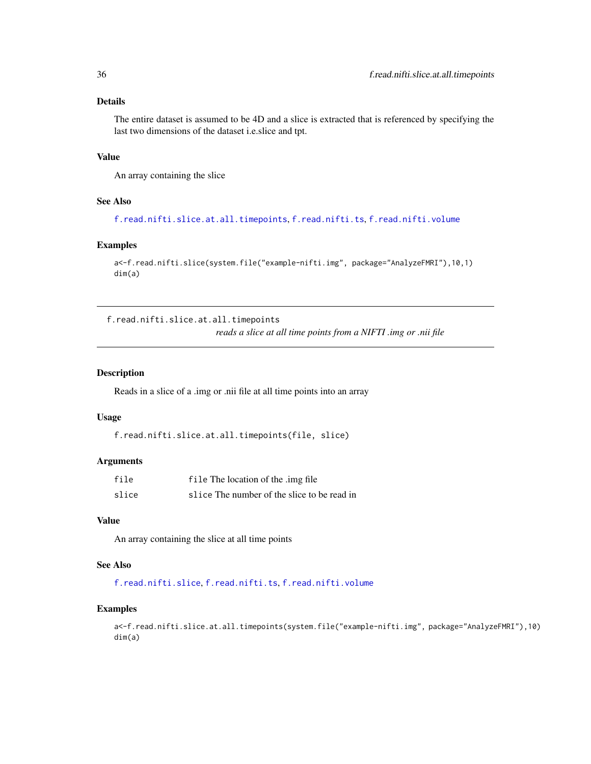### Details

The entire dataset is assumed to be 4D and a slice is extracted that is referenced by specifying the last two dimensions of the dataset i.e.slice and tpt.

### Value

An array containing the slice

### See Also

f.read.nifti.slice.at.all.timepoints, f.read.nifti.ts, f.read.nifti.volume

### Examples

```
a<-f.read.nifti.slice(system.file("example-nifti.img", package="AnalyzeFMRI"),10,1)
dim(a)
```

---

## f.read.nifti.slice.at.all.timepoints

*reads a slice at all time points from a NIFTI .img or .nii file*

---

### Description

Reads in a slice of a .img or .nii file at all time points into an array

### Usage

```
f.read.nifti.slice.at.all.timepoints(file, slice)
```

### Arguments

| | |
|---|---|
| file | file The location of the .img file |
| slice | slice The number of the slice to be read in |

### Value

An array containing the slice at all time points

### See Also

f.read.nifti.slice, f.read.nifti.ts, f.read.nifti.volume

### Examples

```
a<-f.read.nifti.slice.at.all.timepoints(system.file("example-nifti.img", package="AnalyzeFMRI"),10)
dim(a)
```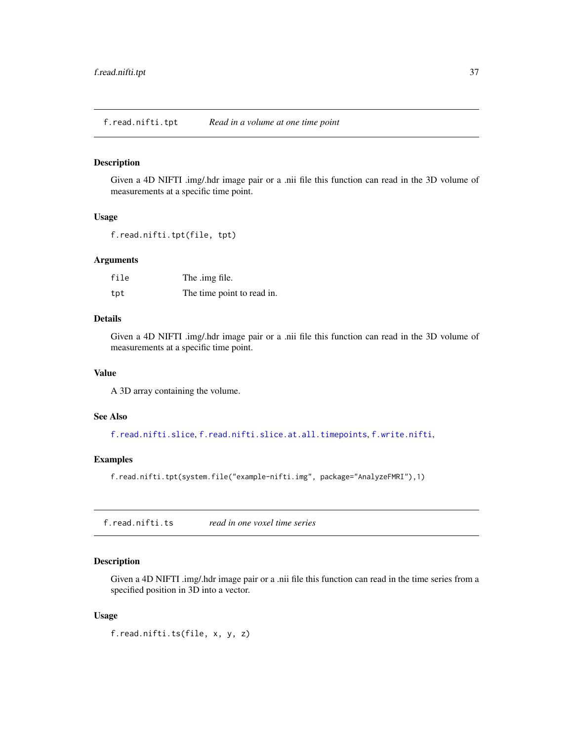## f.read.nifti.tpt *Read in a volume at one time point*

### Description

Given a 4D NIFTI .img/.hdr image pair or a .nii file this function can read in the 3D volume of measurements at a specific time point.

### Usage

```
f.read.nifti.tpt(file, tpt)
```

### Arguments

| | |
|---|---|
| `file` | The .img file. |
| `tpt` | The time point to read in. |

### Details

Given a 4D NIFTI .img/.hdr image pair or a .nii file this function can read in the 3D volume of measurements at a specific time point.

### Value

A 3D array containing the volume.

### See Also

`f.read.nifti.slice`, `f.read.nifti.slice.at.all.timepoints`, `f.write.nifti`,

### Examples

```
f.read.nifti.tpt(system.file("example-nifti.img", package="AnalyzeFMRI"),1)
```

## f.read.nifti.ts *read in one voxel time series*

### Description

Given a 4D NIFTI .img/.hdr image pair or a .nii file this function can read in the time series from a specified position in 3D into a vector.

### Usage

```
f.read.nifti.ts(file, x, y, z)
```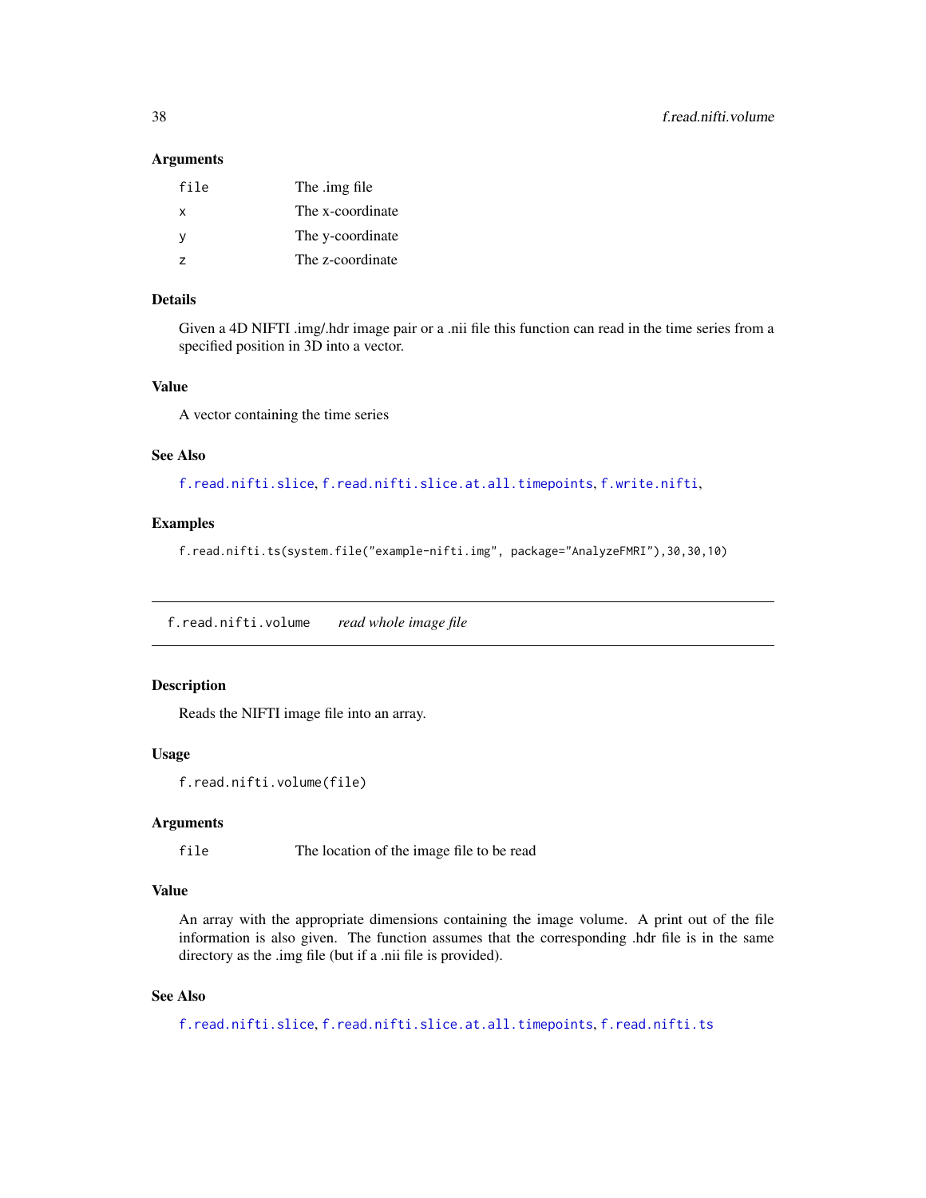### Arguments

| | |
|---|---|
| file | The .img file |
| x | The x-coordinate |
| y | The y-coordinate |
| z | The z-coordinate |

### Details

Given a 4D NIFTI .img/.hdr image pair or a .nii file this function can read in the time series from a specified position in 3D into a vector.

### Value

A vector containing the time series

### See Also

f.read.nifti.slice, f.read.nifti.slice.at.all.timepoints, f.write.nifti,

### Examples

```
f.read.nifti.ts(system.file("example-nifti.img", package="AnalyzeFMRI"),30,30,10)
```

---

## f.read.nifti.volume    *read whole image file*

### Description

Reads the NIFTI image file into an array.

### Usage

```
f.read.nifti.volume(file)
```

### Arguments

| | |
|---|---|
| file | The location of the image file to be read |

### Value

An array with the appropriate dimensions containing the image volume. A print out of the file information is also given. The function assumes that the corresponding .hdr file is in the same directory as the .img file (but if a .nii file is provided).

### See Also

f.read.nifti.slice, f.read.nifti.slice.at.all.timepoints, f.read.nifti.ts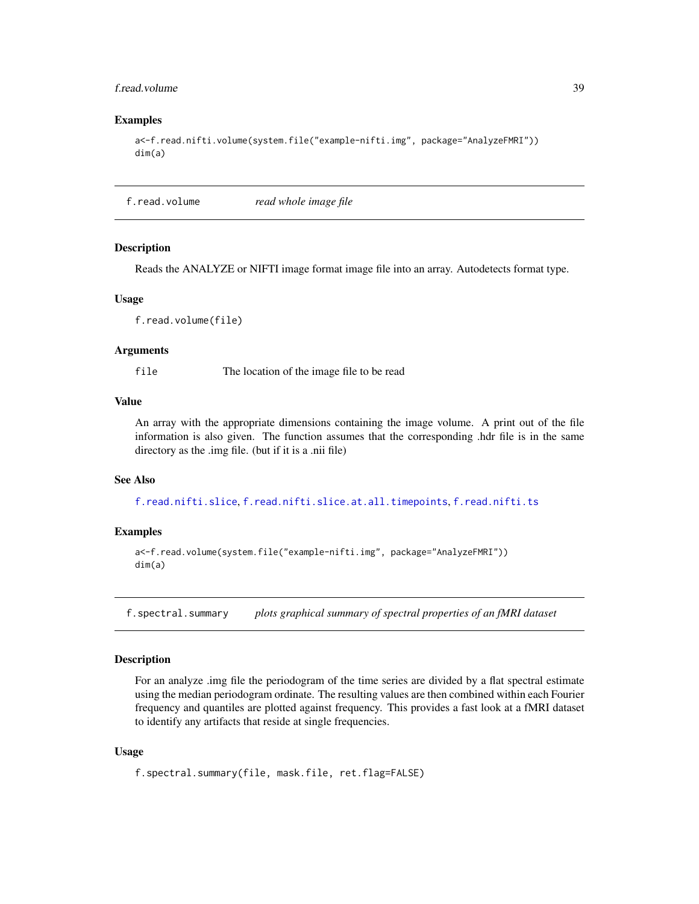### Examples

```
a<-f.read.nifti.volume(system.file("example-nifti.img", package="AnalyzeFMRI"))
dim(a)
```

## f.read.volume    *read whole image file*

### Description

Reads the ANALYZE or NIFTI image format image file into an array. Autodetects format type.

### Usage

```
f.read.volume(file)
```

### Arguments

| | |
|---|---|
| file | The location of the image file to be read |

### Value

An array with the appropriate dimensions containing the image volume. A print out of the file information is also given. The function assumes that the corresponding .hdr file is in the same directory as the .img file. (but if it is a .nii file)

### See Also

f.read.nifti.slice, f.read.nifti.slice.at.all.timepoints, f.read.nifti.ts

### Examples

```
a<-f.read.volume(system.file("example-nifti.img", package="AnalyzeFMRI"))
dim(a)
```

## f.spectral.summary    *plots graphical summary of spectral properties of an fMRI dataset*

### Description

For an analyze .img file the periodogram of the time series are divided by a flat spectral estimate using the median periodogram ordinate. The resulting values are then combined within each Fourier frequency and quantiles are plotted against frequency. This provides a fast look at a fMRI dataset to identify any artifacts that reside at single frequencies.

### Usage

```
f.spectral.summary(file, mask.file, ret.flag=FALSE)
```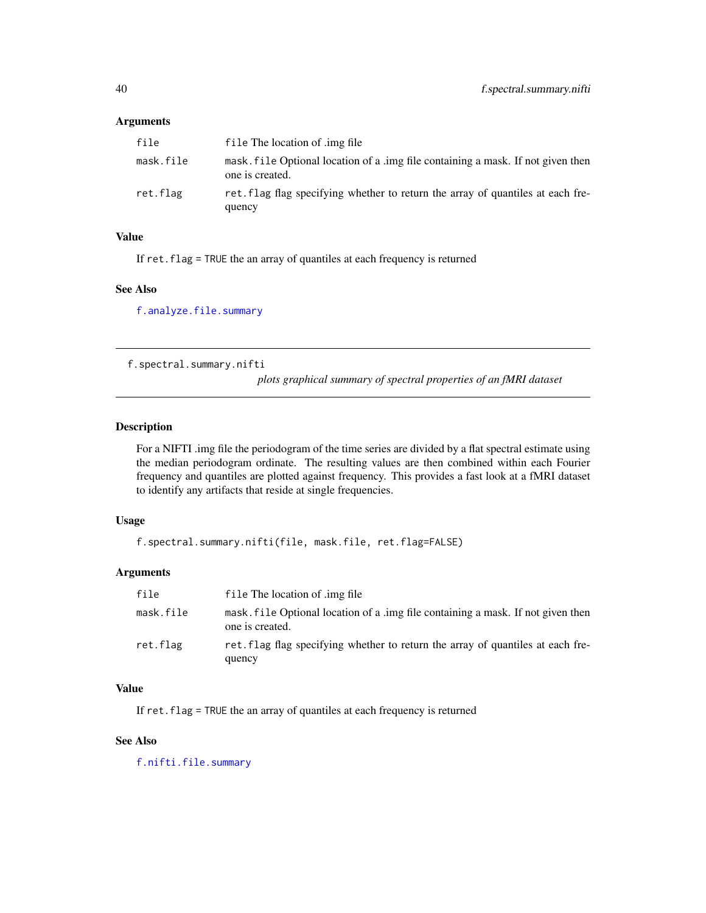### Arguments

| | |
|---|---|
| `file` | `file` The location of .img file |
| `mask.file` | `mask.file` Optional location of a .img file containing a mask. If not given then one is created. |
| `ret.flag` | `ret.flag` flag specifying whether to return the array of quantiles at each frequency |

### Value

If `ret.flag = TRUE` the an array of quantiles at each frequency is returned

### See Also

`f.analyze.file.summary`

---

## f.spectral.summary.nifti

*plots graphical summary of spectral properties of an fMRI dataset*

### Description

For a NIFTI .img file the periodogram of the time series are divided by a flat spectral estimate using the median periodogram ordinate. The resulting values are then combined within each Fourier frequency and quantiles are plotted against frequency. This provides a fast look at a fMRI dataset to identify any artifacts that reside at single frequencies.

### Usage

```
f.spectral.summary.nifti(file, mask.file, ret.flag=FALSE)
```

### Arguments

| | |
|---|---|
| `file` | `file` The location of .img file |
| `mask.file` | `mask.file` Optional location of a .img file containing a mask. If not given then one is created. |
| `ret.flag` | `ret.flag` flag specifying whether to return the array of quantiles at each frequency |

### Value

If `ret.flag = TRUE` the an array of quantiles at each frequency is returned

### See Also

`f.nifti.file.summary`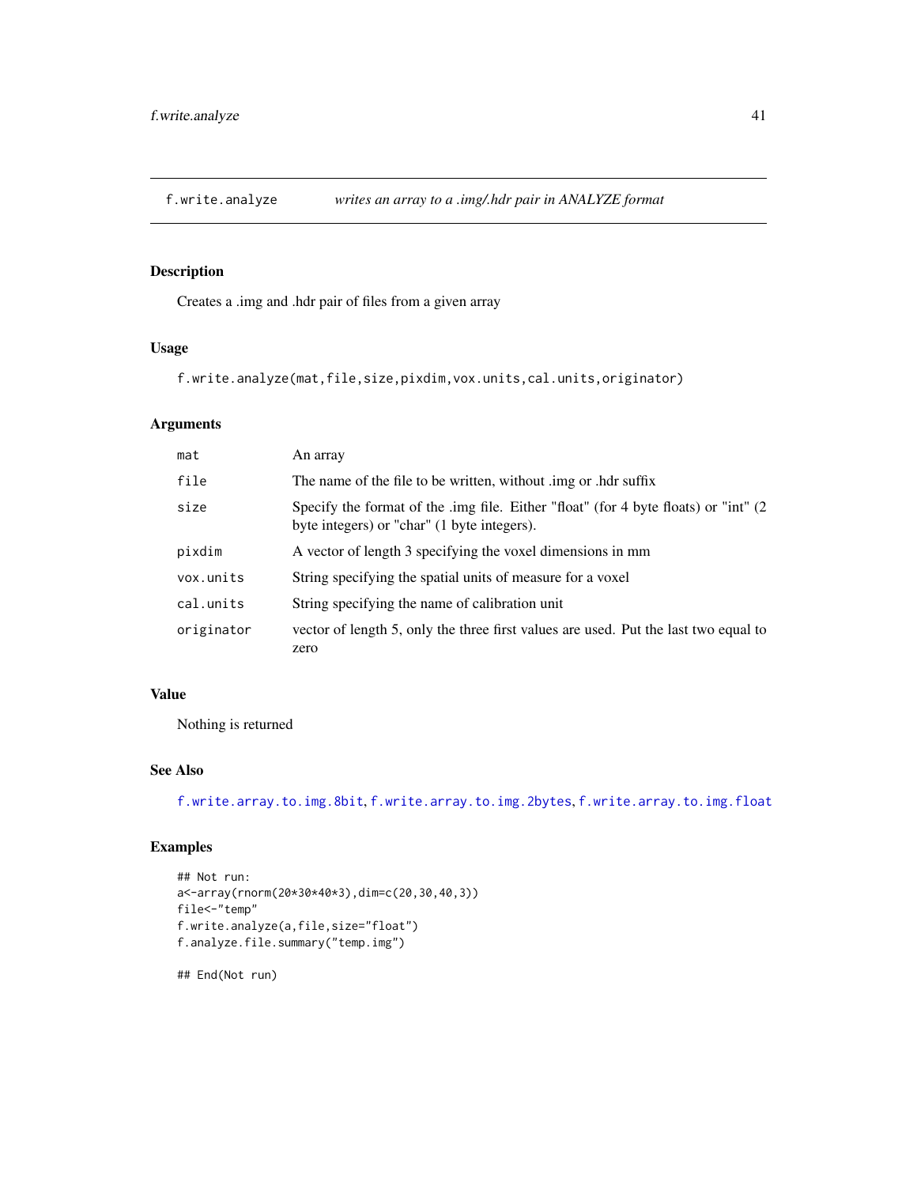# f.write.analyze — *writes an array to a .img/.hdr pair in ANALYZE format*

## Description

Creates a .img and .hdr pair of files from a given array

## Usage

```
f.write.analyze(mat,file,size,pixdim,vox.units,cal.units,originator)
```

## Arguments

| | |
|---|---|
| `mat` | An array |
| `file` | The name of the file to be written, without .img or .hdr suffix |
| `size` | Specify the format of the .img file. Either "float" (for 4 byte floats) or "int" (2 byte integers) or "char" (1 byte integers). |
| `pixdim` | A vector of length 3 specifying the voxel dimensions in mm |
| `vox.units` | String specifying the spatial units of measure for a voxel |
| `cal.units` | String specifying the name of calibration unit |
| `originator` | vector of length 5, only the three first values are used. Put the last two equal to zero |

## Value

Nothing is returned

## See Also

`f.write.array.to.img.8bit`, `f.write.array.to.img.2bytes`, `f.write.array.to.img.float`

## Examples

```
## Not run:
a<-array(rnorm(20*30*40*3),dim=c(20,30,40,3))
file<-"temp"
f.write.analyze(a,file,size="float")
f.analyze.file.summary("temp.img")

## End(Not run)
```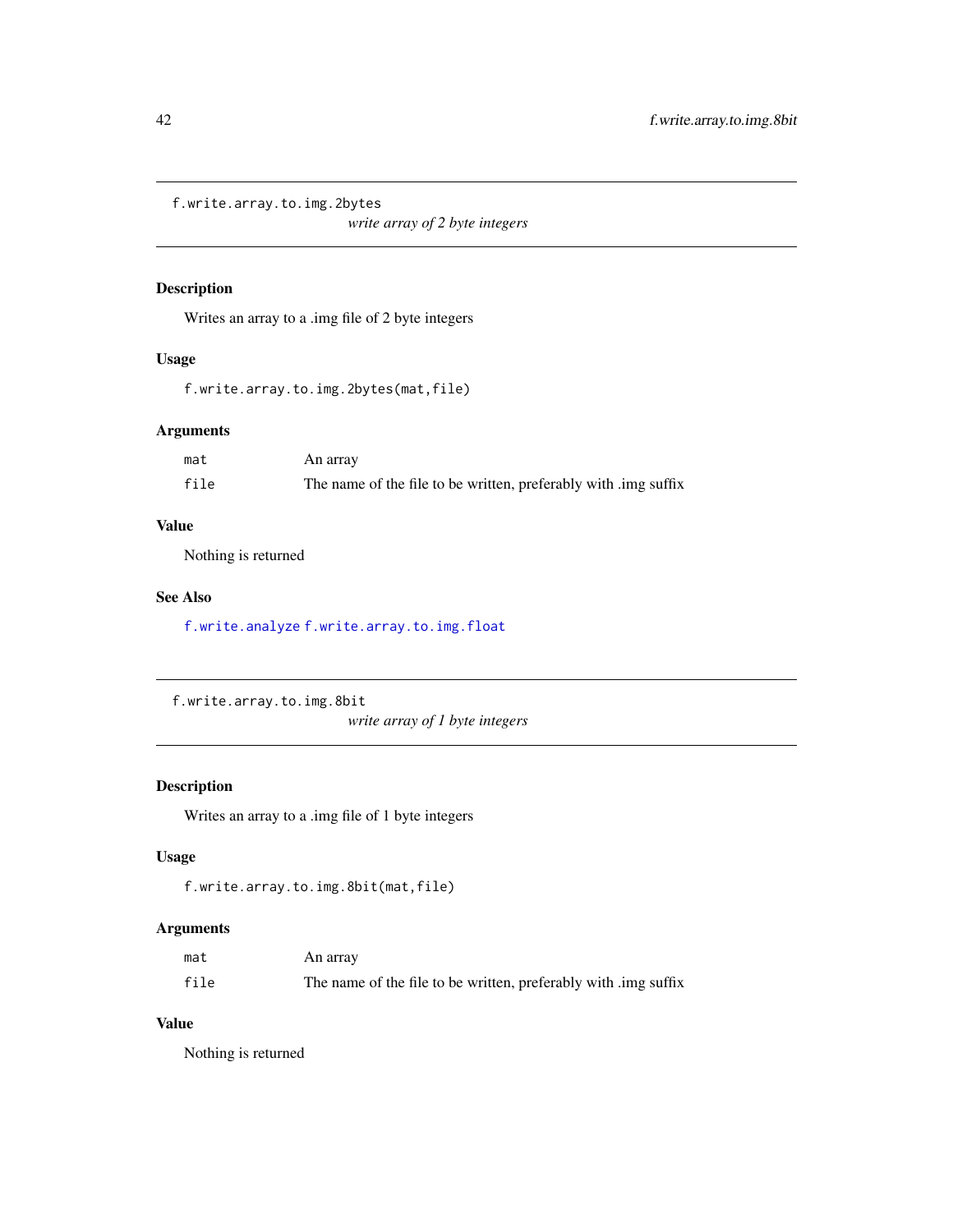## f.write.array.to.img.2bytes

*write array of 2 byte integers*

### Description

Writes an array to a .img file of 2 byte integers

### Usage

```
f.write.array.to.img.2bytes(mat,file)
```

### Arguments

| | |
|---|---|
| mat | An array |
| file | The name of the file to be written, preferably with .img suffix |

### Value

Nothing is returned

### See Also

f.write.analyze f.write.array.to.img.float

## f.write.array.to.img.8bit

*write array of 1 byte integers*

### Description

Writes an array to a .img file of 1 byte integers

### Usage

```
f.write.array.to.img.8bit(mat,file)
```

### Arguments

| | |
|---|---|
| mat | An array |
| file | The name of the file to be written, preferably with .img suffix |

### Value

Nothing is returned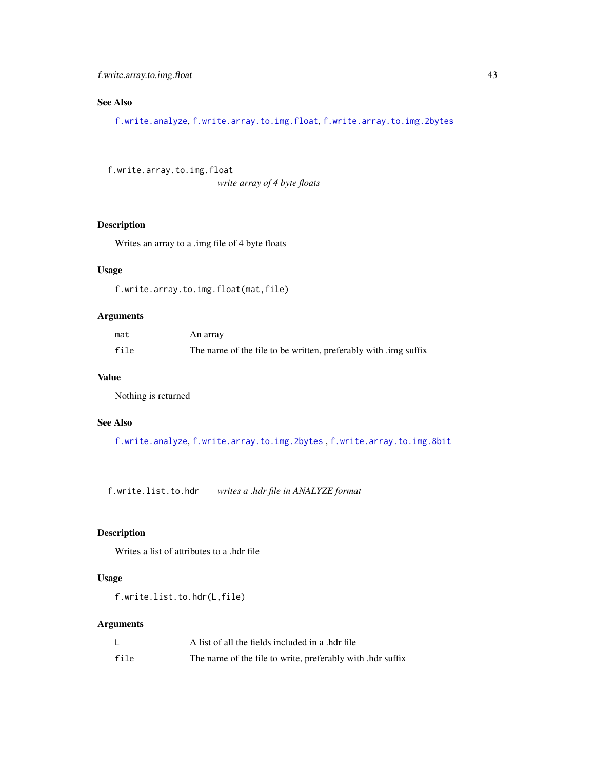### See Also

`f.write.analyze`, `f.write.array.to.img.float`, `f.write.array.to.img.2bytes`

---

## f.write.array.to.img.float — *write array of 4 byte floats*

### Description

Writes an array to a .img file of 4 byte floats

### Usage

```
f.write.array.to.img.float(mat,file)
```

### Arguments

| | |
|---|---|
| `mat` | An array |
| `file` | The name of the file to be written, preferably with .img suffix |

### Value

Nothing is returned

### See Also

`f.write.analyze`, `f.write.array.to.img.2bytes` , `f.write.array.to.img.8bit`

---

## f.write.list.to.hdr — *writes a .hdr file in ANALYZE format*

### Description

Writes a list of attributes to a .hdr file

### Usage

```
f.write.list.to.hdr(L,file)
```

### Arguments

| | |
|---|---|
| `L` | A list of all the fields included in a .hdr file |
| `file` | The name of the file to write, preferably with .hdr suffix |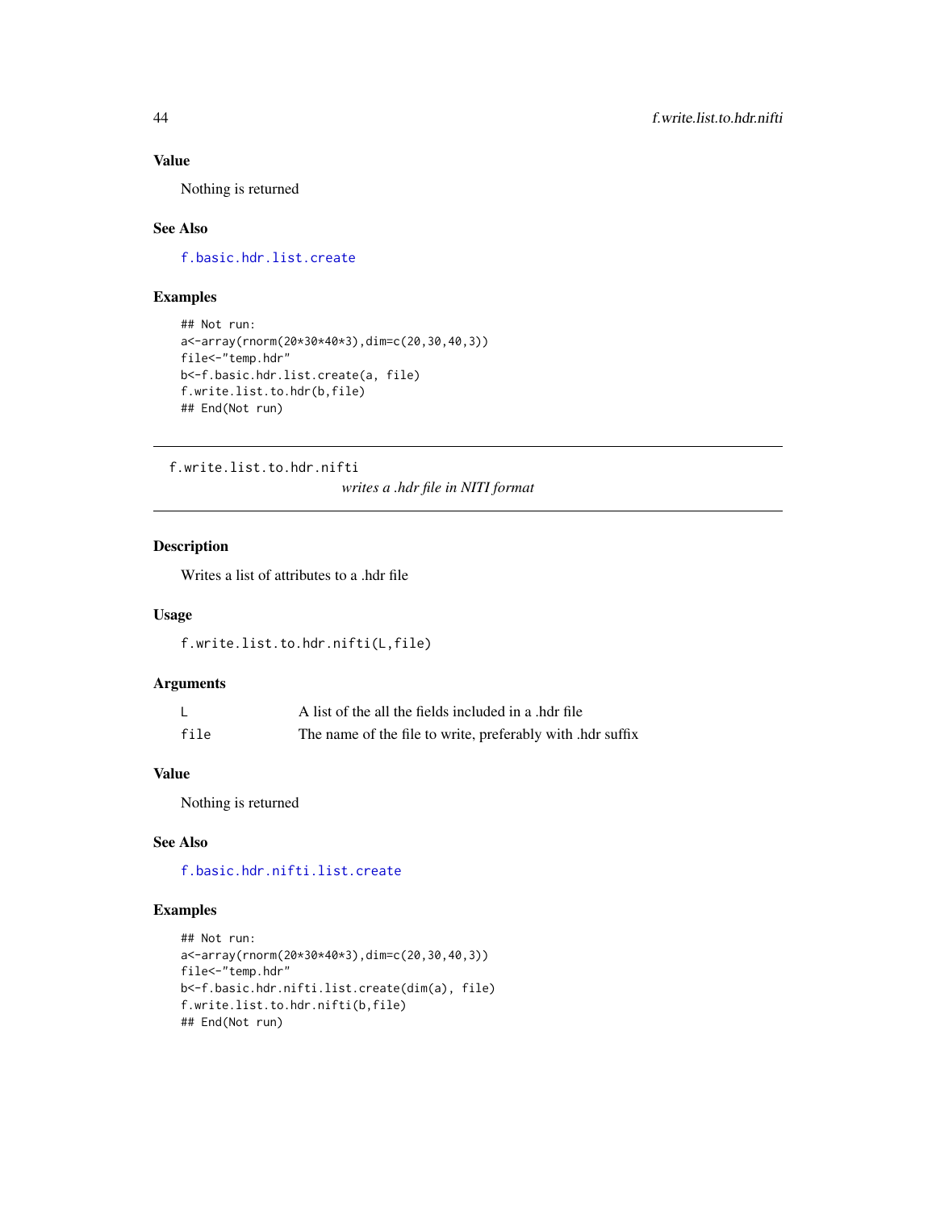### Value

Nothing is returned

### See Also

f.basic.hdr.list.create

### Examples

```
## Not run:
a<-array(rnorm(20*30*40*3),dim=c(20,30,40,3))
file<-"temp.hdr"
b<-f.basic.hdr.list.create(a, file)
f.write.list.to.hdr(b,file)
## End(Not run)
```

---

## f.write.list.to.hdr.nifti

*writes a .hdr file in NITI format*

---

### Description

Writes a list of attributes to a .hdr file

### Usage

```
f.write.list.to.hdr.nifti(L,file)
```

### Arguments

| | |
|---|---|
| L | A list of the all the fields included in a .hdr file |
| file | The name of the file to write, preferably with .hdr suffix |

### Value

Nothing is returned

### See Also

f.basic.hdr.nifti.list.create

### Examples

```
## Not run:
a<-array(rnorm(20*30*40*3),dim=c(20,30,40,3))
file<-"temp.hdr"
b<-f.basic.hdr.nifti.list.create(dim(a), file)
f.write.list.to.hdr.nifti(b,file)
## End(Not run)
```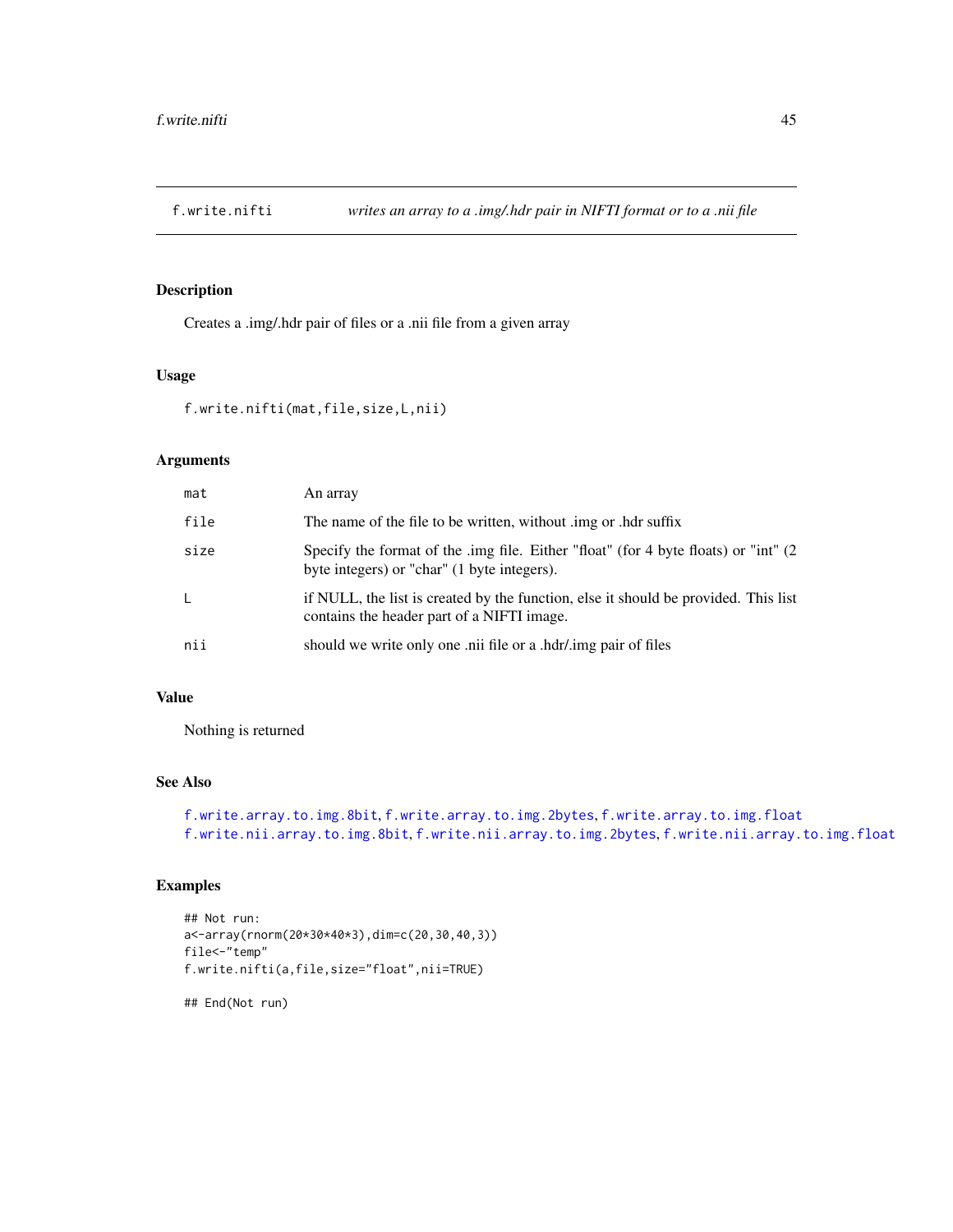# f.write.nifti — *writes an array to a .img/.hdr pair in NIFTI format or to a .nii file*

## Description

Creates a .img/.hdr pair of files or a .nii file from a given array

## Usage

```
f.write.nifti(mat,file,size,L,nii)
```

## Arguments

| | |
|---|---|
| `mat` | An array |
| `file` | The name of the file to be written, without .img or .hdr suffix |
| `size` | Specify the format of the .img file. Either "float" (for 4 byte floats) or "int" (2 byte integers) or "char" (1 byte integers). |
| `L` | if NULL, the list is created by the function, else it should be provided. This list contains the header part of a NIFTI image. |
| `nii` | should we write only one .nii file or a .hdr/.img pair of files |

## Value

Nothing is returned

## See Also

`f.write.array.to.img.8bit`, `f.write.array.to.img.2bytes`, `f.write.array.to.img.float`
`f.write.nii.array.to.img.8bit`, `f.write.nii.array.to.img.2bytes`, `f.write.nii.array.to.img.float`

## Examples

```
## Not run:
a<-array(rnorm(20*30*40*3),dim=c(20,30,40,3))
file<-"temp"
f.write.nifti(a,file,size="float",nii=TRUE)

## End(Not run)
```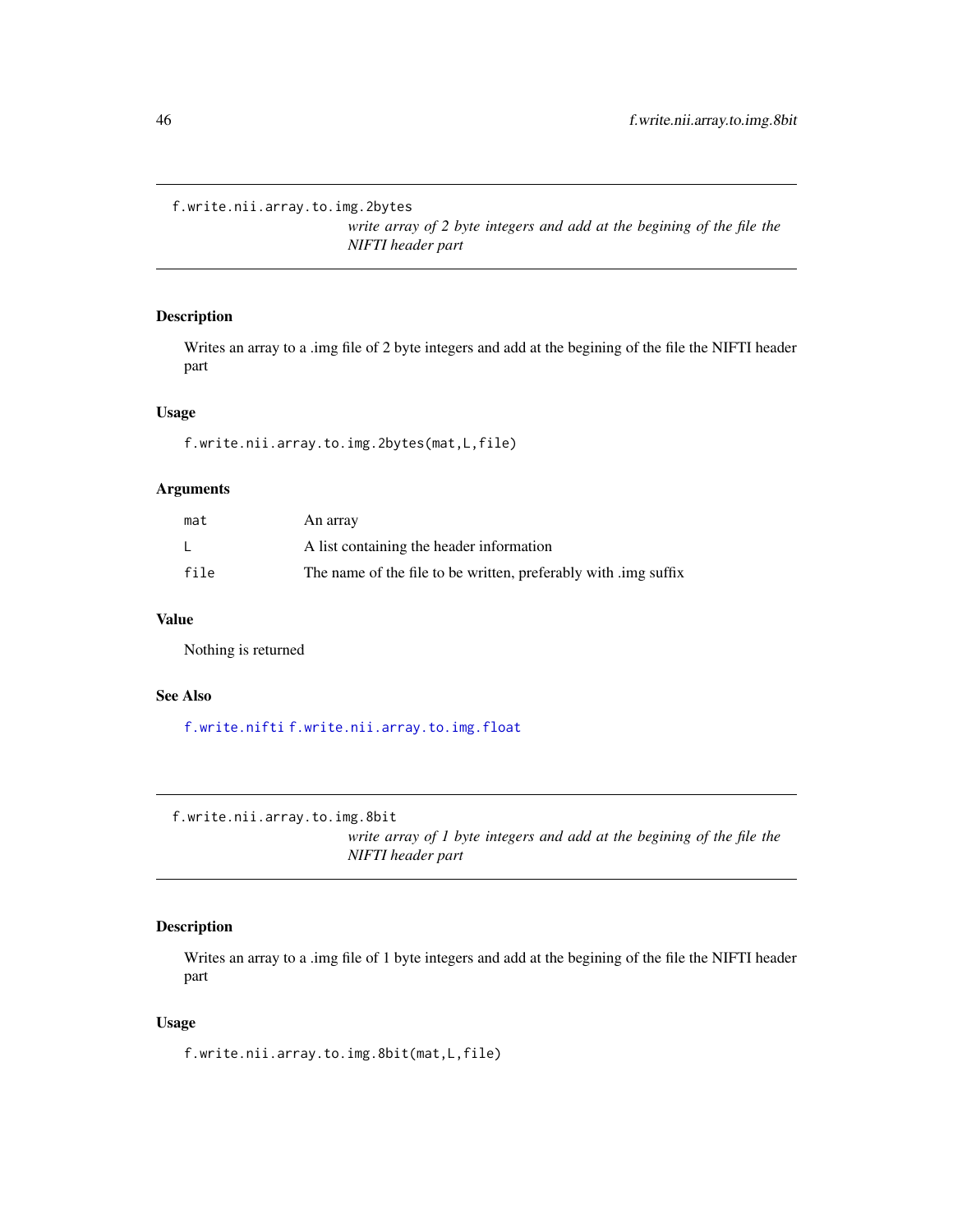## f.write.nii.array.to.img.2bytes

*write array of 2 byte integers and add at the begining of the file the NIFTI header part*

### Description

Writes an array to a .img file of 2 byte integers and add at the begining of the file the NIFTI header part

### Usage

```
f.write.nii.array.to.img.2bytes(mat,L,file)
```

### Arguments

| | |
|---|---|
| mat | An array |
| L | A list containing the header information |
| file | The name of the file to be written, preferably with .img suffix |

### Value

Nothing is returned

### See Also

f.write.nifti f.write.nii.array.to.img.float

## f.write.nii.array.to.img.8bit

*write array of 1 byte integers and add at the begining of the file the NIFTI header part*

### Description

Writes an array to a .img file of 1 byte integers and add at the begining of the file the NIFTI header part

### Usage

```
f.write.nii.array.to.img.8bit(mat,L,file)
```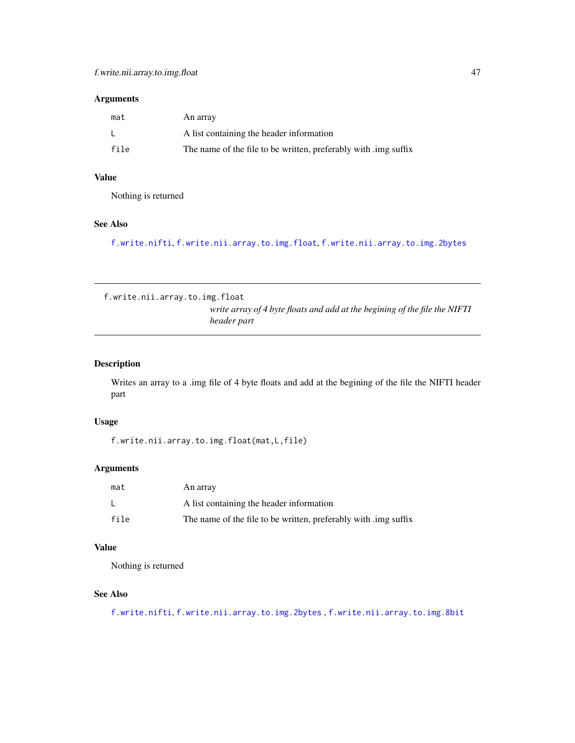### Arguments

| | |
|---|---|
| `mat` | An array |
| `L` | A list containing the header information |
| `file` | The name of the file to be written, preferably with .img suffix |

### Value

Nothing is returned

### See Also

`f.write.nifti`, `f.write.nii.array.to.img.float`, `f.write.nii.array.to.img.2bytes`

---

## f.write.nii.array.to.img.float

*write array of 4 byte floats and add at the begining of the file the NIFTI header part*

---

### Description

Writes an array to a .img file of 4 byte floats and add at the begining of the file the NIFTI header part

### Usage

```
f.write.nii.array.to.img.float(mat,L,file)
```

### Arguments

| | |
|---|---|
| `mat` | An array |
| `L` | A list containing the header information |
| `file` | The name of the file to be written, preferably with .img suffix |

### Value

Nothing is returned

### See Also

`f.write.nifti`, `f.write.nii.array.to.img.2bytes` , `f.write.nii.array.to.img.8bit`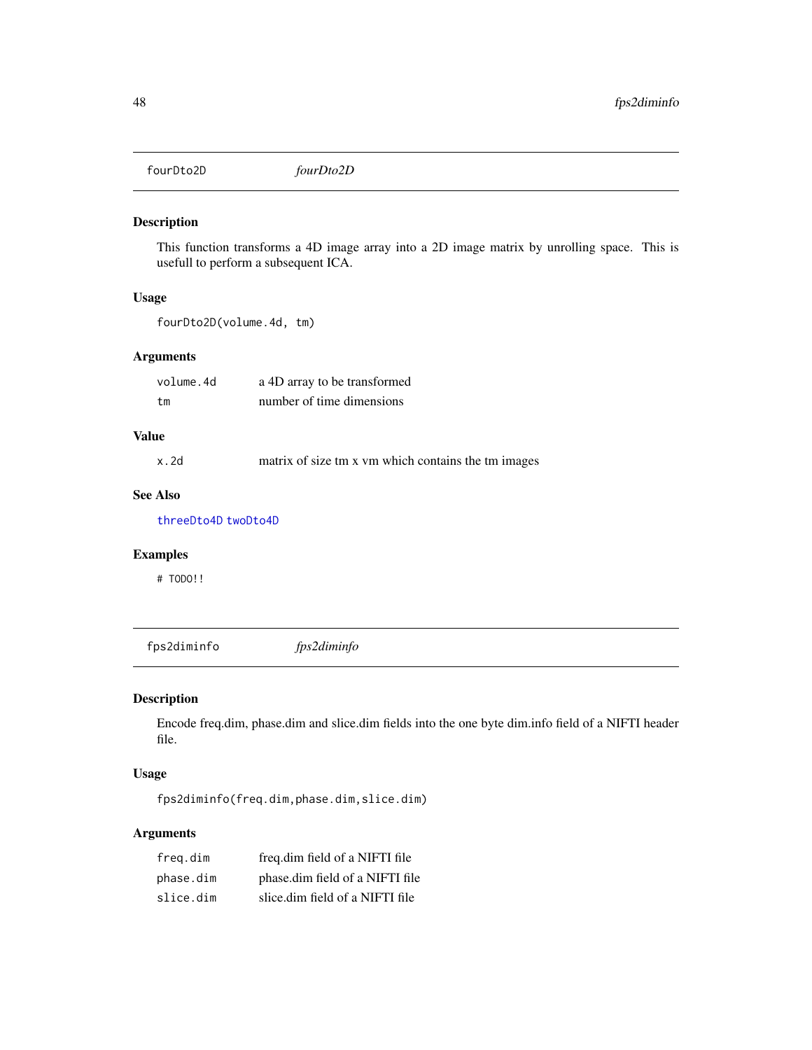## fourDto2D *fourDto2D*

### Description

This function transforms a 4D image array into a 2D image matrix by unrolling space. This is usefull to perform a subsequent ICA.

### Usage

```
fourDto2D(volume.4d, tm)
```

### Arguments

| | |
|---|---|
| volume.4d | a 4D array to be transformed |
| tm | number of time dimensions |

### Value

| | |
|---|---|
| x.2d | matrix of size tm x vm which contains the tm images |

### See Also

threeDto4D twoDto4D

### Examples

```
# TODO!!
```

## fps2diminfo *fps2diminfo*

### Description

Encode freq.dim, phase.dim and slice.dim fields into the one byte dim.info field of a NIFTI header file.

### Usage

```
fps2diminfo(freq.dim,phase.dim,slice.dim)
```

### Arguments

| | |
|---|---|
| freq.dim | freq.dim field of a NIFTI file |
| phase.dim | phase.dim field of a NIFTI file |
| slice.dim | slice.dim field of a NIFTI file |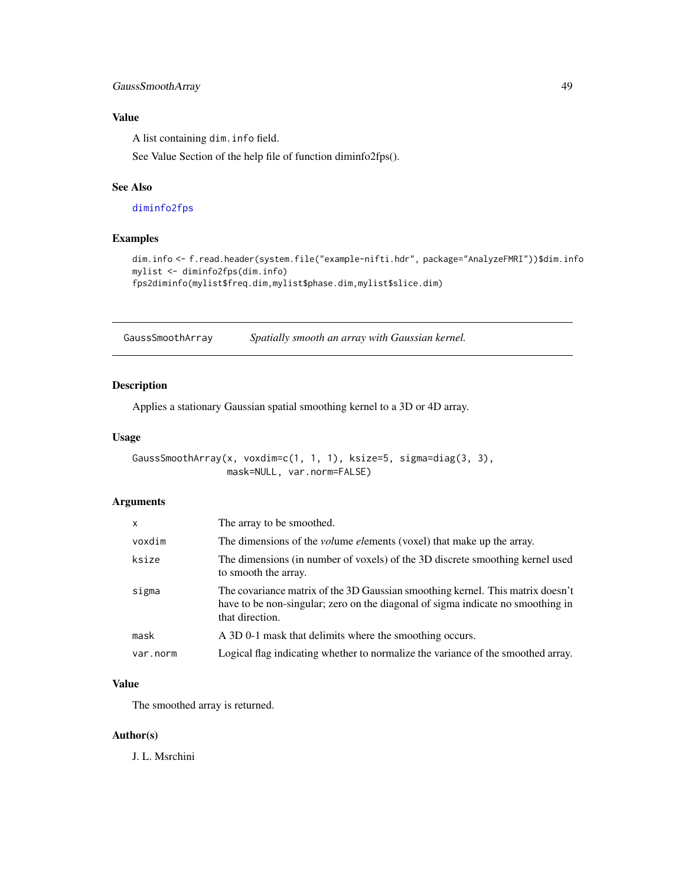## Value

A list containing dim.info field.

See Value Section of the help file of function diminfo2fps().

## See Also

diminfo2fps

## Examples

```
dim.info <- f.read.header(system.file("example-nifti.hdr", package="AnalyzeFMRI"))$dim.info
mylist <- diminfo2fps(dim.info)
fps2diminfo(mylist$freq.dim,mylist$phase.dim,mylist$slice.dim)
```

---

# GaussSmoothArray — *Spatially smooth an array with Gaussian kernel.*

## Description

Applies a stationary Gaussian spatial smoothing kernel to a 3D or 4D array.

## Usage

```
GaussSmoothArray(x, voxdim=c(1, 1, 1), ksize=5, sigma=diag(3, 3),
                 mask=NULL, var.norm=FALSE)
```

## Arguments

| | |
|---|---|
| x | The array to be smoothed. |
| voxdim | The dimensions of the *vol*ume *el*ements (voxel) that make up the array. |
| ksize | The dimensions (in number of voxels) of the 3D discrete smoothing kernel used to smooth the array. |
| sigma | The covariance matrix of the 3D Gaussian smoothing kernel. This matrix doesn't have to be non-singular; zero on the diagonal of sigma indicate no smoothing in that direction. |
| mask | A 3D 0-1 mask that delimits where the smoothing occurs. |
| var.norm | Logical flag indicating whether to normalize the variance of the smoothed array. |

## Value

The smoothed array is returned.

## Author(s)

J. L. Msrchini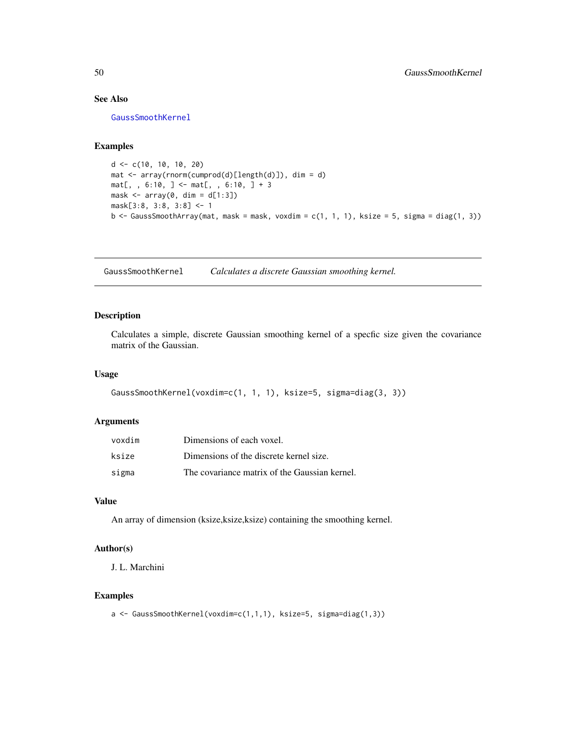## See Also

GaussSmoothKernel

## Examples

```
d <- c(10, 10, 10, 20)
mat <- array(rnorm(cumprod(d)[length(d)]), dim = d)
mat[, , 6:10, ] <- mat[, , 6:10, ] + 3
mask <- array(0, dim = d[1:3])
mask[3:8, 3:8, 3:8] <- 1
b <- GaussSmoothArray(mat, mask = mask, voxdim = c(1, 1, 1), ksize = 5, sigma = diag(1, 3))
```

---

# GaussSmoothKernel *Calculates a discrete Gaussian smoothing kernel.*

---

## Description

Calculates a simple, discrete Gaussian smoothing kernel of a specfic size given the covariance matrix of the Gaussian.

## Usage

```
GaussSmoothKernel(voxdim=c(1, 1, 1), ksize=5, sigma=diag(3, 3))
```

## Arguments

| | |
|---|---|
| voxdim | Dimensions of each voxel. |
| ksize | Dimensions of the discrete kernel size. |
| sigma | The covariance matrix of the Gaussian kernel. |

## Value

An array of dimension (ksize,ksize,ksize) containing the smoothing kernel.

## Author(s)

J. L. Marchini

## Examples

```
a <- GaussSmoothKernel(voxdim=c(1,1,1), ksize=5, sigma=diag(1,3))
```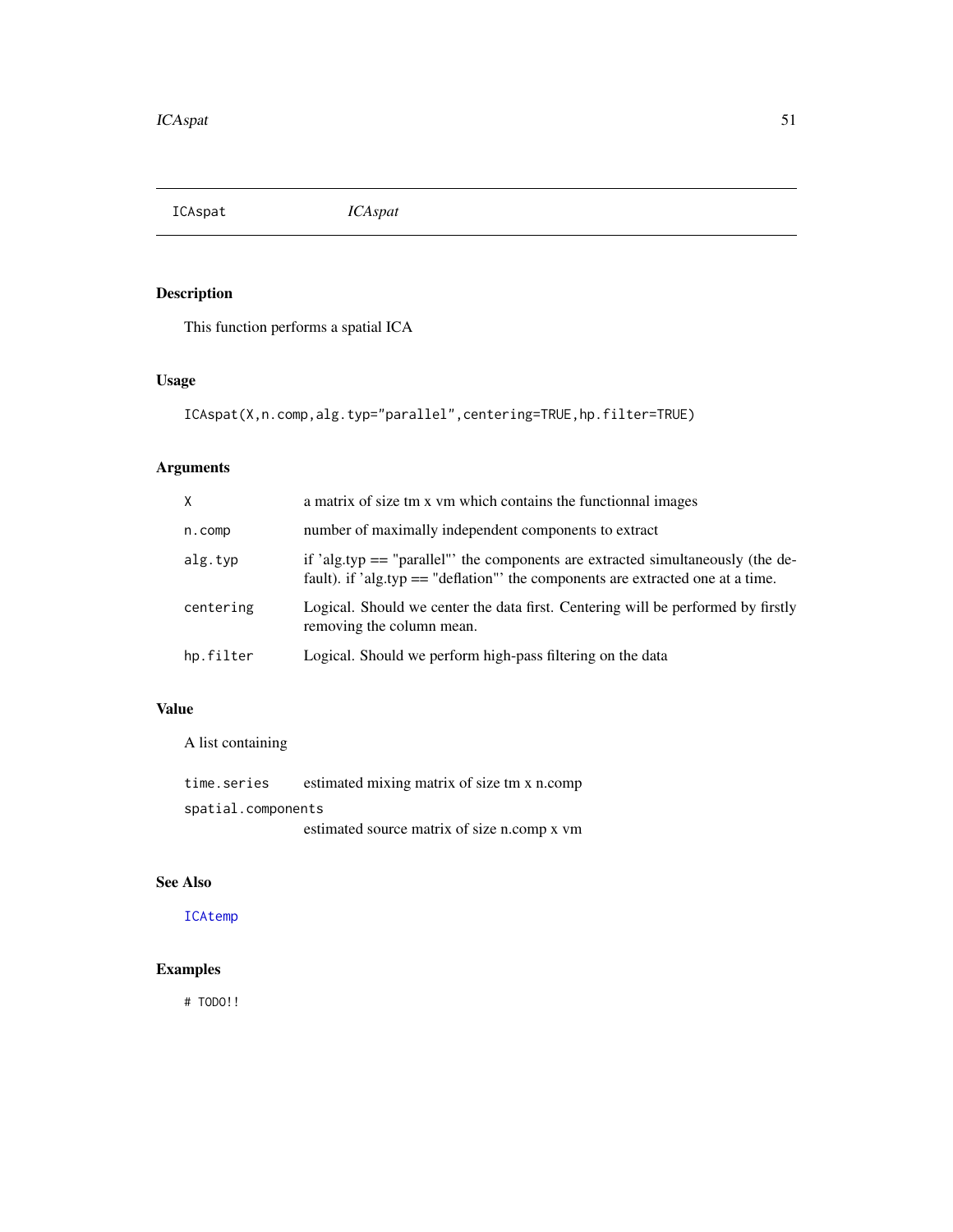# ICAspat

*ICAspat*

## Description

This function performs a spatial ICA

## Usage

```
ICAspat(X,n.comp,alg.typ="parallel",centering=TRUE,hp.filter=TRUE)
```

## Arguments

| | |
|---|---|
| `X` | a matrix of size tm x vm which contains the functionnal images |
| `n.comp` | number of maximally independent components to extract |
| `alg.typ` | if 'alg.typ == "parallel"' the components are extracted simultaneously (the default). if 'alg.typ == "deflation"' the components are extracted one at a time. |
| `centering` | Logical. Should we center the data first. Centering will be performed by firstly removing the column mean. |
| `hp.filter` | Logical. Should we perform high-pass filtering on the data |

## Value

A list containing

| | |
|---|---|
| `time.series` | estimated mixing matrix of size tm x n.comp |
| `spatial.components` | estimated source matrix of size n.comp x vm |

## See Also

`ICAtemp`

## Examples

```
# TODO!!
```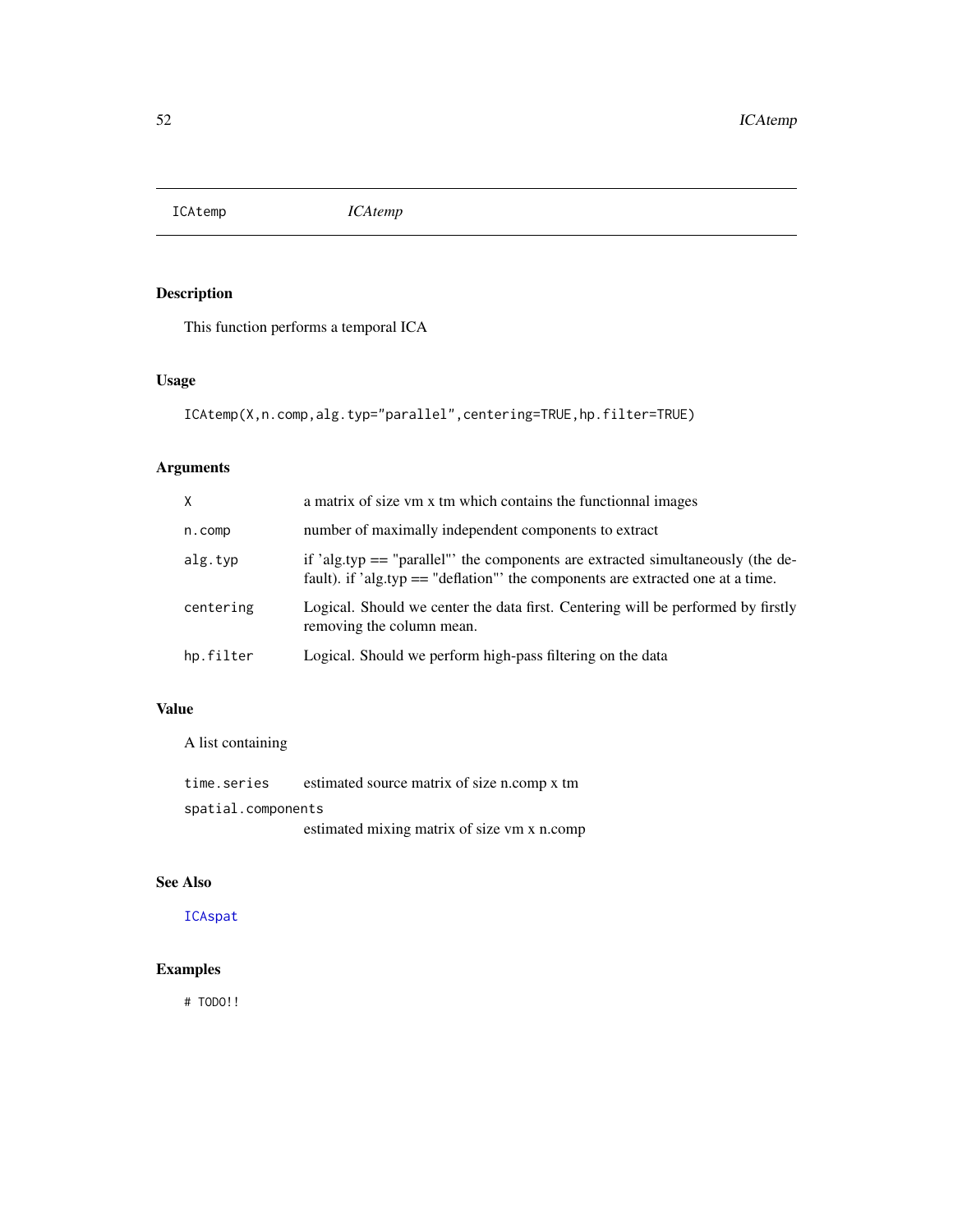ICAtemp *ICAtemp*

## Description

This function performs a temporal ICA

## Usage

```
ICAtemp(X,n.comp,alg.typ="parallel",centering=TRUE,hp.filter=TRUE)
```

## Arguments

| | |
|---|---|
| `X` | a matrix of size vm x tm which contains the functionnal images |
| `n.comp` | number of maximally independent components to extract |
| `alg.typ` | if 'alg.typ == "parallel"' the components are extracted simultaneously (the default). if 'alg.typ == "deflation"' the components are extracted one at a time. |
| `centering` | Logical. Should we center the data first. Centering will be performed by firstly removing the column mean. |
| `hp.filter` | Logical. Should we perform high-pass filtering on the data |

## Value

A list containing

| | |
|---|---|
| `time.series` | estimated source matrix of size n.comp x tm |
| `spatial.components` | estimated mixing matrix of size vm x n.comp |

## See Also

`ICAspat`

## Examples

```
# TODO!!
```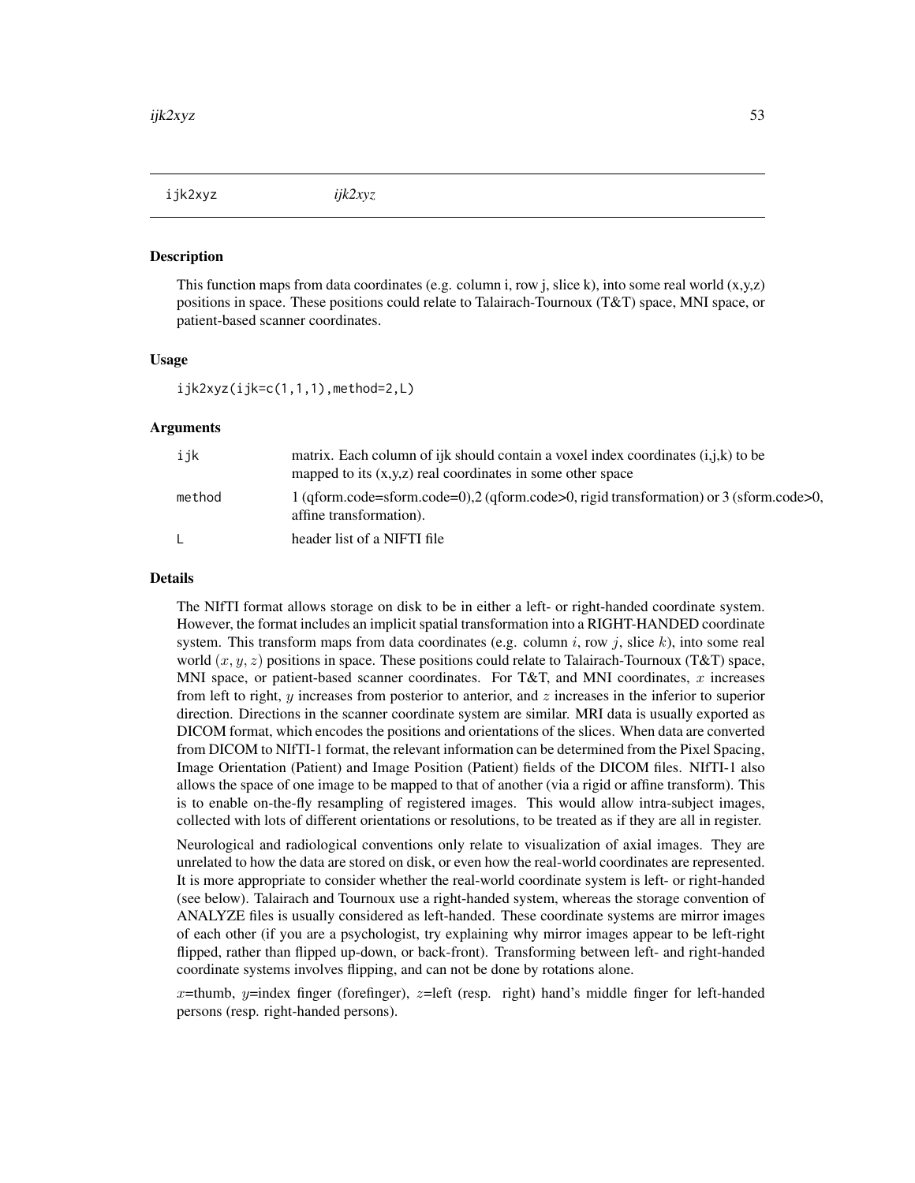## ijk2xyz

*ijk2xyz*

### Description

This function maps from data coordinates (e.g. column i, row j, slice k), into some real world (x,y,z) positions in space. These positions could relate to Talairach-Tournoux (T&T) space, MNI space, or patient-based scanner coordinates.

### Usage

```
ijk2xyz(ijk=c(1,1,1),method=2,L)
```

### Arguments

| | |
|---|---|
| `ijk` | matrix. Each column of ijk should contain a voxel index coordinates (i,j,k) to be mapped to its (x,y,z) real coordinates in some other space |
| `method` | 1 (qform.code=sform.code=0),2 (qform.code>0, rigid transformation) or 3 (sform.code>0, affine transformation). |
| `L` | header list of a NIFTI file |

### Details

The NIfTI format allows storage on disk to be in either a left- or right-handed coordinate system. However, the format includes an implicit spatial transformation into a RIGHT-HANDED coordinate system. This transform maps from data coordinates (e.g. column $i$, row $j$, slice $k$), into some real world $(x, y, z)$ positions in space. These positions could relate to Talairach-Tournoux (T&T) space, MNI space, or patient-based scanner coordinates. For T&T, and MNI coordinates, $x$ increases from left to right, $y$ increases from posterior to anterior, and $z$ increases in the inferior to superior direction. Directions in the scanner coordinate system are similar. MRI data is usually exported as DICOM format, which encodes the positions and orientations of the slices. When data are converted from DICOM to NIfTI-1 format, the relevant information can be determined from the Pixel Spacing, Image Orientation (Patient) and Image Position (Patient) fields of the DICOM files. NIfTI-1 also allows the space of one image to be mapped to that of another (via a rigid or affine transform). This is to enable on-the-fly resampling of registered images. This would allow intra-subject images, collected with lots of different orientations or resolutions, to be treated as if they are all in register.

Neurological and radiological conventions only relate to visualization of axial images. They are unrelated to how the data are stored on disk, or even how the real-world coordinates are represented. It is more appropriate to consider whether the real-world coordinate system is left- or right-handed (see below). Talairach and Tournoux use a right-handed system, whereas the storage convention of ANALYZE files is usually considered as left-handed. These coordinate systems are mirror images of each other (if you are a psychologist, try explaining why mirror images appear to be left-right flipped, rather than flipped up-down, or back-front). Transforming between left- and right-handed coordinate systems involves flipping, and can not be done by rotations alone.

$x$=thumb, $y$=index finger (forefinger), $z$=left (resp. right) hand's middle finger for left-handed persons (resp. right-handed persons).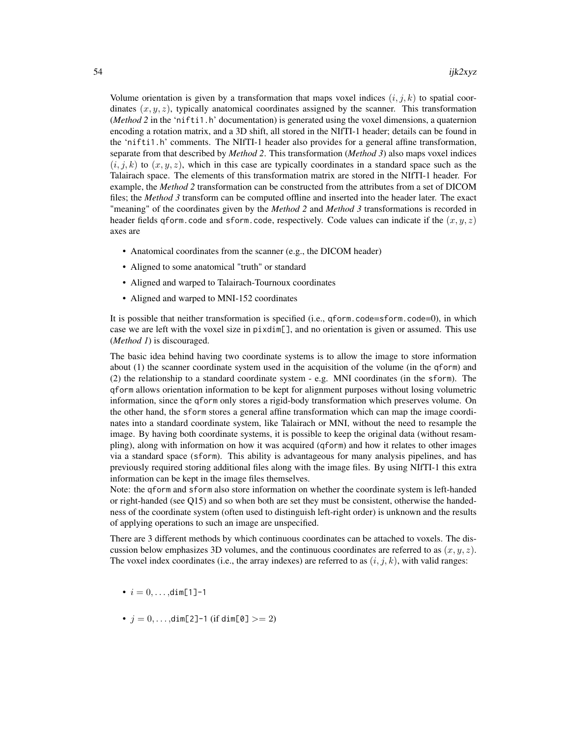Volume orientation is given by a transformation that maps voxel indices $(i, j, k)$ to spatial coordinates $(x, y, z)$, typically anatomical coordinates assigned by the scanner. This transformation (*Method 2* in the 'nifti1.h' documentation) is generated using the voxel dimensions, a quaternion encoding a rotation matrix, and a 3D shift, all stored in the NIfTI-1 header; details can be found in the 'nifti1.h' comments. The NIfTI-1 header also provides for a general affine transformation, separate from that described by *Method 2*. This transformation (*Method 3*) also maps voxel indices $(i, j, k)$ to $(x, y, z)$, which in this case are typically coordinates in a standard space such as the Talairach space. The elements of this transformation matrix are stored in the NIfTI-1 header. For example, the *Method 2* transformation can be constructed from the attributes from a set of DICOM files; the *Method 3* transform can be computed offline and inserted into the header later. The exact "meaning" of the coordinates given by the *Method 2* and *Method 3* transformations is recorded in header fields `qform.code` and `sform.code`, respectively. Code values can indicate if the $(x, y, z)$ axes are

- Anatomical coordinates from the scanner (e.g., the DICOM header)
- Aligned to some anatomical "truth" or standard
- Aligned and warped to Talairach-Tournoux coordinates
- Aligned and warped to MNI-152 coordinates

It is possible that neither transformation is specified (i.e., `qform.code=sform.code=0`), in which case we are left with the voxel size in `pixdim[]`, and no orientation is given or assumed. This use (*Method 1*) is discouraged.

The basic idea behind having two coordinate systems is to allow the image to store information about (1) the scanner coordinate system used in the acquisition of the volume (in the `qform`) and (2) the relationship to a standard coordinate system - e.g. MNI coordinates (in the `sform`). The `qform` allows orientation information to be kept for alignment purposes without losing volumetric information, since the `qform` only stores a rigid-body transformation which preserves volume. On the other hand, the `sform` stores a general affine transformation which can map the image coordinates into a standard coordinate system, like Talairach or MNI, without the need to resample the image. By having both coordinate systems, it is possible to keep the original data (without resampling), along with information on how it was acquired (`qform`) and how it relates to other images via a standard space (`sform`). This ability is advantageous for many analysis pipelines, and has previously required storing additional files along with the image files. By using NIfTI-1 this extra information can be kept in the image files themselves.
Note: the `qform` and `sform` also store information on whether the coordinate system is left-handed or right-handed (see Q15) and so when both are set they must be consistent, otherwise the handedness of the coordinate system (often used to distinguish left-right order) is unknown and the results of applying operations to such an image are unspecified.

There are 3 different methods by which continuous coordinates can be attached to voxels. The discussion below emphasizes 3D volumes, and the continuous coordinates are referred to as $(x, y, z)$. The voxel index coordinates (i.e., the array indexes) are referred to as $(i, j, k)$, with valid ranges:

- $i = 0, \ldots,$`dim[1]-1`
- $j = 0, \ldots,$`dim[2]-1` (if `dim[0]` $>= 2$)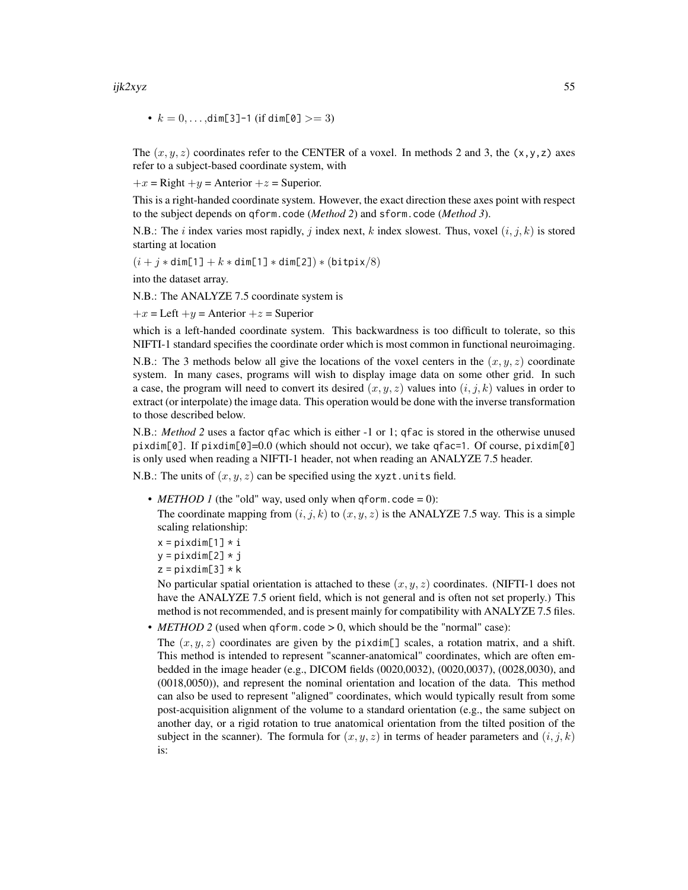- $k = 0, \ldots,$dim[3]-1 (if dim[0] $>= 3$)

The $(x, y, z)$ coordinates refer to the CENTER of a voxel. In methods 2 and 3, the (x,y,z) axes refer to a subject-based coordinate system, with

$+x$ = Right $+y$ = Anterior $+z$ = Superior.

This is a right-handed coordinate system. However, the exact direction these axes point with respect to the subject depends on qform.code (*Method 2*) and sform.code (*Method 3*).

N.B.: The $i$ index varies most rapidly, $j$ index next, $k$ index slowest. Thus, voxel $(i, j, k)$ is stored starting at location

$(i + j *$ dim[1] $+ k *$ dim[1] $*$ dim[2]$) * ($bitpix$/8)$

into the dataset array.

N.B.: The ANALYZE 7.5 coordinate system is

$+x$ = Left $+y$ = Anterior $+z$ = Superior

which is a left-handed coordinate system. This backwardness is too difficult to tolerate, so this NIFTI-1 standard specifies the coordinate order which is most common in functional neuroimaging.

N.B.: The 3 methods below all give the locations of the voxel centers in the $(x, y, z)$ coordinate system. In many cases, programs will wish to display image data on some other grid. In such a case, the program will need to convert its desired $(x, y, z)$ values into $(i, j, k)$ values in order to extract (or interpolate) the image data. This operation would be done with the inverse transformation to those described below.

N.B.: *Method 2* uses a factor qfac which is either -1 or 1; qfac is stored in the otherwise unused pixdim[0]. If pixdim[0]=0.0 (which should not occur), we take qfac=1. Of course, pixdim[0] is only used when reading a NIFTI-1 header, not when reading an ANALYZE 7.5 header.

N.B.: The units of $(x, y, z)$ can be specified using the xyzt.units field.

- *METHOD 1* (the "old" way, used only when qform.code = 0):

  The coordinate mapping from $(i, j, k)$ to $(x, y, z)$ is the ANALYZE 7.5 way. This is a simple scaling relationship:

  ```
  x = pixdim[1] * i
  y = pixdim[2] * j
  z = pixdim[3] * k
  ```

  No particular spatial orientation is attached to these $(x, y, z)$ coordinates. (NIFTI-1 does not have the ANALYZE 7.5 orient field, which is not general and is often not set properly.) This method is not recommended, and is present mainly for compatibility with ANALYZE 7.5 files.

- *METHOD 2* (used when qform.code > 0, which should be the "normal" case):

  The $(x, y, z)$ coordinates are given by the pixdim[] scales, a rotation matrix, and a shift. This method is intended to represent "scanner-anatomical" coordinates, which are often embedded in the image header (e.g., DICOM fields (0020,0032), (0020,0037), (0028,0030), and (0018,0050)), and represent the nominal orientation and location of the data. This method can also be used to represent "aligned" coordinates, which would typically result from some post-acquisition alignment of the volume to a standard orientation (e.g., the same subject on another day, or a rigid rotation to true anatomical orientation from the tilted position of the subject in the scanner). The formula for $(x, y, z)$ in terms of header parameters and $(i, j, k)$ is: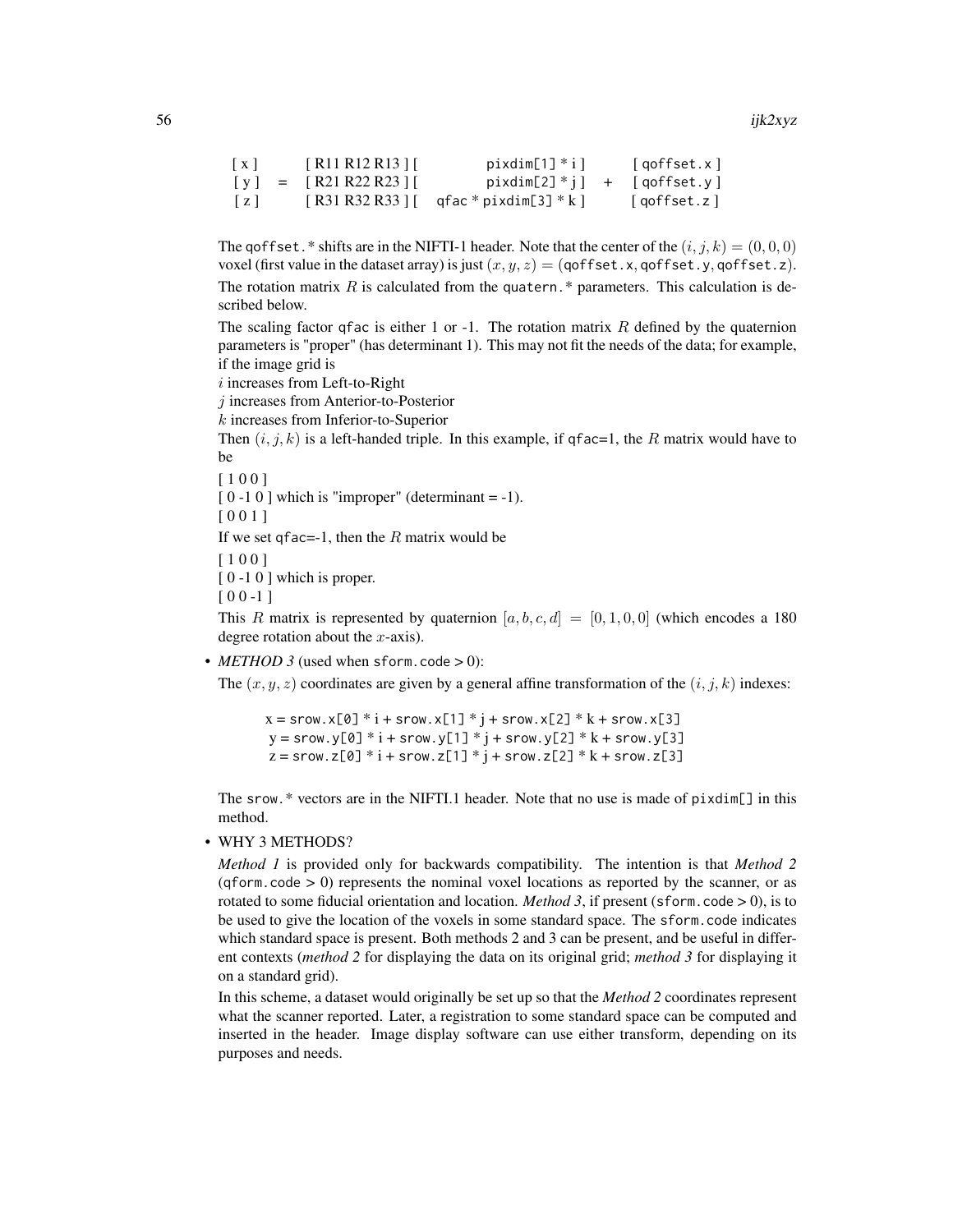```
[ x ]       [ R11 R12 R13 ] [           pixdim[1] * i ]       [ qoffset.x ]
[ y ]   =   [ R21 R22 R23 ] [           pixdim[2] * j ]   +   [ qoffset.y ]
[ z ]       [ R31 R32 R33 ] [   qfac * pixdim[3] * k ]        [ qoffset.z ]
```

The qoffset.* shifts are in the NIFTI-1 header. Note that the center of the $(i, j, k) = (0, 0, 0)$ voxel (first value in the dataset array) is just $(x, y, z) = (\texttt{qoffset.x}, \texttt{qoffset.y}, \texttt{qoffset.z})$.

The rotation matrix $R$ is calculated from the quatern.* parameters. This calculation is described below.

The scaling factor qfac is either 1 or -1. The rotation matrix $R$ defined by the quaternion parameters is "proper" (has determinant 1). This may not fit the needs of the data; for example, if the image grid is

$i$ increases from Left-to-Right

$j$ increases from Anterior-to-Posterior

$k$ increases from Inferior-to-Superior

Then $(i, j, k)$ is a left-handed triple. In this example, if qfac=1, the $R$ matrix would have to be

[ 1 0 0 ]

[ 0 -1 0 ] which is "improper" (determinant = -1).

[ 0 0 1 ]

If we set qfac=-1, then the $R$ matrix would be

[ 1 0 0 ]

[ 0 -1 0 ] which is proper.

[ 0 0 -1 ]

This $R$ matrix is represented by quaternion $[a, b, c, d] = [0, 1, 0, 0]$ (which encodes a 180 degree rotation about the $x$-axis).

- *METHOD 3* (used when sform.code > 0):

  The $(x, y, z)$ coordinates are given by a general affine transformation of the $(i, j, k)$ indexes:

  ```
  x = srow.x[0] * i + srow.x[1] * j + srow.x[2] * k + srow.x[3]
  y = srow.y[0] * i + srow.y[1] * j + srow.y[2] * k + srow.y[3]
  z = srow.z[0] * i + srow.z[1] * j + srow.z[2] * k + srow.z[3]
  ```

  The srow.* vectors are in the NIFTI.1 header. Note that no use is made of pixdim[] in this method.

- WHY 3 METHODS?

  *Method 1* is provided only for backwards compatibility. The intention is that *Method 2* (qform.code > 0) represents the nominal voxel locations as reported by the scanner, or as rotated to some fiducial orientation and location. *Method 3*, if present (sform.code > 0), is to be used to give the location of the voxels in some standard space. The sform.code indicates which standard space is present. Both methods 2 and 3 can be present, and be useful in different contexts (*method 2* for displaying the data on its original grid; *method 3* for displaying it on a standard grid).

  In this scheme, a dataset would originally be set up so that the *Method 2* coordinates represent what the scanner reported. Later, a registration to some standard space can be computed and inserted in the header. Image display software can use either transform, depending on its purposes and needs.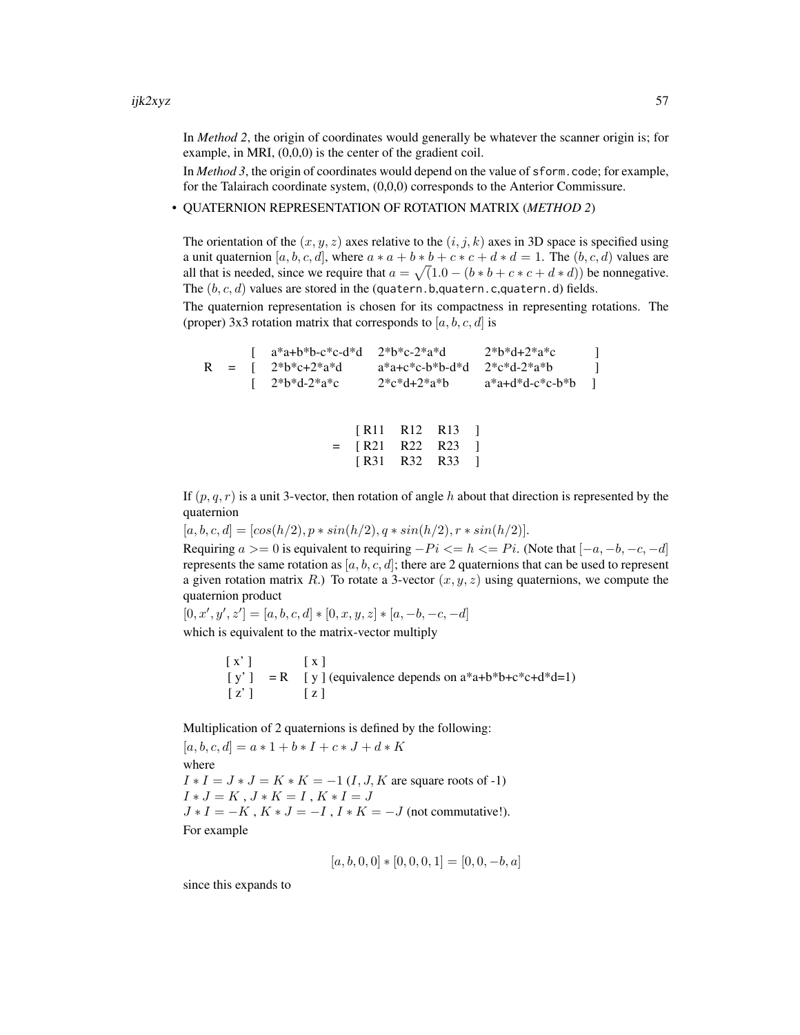In *Method 2*, the origin of coordinates would generally be whatever the scanner origin is; for example, in MRI, (0,0,0) is the center of the gradient coil.

In *Method 3*, the origin of coordinates would depend on the value of `sform.code`; for example, for the Talairach coordinate system, (0,0,0) corresponds to the Anterior Commissure.

- QUATERNION REPRESENTATION OF ROTATION MATRIX (*METHOD 2*)

  The orientation of the $(x, y, z)$ axes relative to the $(i, j, k)$ axes in 3D space is specified using a unit quaternion $[a, b, c, d]$, where $a * a + b * b + c * c + d * d = 1$. The $(b, c, d)$ values are all that is needed, since we require that $a = \sqrt{(1.0 - (b * b + c * c + d * d))}$ be nonnegative. The $(b, c, d)$ values are stored in the (`quatern.b`,`quatern.c`,`quatern.d`) fields.

  The quaternion representation is chosen for its compactness in representing rotations. The (proper) 3x3 rotation matrix that corresponds to $[a, b, c, d]$ is

```
         [  a*a+b*b-c*c-d*d   2*b*c-2*a*d       2*b*d+2*a*c      ]
  R  =   [  2*b*c+2*a*d       a*a+c*c-b*b-d*d   2*c*d-2*a*b      ]
         [  2*b*d-2*a*c       2*c*d+2*a*b       a*a+d*d-c*c-b*b  ]

                            [ R11   R12   R13  ]
                       =    [ R21   R22   R23  ]
                            [ R31   R32   R33  ]
```

  If $(p, q, r)$ is a unit 3-vector, then rotation of angle $h$ about that direction is represented by the quaternion

  $[a, b, c, d] = [cos(h/2), p * sin(h/2), q * sin(h/2), r * sin(h/2)]$.

  Requiring $a >= 0$ is equivalent to requiring $-Pi <= h <= Pi$. (Note that $[-a, -b, -c, -d]$ represents the same rotation as $[a, b, c, d]$; there are 2 quaternions that can be used to represent a given rotation matrix $R$.) To rotate a 3-vector $(x, y, z)$ using quaternions, we compute the quaternion product

  $[0, x', y', z'] = [a, b, c, d] * [0, x, y, z] * [a, -b, -c, -d]$

  which is equivalent to the matrix-vector multiply

```
  [ x' ]        [ x ]
  [ y' ]   = R  [ y ] (equivalence depends on a*a+b*b+c*c+d*d=1)
  [ z' ]        [ z ]
```

  Multiplication of 2 quaternions is defined by the following:

  $[a, b, c, d] = a * 1 + b * I + c * J + d * K$

  where

  $I * I = J * J = K * K = -1$ ($I, J, K$ are square roots of -1)

  $I * J = K$ , $J * K = I$ , $K * I = J$

  $J * I = -K$ , $K * J = -I$ , $I * K = -J$ (not commutative!).

  For example

  $$[a, b, 0, 0] * [0, 0, 0, 1] = [0, 0, -b, a]$$

  since this expands to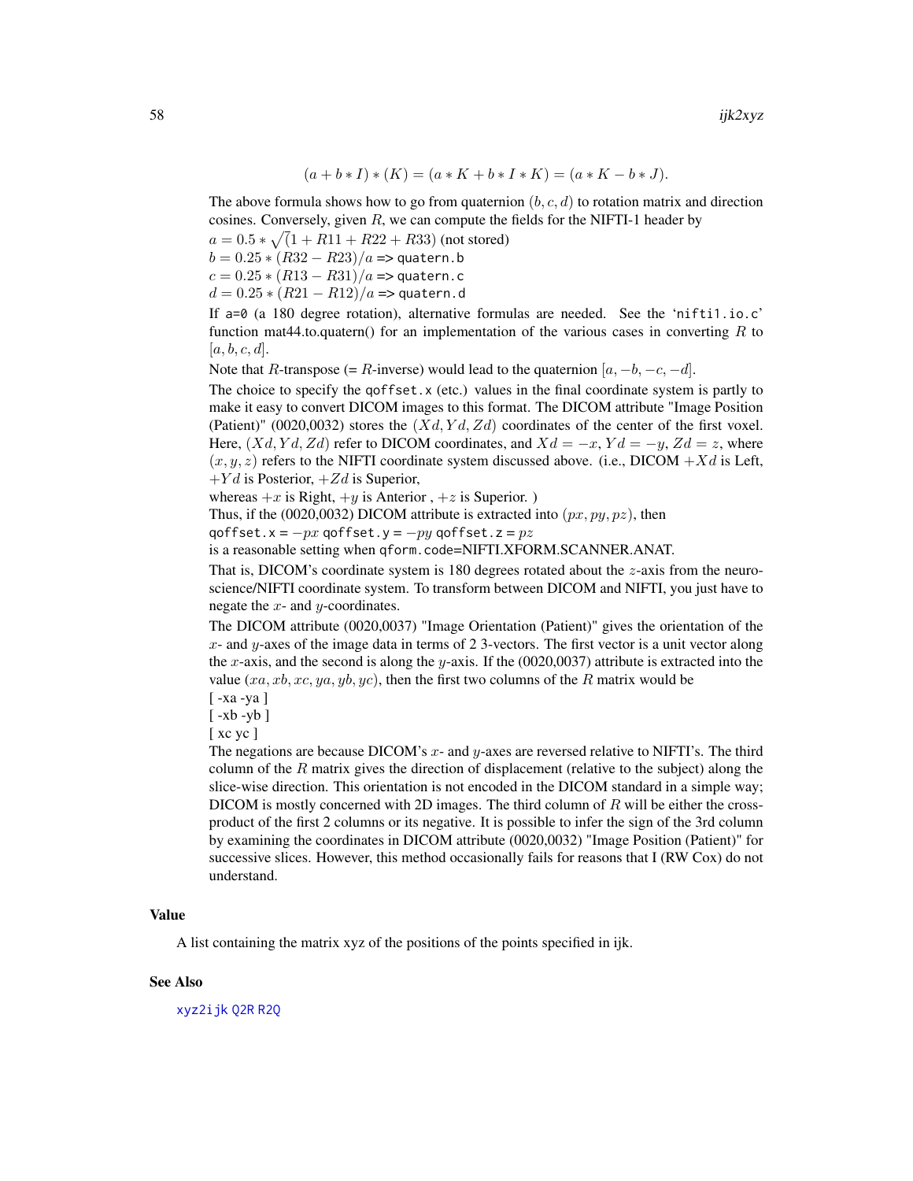$$(a + b * I) * (K) = (a * K + b * I * K) = (a * K - b * J).$$

The above formula shows how to go from quaternion $(b, c, d)$ to rotation matrix and direction cosines. Conversely, given $R$, we can compute the fields for the NIFTI-1 header by

$a = 0.5 * \sqrt{(1 + R11 + R22 + R33)}$ (not stored)

$b = 0.25 * (R32 - R23)/a$ => `quatern.b`

$c = 0.25 * (R13 - R31)/a$ => `quatern.c`

$d = 0.25 * (R21 - R12)/a$ => `quatern.d`

If `a=0` (a 180 degree rotation), alternative formulas are needed. See the 'nifti1.io.c' function mat44.to.quatern() for an implementation of the various cases in converting $R$ to $[a, b, c, d]$.

Note that $R$-transpose (= $R$-inverse) would lead to the quaternion $[a, -b, -c, -d]$.

The choice to specify the `qoffset.x` (etc.) values in the final coordinate system is partly to make it easy to convert DICOM images to this format. The DICOM attribute "Image Position (Patient)" (0020,0032) stores the $(Xd, Yd, Zd)$ coordinates of the center of the first voxel. Here, $(Xd, Yd, Zd)$ refer to DICOM coordinates, and $Xd = -x$, $Yd = -y$, $Zd = z$, where $(x, y, z)$ refers to the NIFTI coordinate system discussed above. (i.e., DICOM $+Xd$ is Left, $+Yd$ is Posterior, $+Zd$ is Superior,

whereas $+x$ is Right, $+y$ is Anterior , $+z$ is Superior. )

Thus, if the (0020,0032) DICOM attribute is extracted into $(px, py, pz)$, then

`qoffset.x` = $-px$ `qoffset.y` = $-py$ `qoffset.z` = $pz$

is a reasonable setting when `qform.code`=NIFTI.XFORM.SCANNER.ANAT.

That is, DICOM's coordinate system is 180 degrees rotated about the $z$-axis from the neuroscience/NIFTI coordinate system. To transform between DICOM and NIFTI, you just have to negate the $x$- and $y$-coordinates.

The DICOM attribute (0020,0037) "Image Orientation (Patient)" gives the orientation of the $x$- and $y$-axes of the image data in terms of 2 3-vectors. The first vector is a unit vector along the $x$-axis, and the second is along the $y$-axis. If the (0020,0037) attribute is extracted into the value $(xa, xb, xc, ya, yb, yc)$, then the first two columns of the $R$ matrix would be

[ -xa -ya ]

[ -xb -yb ]

[ xc yc ]

The negations are because DICOM's $x$- and $y$-axes are reversed relative to NIFTI's. The third column of the $R$ matrix gives the direction of displacement (relative to the subject) along the slice-wise direction. This orientation is not encoded in the DICOM standard in a simple way; DICOM is mostly concerned with 2D images. The third column of $R$ will be either the cross-product of the first 2 columns or its negative. It is possible to infer the sign of the 3rd column by examining the coordinates in DICOM attribute (0020,0032) "Image Position (Patient)" for successive slices. However, this method occasionally fails for reasons that I (RW Cox) do not understand.

## Value

A list containing the matrix xyz of the positions of the points specified in ijk.

## See Also

`xyz2ijk` `Q2R` `R2Q`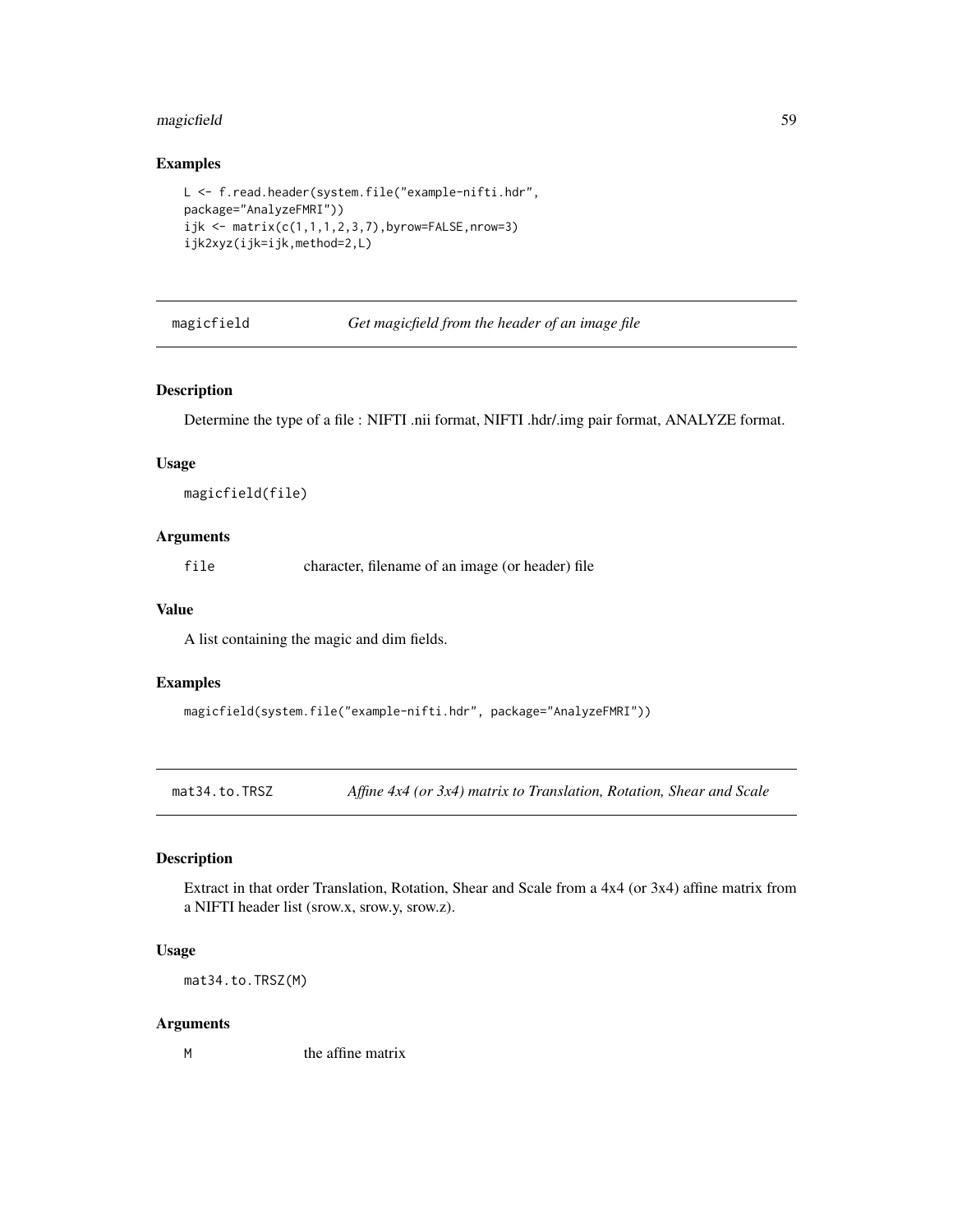### Examples

```
L <- f.read.header(system.file("example-nifti.hdr",
package="AnalyzeFMRI"))
ijk <- matrix(c(1,1,1,2,3,7),byrow=FALSE,nrow=3)
ijk2xyz(ijk=ijk,method=2,L)
```

## magicfield *Get magicfield from the header of an image file*

### Description

Determine the type of a file : NIFTI .nii format, NIFTI .hdr/.img pair format, ANALYZE format.

### Usage

```
magicfield(file)
```

### Arguments

| | |
|---|---|
| file | character, filename of an image (or header) file |

### Value

A list containing the magic and dim fields.

### Examples

```
magicfield(system.file("example-nifti.hdr", package="AnalyzeFMRI"))
```

## mat34.to.TRSZ *Affine 4x4 (or 3x4) matrix to Translation, Rotation, Shear and Scale*

### Description

Extract in that order Translation, Rotation, Shear and Scale from a 4x4 (or 3x4) affine matrix from a NIFTI header list (srow.x, srow.y, srow.z).

### Usage

```
mat34.to.TRSZ(M)
```

### Arguments

| | |
|---|---|
| M | the affine matrix |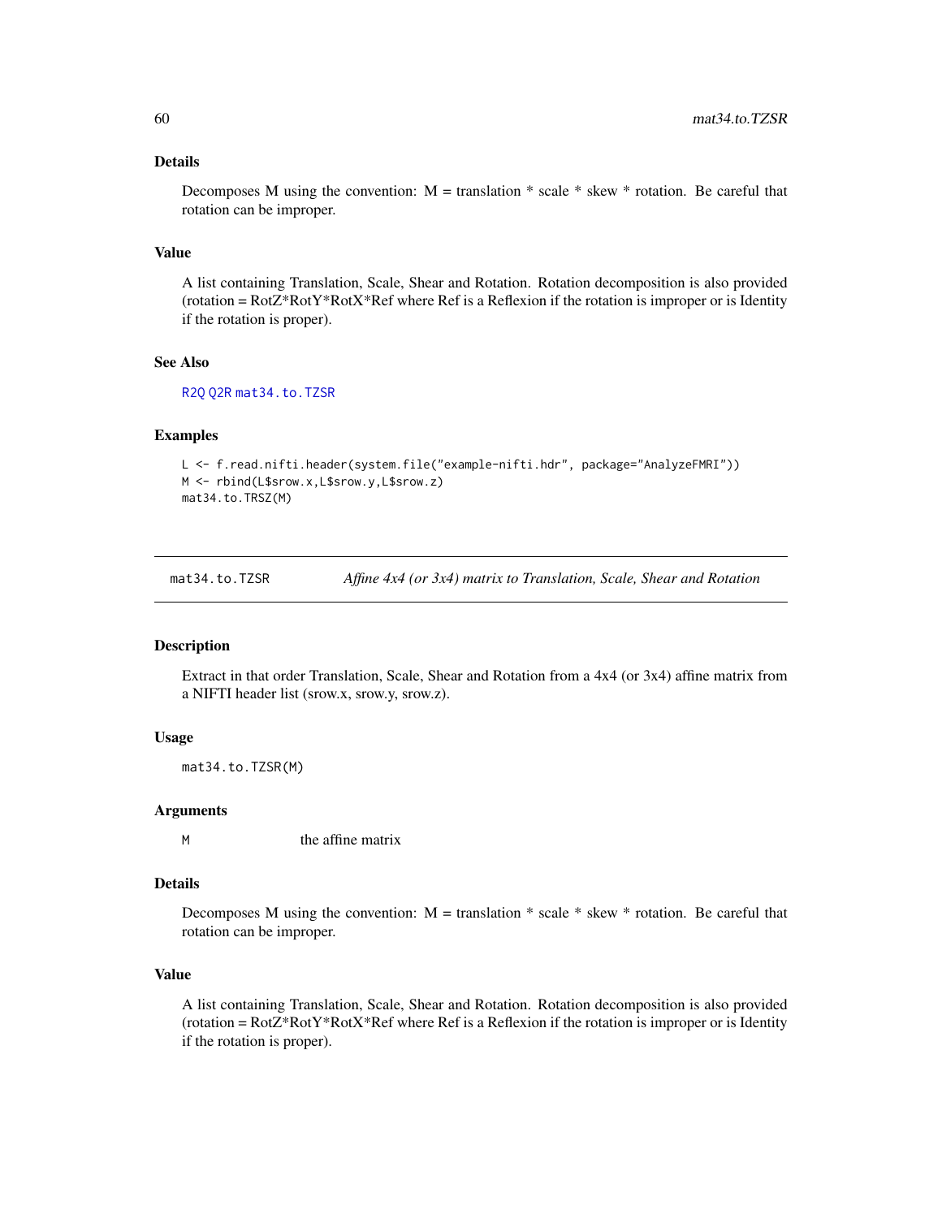### Details

Decomposes M using the convention: M = translation * scale * skew * rotation. Be careful that rotation can be improper.

### Value

A list containing Translation, Scale, Shear and Rotation. Rotation decomposition is also provided (rotation = RotZ*RotY*RotX*Ref where Ref is a Reflexion if the rotation is improper or is Identity if the rotation is proper).

### See Also

R2Q Q2R mat34.to.TZSR

### Examples

```
L <- f.read.nifti.header(system.file("example-nifti.hdr", package="AnalyzeFMRI"))
M <- rbind(L$srow.x,L$srow.y,L$srow.z)
mat34.to.TRSZ(M)
```

---

## mat34.to.TZSR — *Affine 4x4 (or 3x4) matrix to Translation, Scale, Shear and Rotation*

### Description

Extract in that order Translation, Scale, Shear and Rotation from a 4x4 (or 3x4) affine matrix from a NIFTI header list (srow.x, srow.y, srow.z).

### Usage

```
mat34.to.TZSR(M)
```

### Arguments

| | |
|---|---|
| M | the affine matrix |

### Details

Decomposes M using the convention: M = translation * scale * skew * rotation. Be careful that rotation can be improper.

### Value

A list containing Translation, Scale, Shear and Rotation. Rotation decomposition is also provided (rotation = RotZ*RotY*RotX*Ref where Ref is a Reflexion if the rotation is improper or is Identity if the rotation is proper).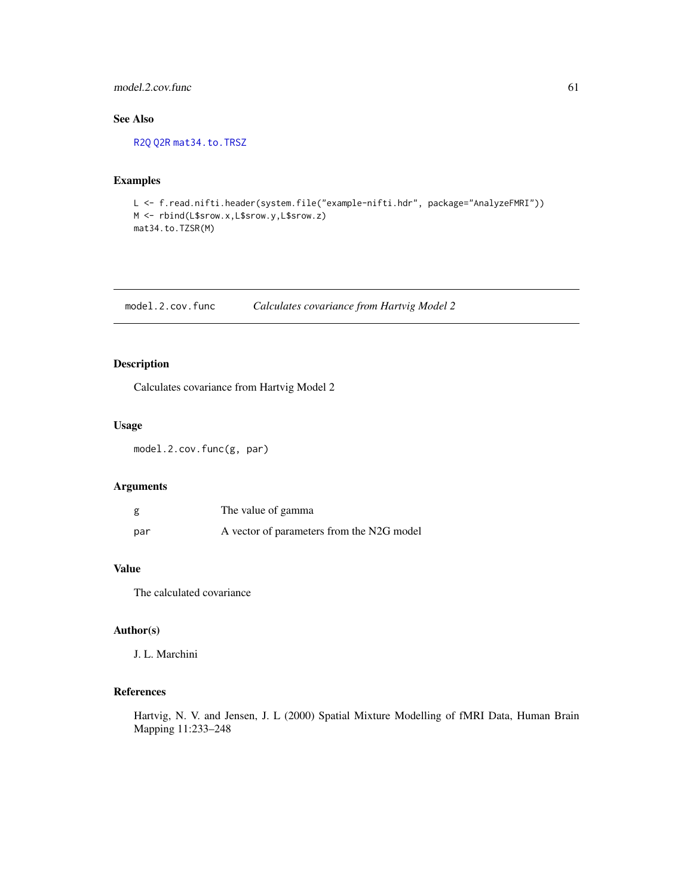## See Also

R2Q Q2R mat34.to.TRSZ

## Examples

```
L <- f.read.nifti.header(system.file("example-nifti.hdr", package="AnalyzeFMRI"))
M <- rbind(L$srow.x,L$srow.y,L$srow.z)
mat34.to.TZSR(M)
```

---

# model.2.cov.func *Calculates covariance from Hartvig Model 2*

## Description

Calculates covariance from Hartvig Model 2

## Usage

```
model.2.cov.func(g, par)
```

## Arguments

| | |
|---|---|
| g | The value of gamma |
| par | A vector of parameters from the N2G model |

## Value

The calculated covariance

## Author(s)

J. L. Marchini

## References

Hartvig, N. V. and Jensen, J. L (2000) Spatial Mixture Modelling of fMRI Data, Human Brain Mapping 11:233–248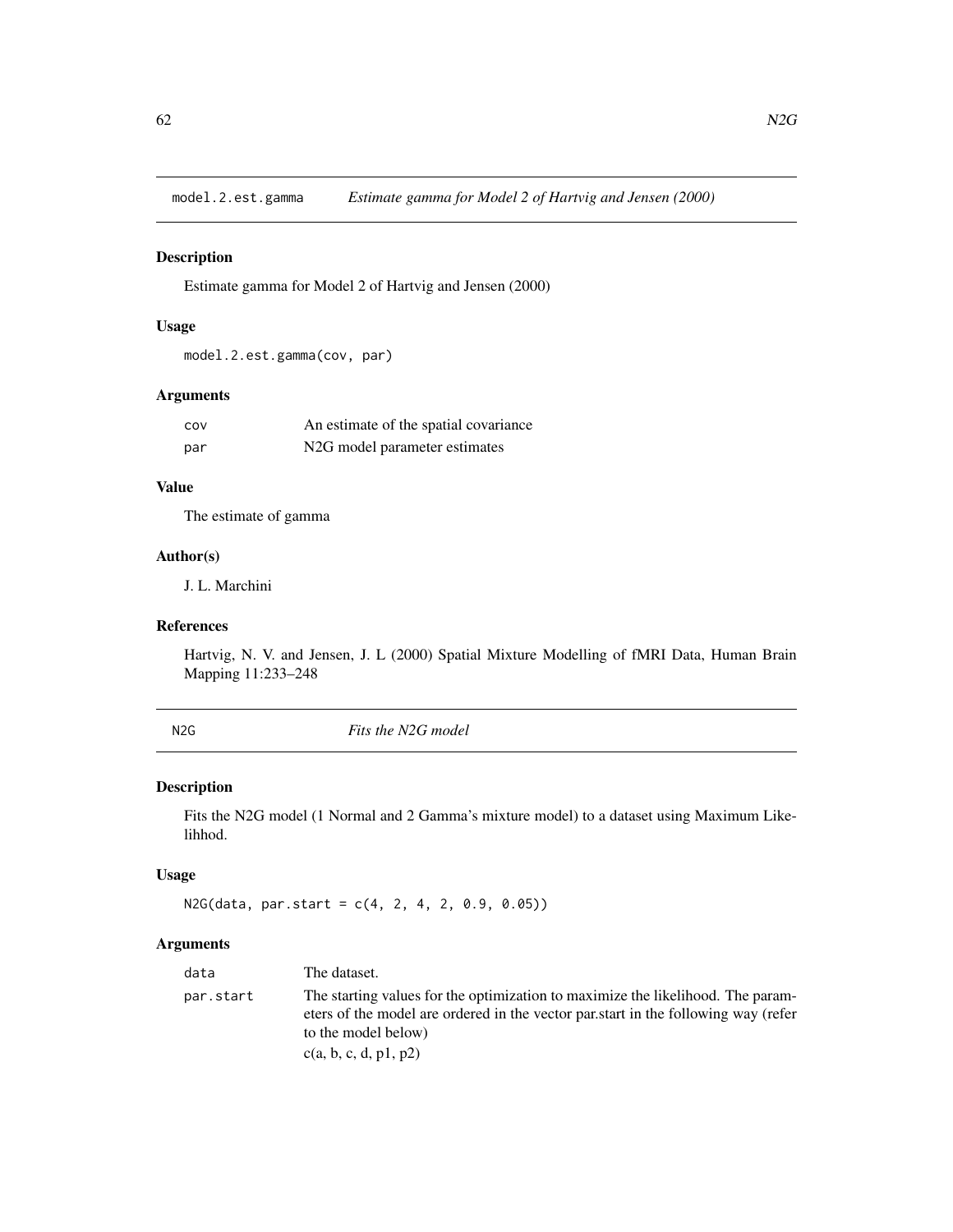## model.2.est.gamma *Estimate gamma for Model 2 of Hartvig and Jensen (2000)*

### Description

Estimate gamma for Model 2 of Hartvig and Jensen (2000)

### Usage

```
model.2.est.gamma(cov, par)
```

### Arguments

| | |
|---|---|
| `cov` | An estimate of the spatial covariance |
| `par` | N2G model parameter estimates |

### Value

The estimate of gamma

### Author(s)

J. L. Marchini

### References

Hartvig, N. V. and Jensen, J. L (2000) Spatial Mixture Modelling of fMRI Data, Human Brain Mapping 11:233–248

## N2G *Fits the N2G model*

### Description

Fits the N2G model (1 Normal and 2 Gamma's mixture model) to a dataset using Maximum Likelihhod.

### Usage

```
N2G(data, par.start = c(4, 2, 4, 2, 0.9, 0.05))
```

### Arguments

| | |
|---|---|
| `data` | The dataset. |
| `par.start` | The starting values for the optimization to maximize the likelihood. The parameters of the model are ordered in the vector par.start in the following way (refer to the model below)<br>c(a, b, c, d, p1, p2) |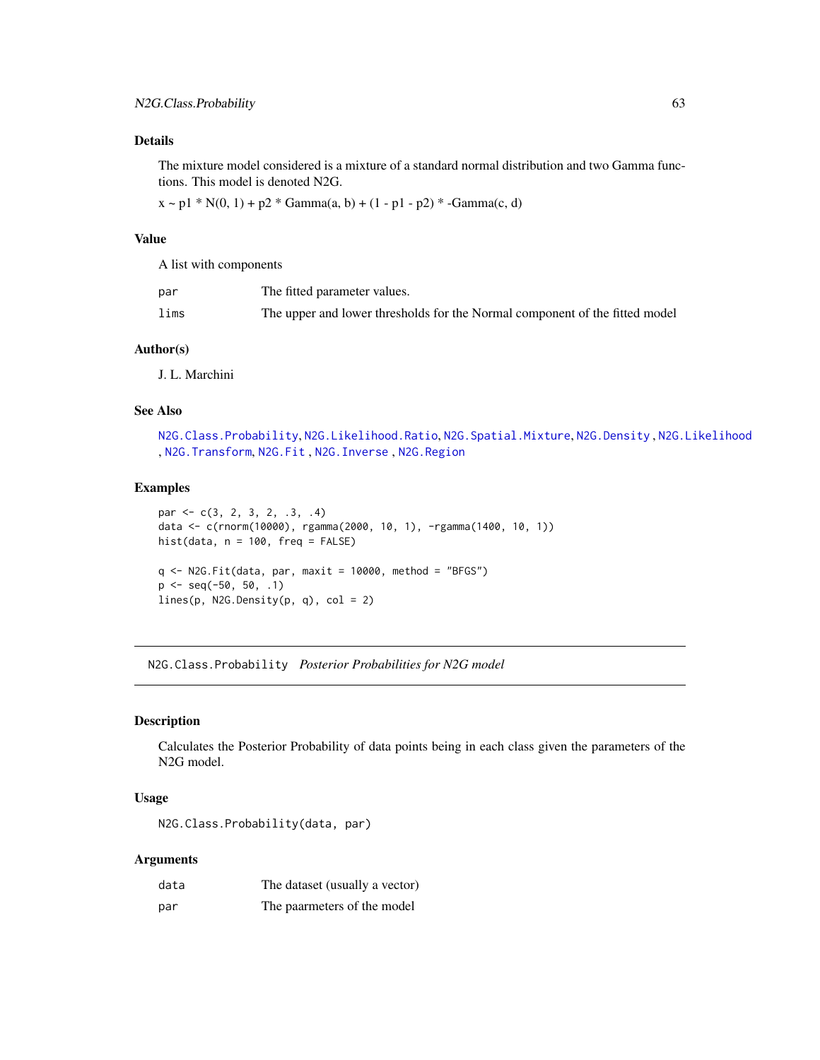### Details

The mixture model considered is a mixture of a standard normal distribution and two Gamma functions. This model is denoted N2G.

x ~ p1 * N(0, 1) + p2 * Gamma(a, b) + (1 - p1 - p2) * -Gamma(c, d)

### Value

A list with components

| | |
|---|---|
| par | The fitted parameter values. |
| lims | The upper and lower thresholds for the Normal component of the fitted model |

### Author(s)

J. L. Marchini

### See Also

N2G.Class.Probability, N2G.Likelihood.Ratio, N2G.Spatial.Mixture, N2G.Density , N2G.Likelihood , N2G.Transform, N2G.Fit , N2G.Inverse , N2G.Region

### Examples

```
par <- c(3, 2, 3, 2, .3, .4)
data <- c(rnorm(10000), rgamma(2000, 10, 1), -rgamma(1400, 10, 1))
hist(data, n = 100, freq = FALSE)

q <- N2G.Fit(data, par, maxit = 10000, method = "BFGS")
p <- seq(-50, 50, .1)
lines(p, N2G.Density(p, q), col = 2)
```

---

## N2G.Class.Probability *Posterior Probabilities for N2G model*

### Description

Calculates the Posterior Probability of data points being in each class given the parameters of the N2G model.

### Usage

```
N2G.Class.Probability(data, par)
```

### Arguments

| | |
|---|---|
| data | The dataset (usually a vector) |
| par | The paarmeters of the model |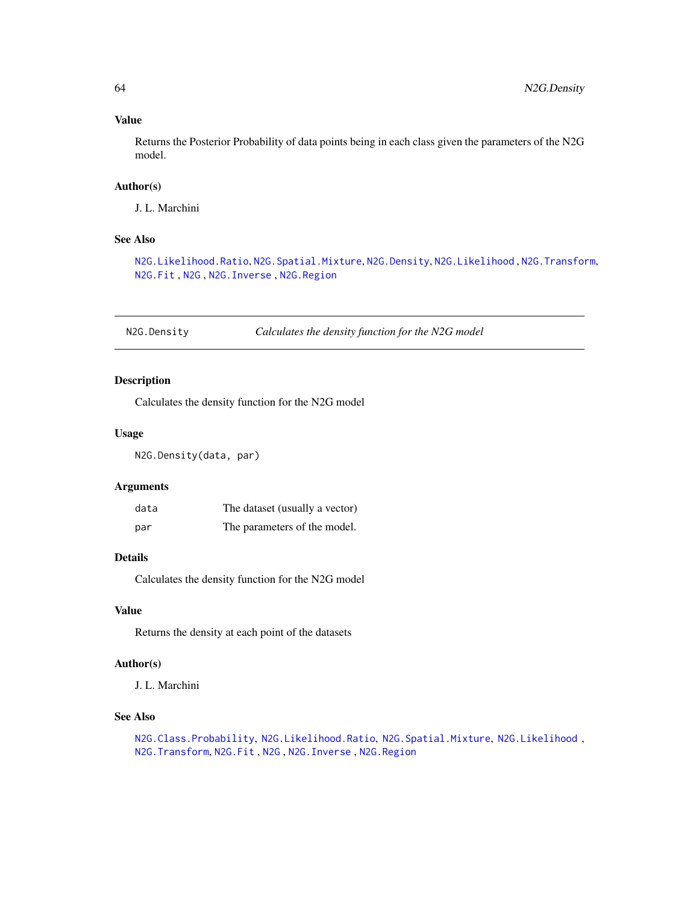### Value

Returns the Posterior Probability of data points being in each class given the parameters of the N2G model.

### Author(s)

J. L. Marchini

### See Also

N2G.Likelihood.Ratio, N2G.Spatial.Mixture, N2G.Density, N2G.Likelihood , N2G.Transform, N2G.Fit , N2G , N2G.Inverse , N2G.Region

---

## N2G.Density *Calculates the density function for the N2G model*

---

### Description

Calculates the density function for the N2G model

### Usage

```
N2G.Density(data, par)
```

### Arguments

| | |
|---|---|
| data | The dataset (usually a vector) |
| par | The parameters of the model. |

### Details

Calculates the density function for the N2G model

### Value

Returns the density at each point of the datasets

### Author(s)

J. L. Marchini

### See Also

N2G.Class.Probability, N2G.Likelihood.Ratio, N2G.Spatial.Mixture, N2G.Likelihood , N2G.Transform, N2G.Fit , N2G , N2G.Inverse , N2G.Region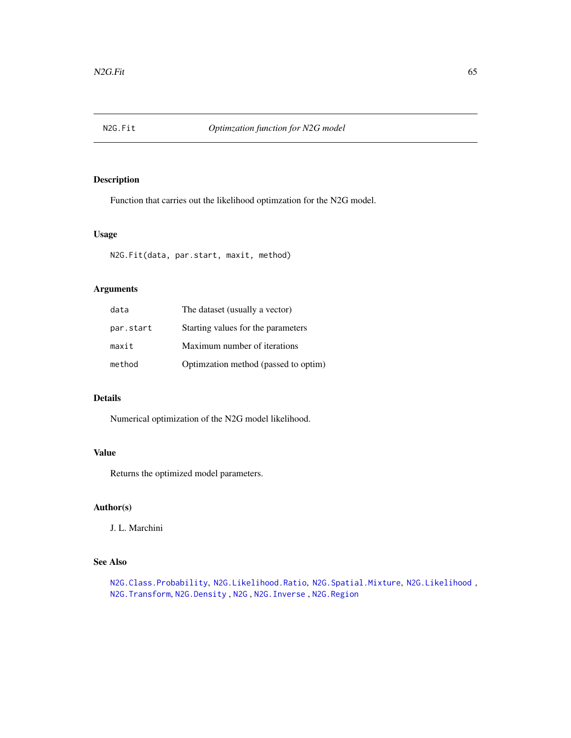## N2G.Fit — *Optimzation function for N2G model*

### Description

Function that carries out the likelihood optimzation for the N2G model.

### Usage

```
N2G.Fit(data, par.start, maxit, method)
```

### Arguments

| | |
|---|---|
| `data` | The dataset (usually a vector) |
| `par.start` | Starting values for the parameters |
| `maxit` | Maximum number of iterations |
| `method` | Optimzation method (passed to optim) |

### Details

Numerical optimization of the N2G model likelihood.

### Value

Returns the optimized model parameters.

### Author(s)

J. L. Marchini

### See Also

`N2G.Class.Probability`, `N2G.Likelihood.Ratio`, `N2G.Spatial.Mixture`, `N2G.Likelihood` , `N2G.Transform`, `N2G.Density` , `N2G` , `N2G.Inverse` , `N2G.Region`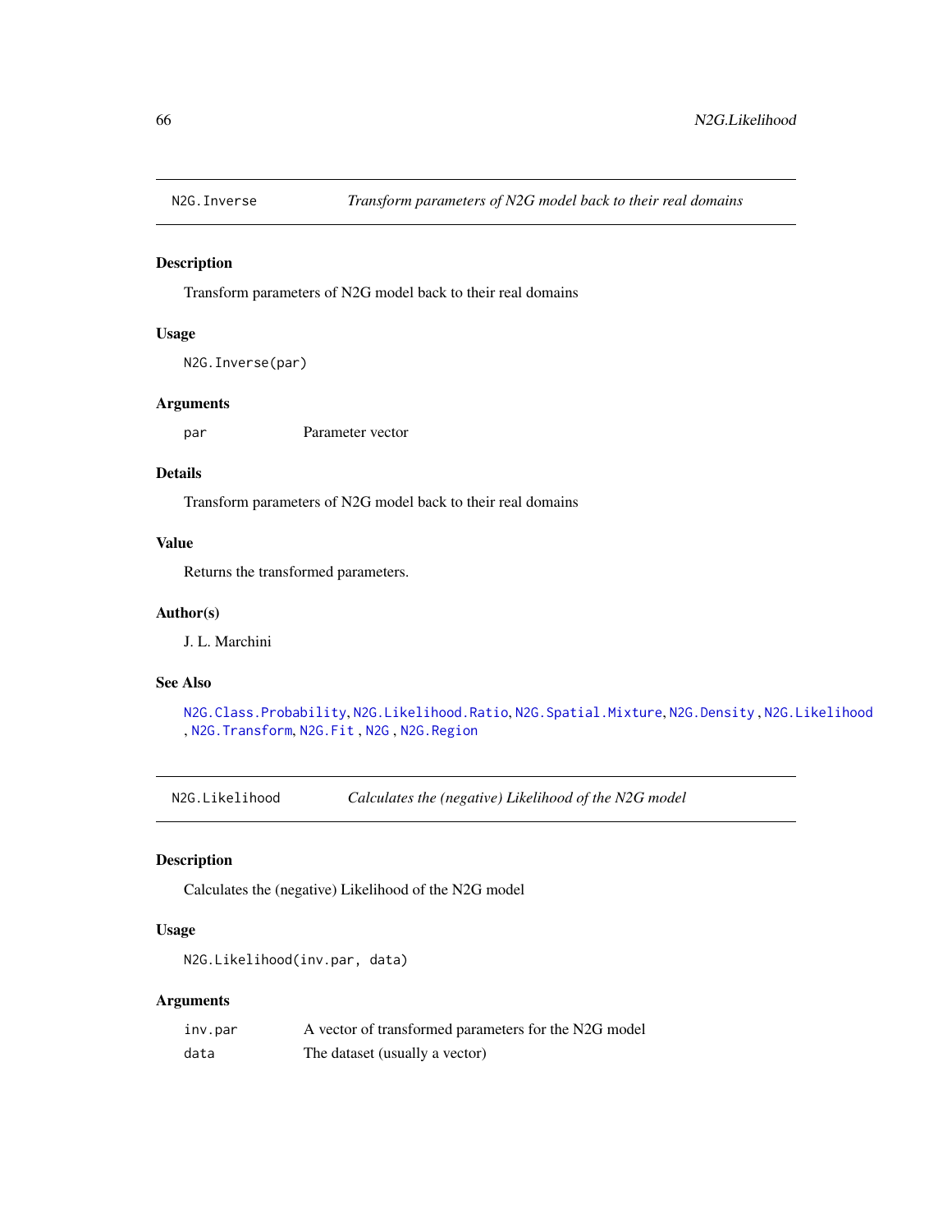## N2G.Inverse — *Transform parameters of N2G model back to their real domains*

### Description

Transform parameters of N2G model back to their real domains

### Usage

```
N2G.Inverse(par)
```

### Arguments

| | |
|---|---|
| `par` | Parameter vector |

### Details

Transform parameters of N2G model back to their real domains

### Value

Returns the transformed parameters.

### Author(s)

J. L. Marchini

### See Also

`N2G.Class.Probability`, `N2G.Likelihood.Ratio`, `N2G.Spatial.Mixture`, `N2G.Density` , `N2G.Likelihood` , `N2G.Transform`, `N2G.Fit` , `N2G` , `N2G.Region`

## N2G.Likelihood — *Calculates the (negative) Likelihood of the N2G model*

### Description

Calculates the (negative) Likelihood of the N2G model

### Usage

```
N2G.Likelihood(inv.par, data)
```

### Arguments

| | |
|---|---|
| `inv.par` | A vector of transformed parameters for the N2G model |
| `data` | The dataset (usually a vector) |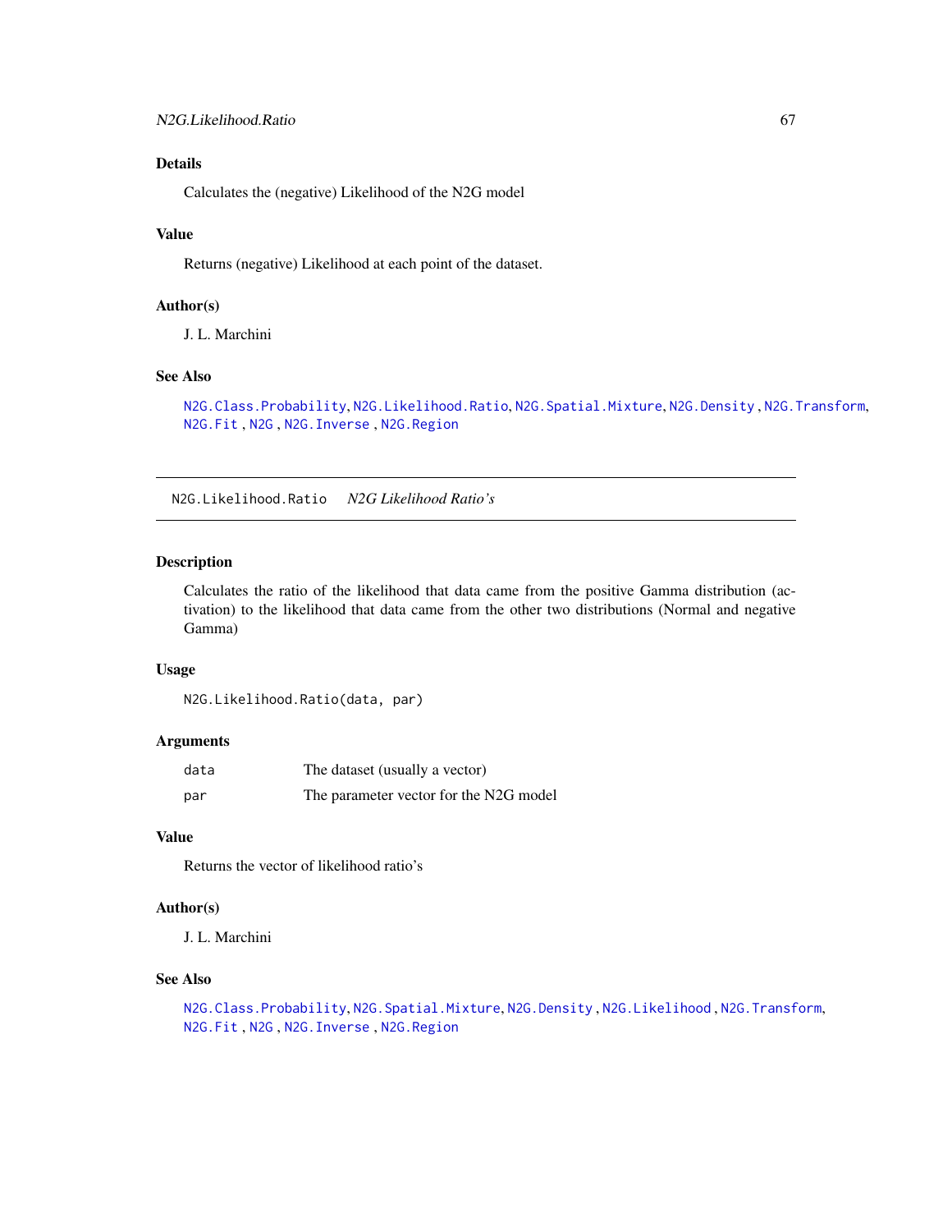## Details

Calculates the (negative) Likelihood of the N2G model

## Value

Returns (negative) Likelihood at each point of the dataset.

## Author(s)

J. L. Marchini

## See Also

N2G.Class.Probability, N2G.Likelihood.Ratio, N2G.Spatial.Mixture, N2G.Density , N2G.Transform, N2G.Fit , N2G , N2G.Inverse , N2G.Region

---

# N2G.Likelihood.Ratio &nbsp;&nbsp; *N2G Likelihood Ratio's*

## Description

Calculates the ratio of the likelihood that data came from the positive Gamma distribution (activation) to the likelihood that data came from the other two distributions (Normal and negative Gamma)

## Usage

```
N2G.Likelihood.Ratio(data, par)
```

## Arguments

| | |
|---|---|
| data | The dataset (usually a vector) |
| par | The parameter vector for the N2G model |

## Value

Returns the vector of likelihood ratio's

## Author(s)

J. L. Marchini

## See Also

N2G.Class.Probability, N2G.Spatial.Mixture, N2G.Density , N2G.Likelihood , N2G.Transform, N2G.Fit , N2G , N2G.Inverse , N2G.Region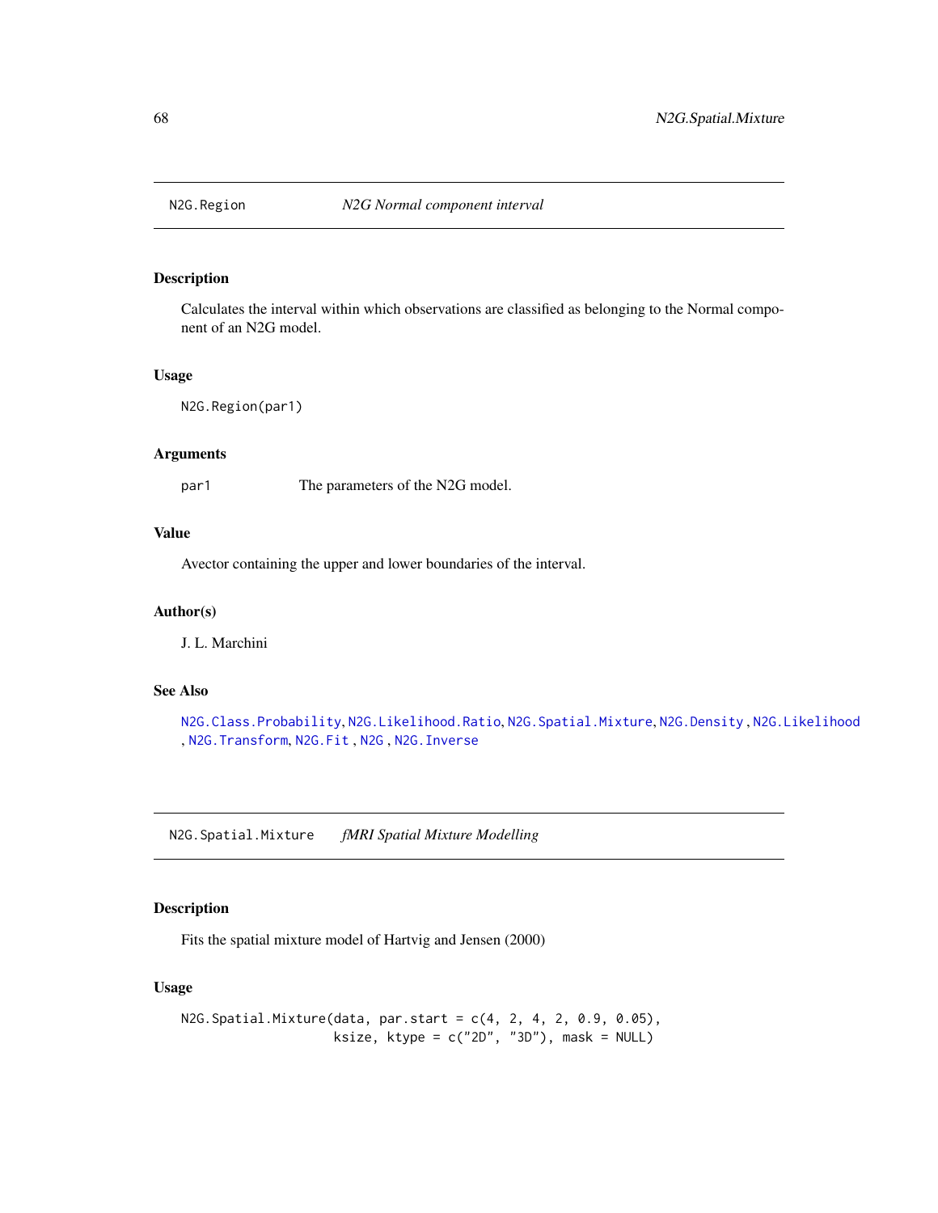## N2G.Region — *N2G Normal component interval*

### Description

Calculates the interval within which observations are classified as belonging to the Normal component of an N2G model.

### Usage

```
N2G.Region(par1)
```

### Arguments

| | |
|---|---|
| par1 | The parameters of the N2G model. |

### Value

Avector containing the upper and lower boundaries of the interval.

### Author(s)

J. L. Marchini

### See Also

N2G.Class.Probability, N2G.Likelihood.Ratio, N2G.Spatial.Mixture, N2G.Density , N2G.Likelihood , N2G.Transform, N2G.Fit , N2G , N2G.Inverse

## N2G.Spatial.Mixture — *fMRI Spatial Mixture Modelling*

### Description

Fits the spatial mixture model of Hartvig and Jensen (2000)

### Usage

```
N2G.Spatial.Mixture(data, par.start = c(4, 2, 4, 2, 0.9, 0.05),
                    ksize, ktype = c("2D", "3D"), mask = NULL)
```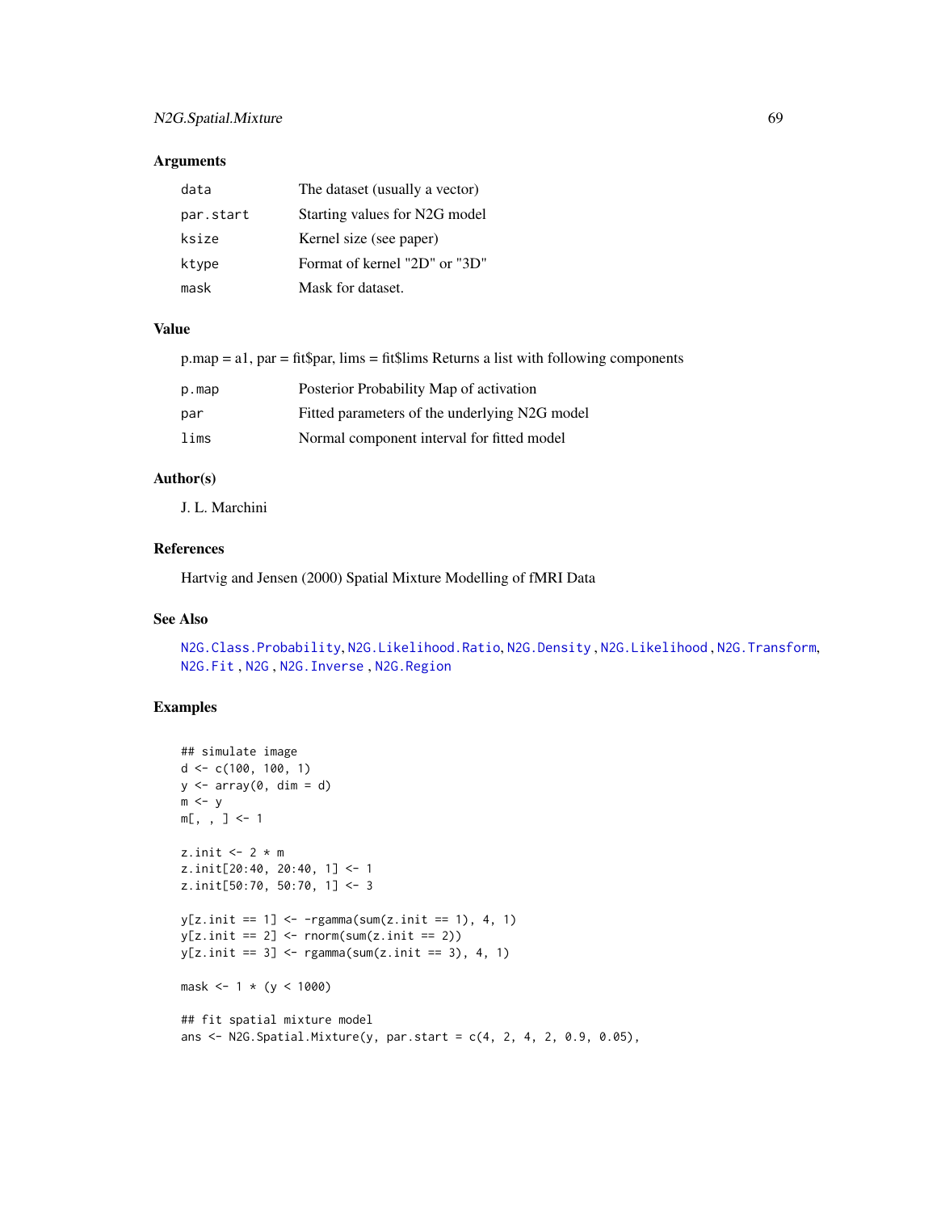## Arguments

| | |
|---|---|
| data | The dataset (usually a vector) |
| par.start | Starting values for N2G model |
| ksize | Kernel size (see paper) |
| ktype | Format of kernel "2D" or "3D" |
| mask | Mask for dataset. |

## Value

p.map = a1, par = fit$par, lims = fit$lims Returns a list with following components

| | |
|---|---|
| p.map | Posterior Probability Map of activation |
| par | Fitted parameters of the underlying N2G model |
| lims | Normal component interval for fitted model |

## Author(s)

J. L. Marchini

## References

Hartvig and Jensen (2000) Spatial Mixture Modelling of fMRI Data

## See Also

N2G.Class.Probability, N2G.Likelihood.Ratio, N2G.Density , N2G.Likelihood , N2G.Transform, N2G.Fit , N2G , N2G.Inverse , N2G.Region

## Examples

```
## simulate image
d <- c(100, 100, 1)
y <- array(0, dim = d)
m <- y
m[, , ] <- 1

z.init <- 2 * m
z.init[20:40, 20:40, 1] <- 1
z.init[50:70, 50:70, 1] <- 3

y[z.init == 1] <- -rgamma(sum(z.init == 1), 4, 1)
y[z.init == 2] <- rnorm(sum(z.init == 2))
y[z.init == 3] <- rgamma(sum(z.init == 3), 4, 1)

mask <- 1 * (y < 1000)

## fit spatial mixture model
ans <- N2G.Spatial.Mixture(y, par.start = c(4, 2, 4, 2, 0.9, 0.05),
```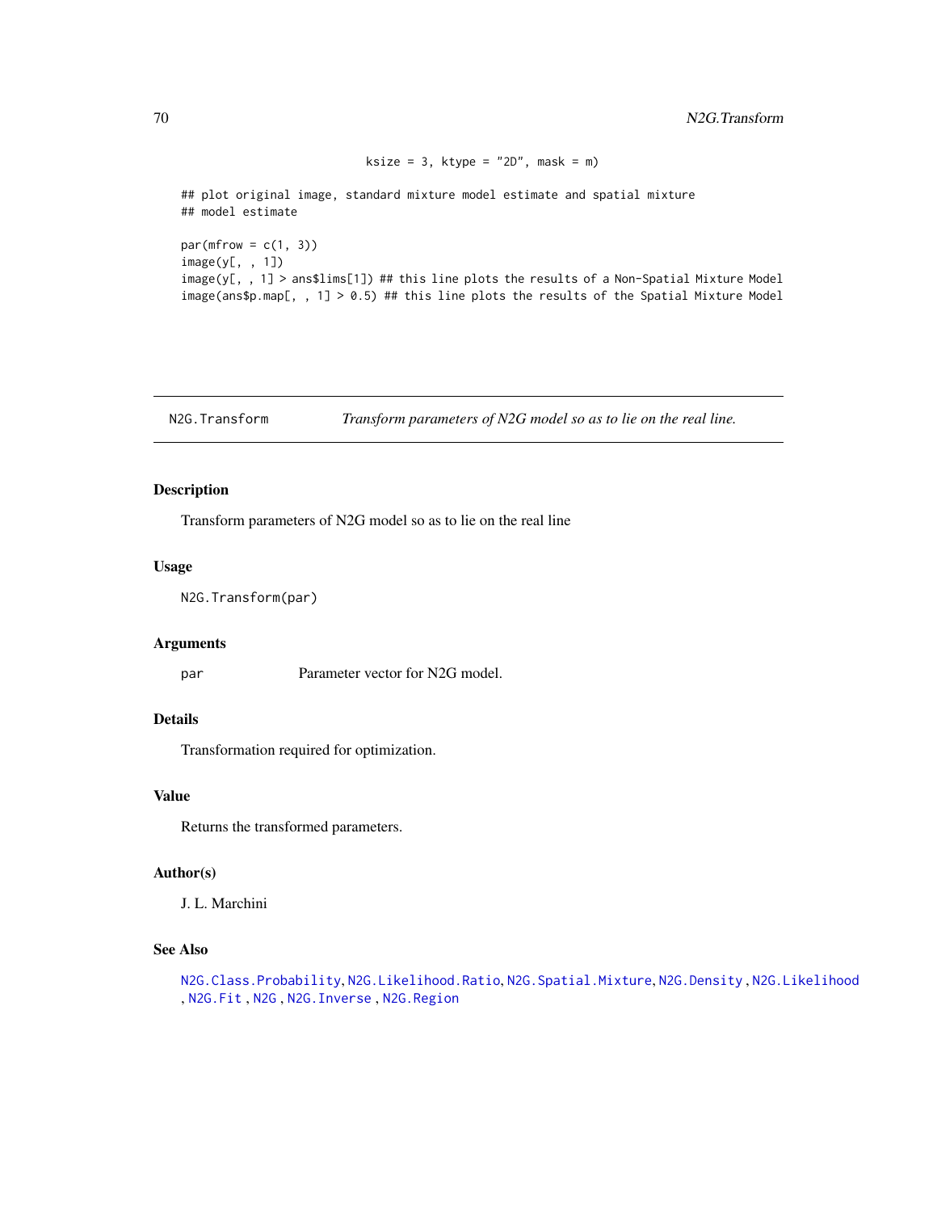```
                          ksize = 3, ktype = "2D", mask = m)

## plot original image, standard mixture model estimate and spatial mixture
## model estimate

par(mfrow = c(1, 3))
image(y[, , 1])
image(y[, , 1] > ans$lims[1]) ## this line plots the results of a Non-Spatial Mixture Model
image(ans$p.map[, , 1] > 0.5) ## this line plots the results of the Spatial Mixture Model
```

## N2G.Transform — *Transform parameters of N2G model so as to lie on the real line.*

### Description

Transform parameters of N2G model so as to lie on the real line

### Usage

```
N2G.Transform(par)
```

### Arguments

| | |
|---|---|
| `par` | Parameter vector for N2G model. |

### Details

Transformation required for optimization.

### Value

Returns the transformed parameters.

### Author(s)

J. L. Marchini

### See Also

`N2G.Class.Probability`, `N2G.Likelihood.Ratio`, `N2G.Spatial.Mixture`, `N2G.Density` , `N2G.Likelihood` , `N2G.Fit` , `N2G` , `N2G.Inverse` , `N2G.Region`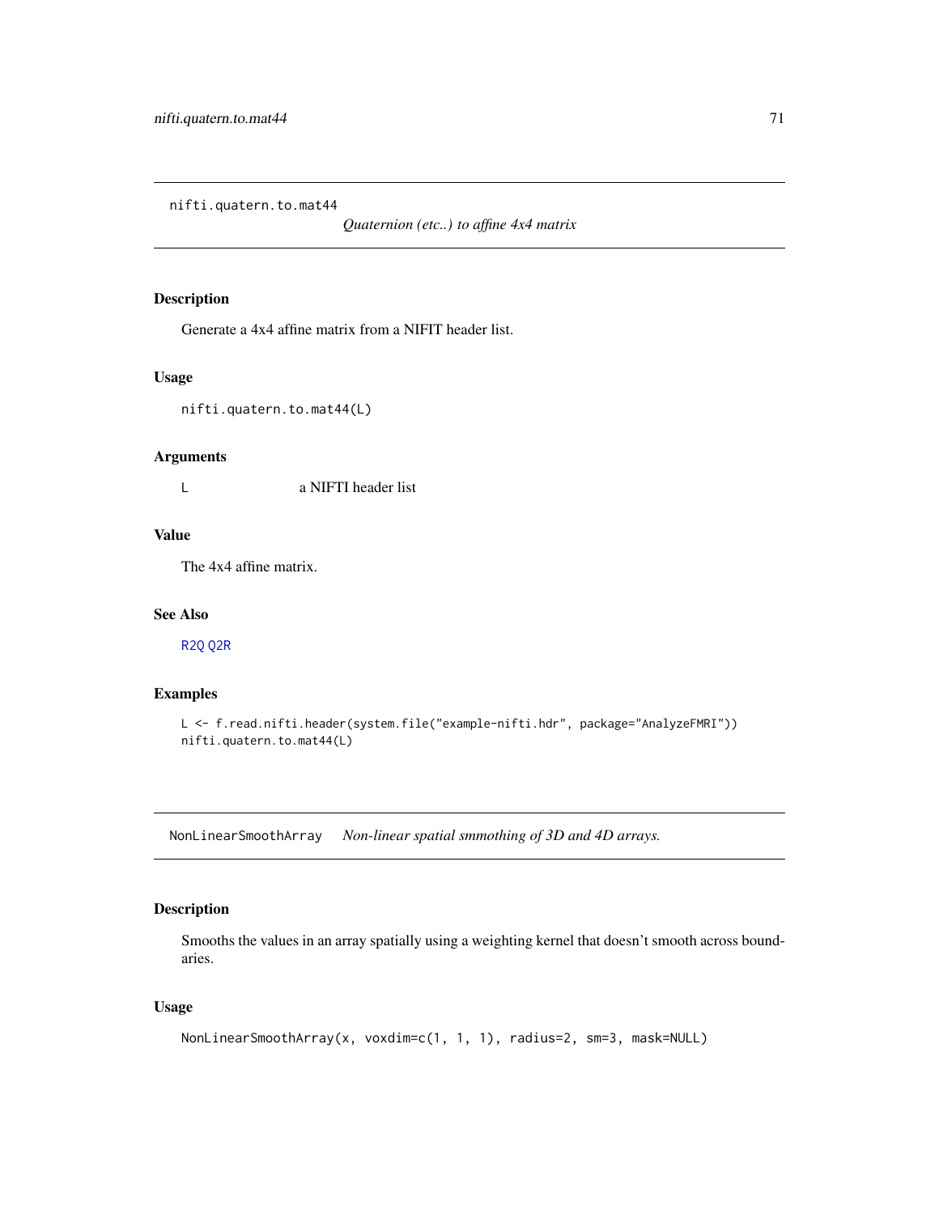## nifti.quatern.to.mat44 — *Quaternion (etc..) to affine 4x4 matrix*

### Description

Generate a 4x4 affine matrix from a NIFIT header list.

### Usage

```
nifti.quatern.to.mat44(L)
```

### Arguments

| | |
|---|---|
| L | a NIFTI header list |

### Value

The 4x4 affine matrix.

### See Also

R2Q Q2R

### Examples

```
L <- f.read.nifti.header(system.file("example-nifti.hdr", package="AnalyzeFMRI"))
nifti.quatern.to.mat44(L)
```

## NonLinearSmoothArray — *Non-linear spatial smmothing of 3D and 4D arrays.*

### Description

Smooths the values in an array spatially using a weighting kernel that doesn't smooth across boundaries.

### Usage

```
NonLinearSmoothArray(x, voxdim=c(1, 1, 1), radius=2, sm=3, mask=NULL)
```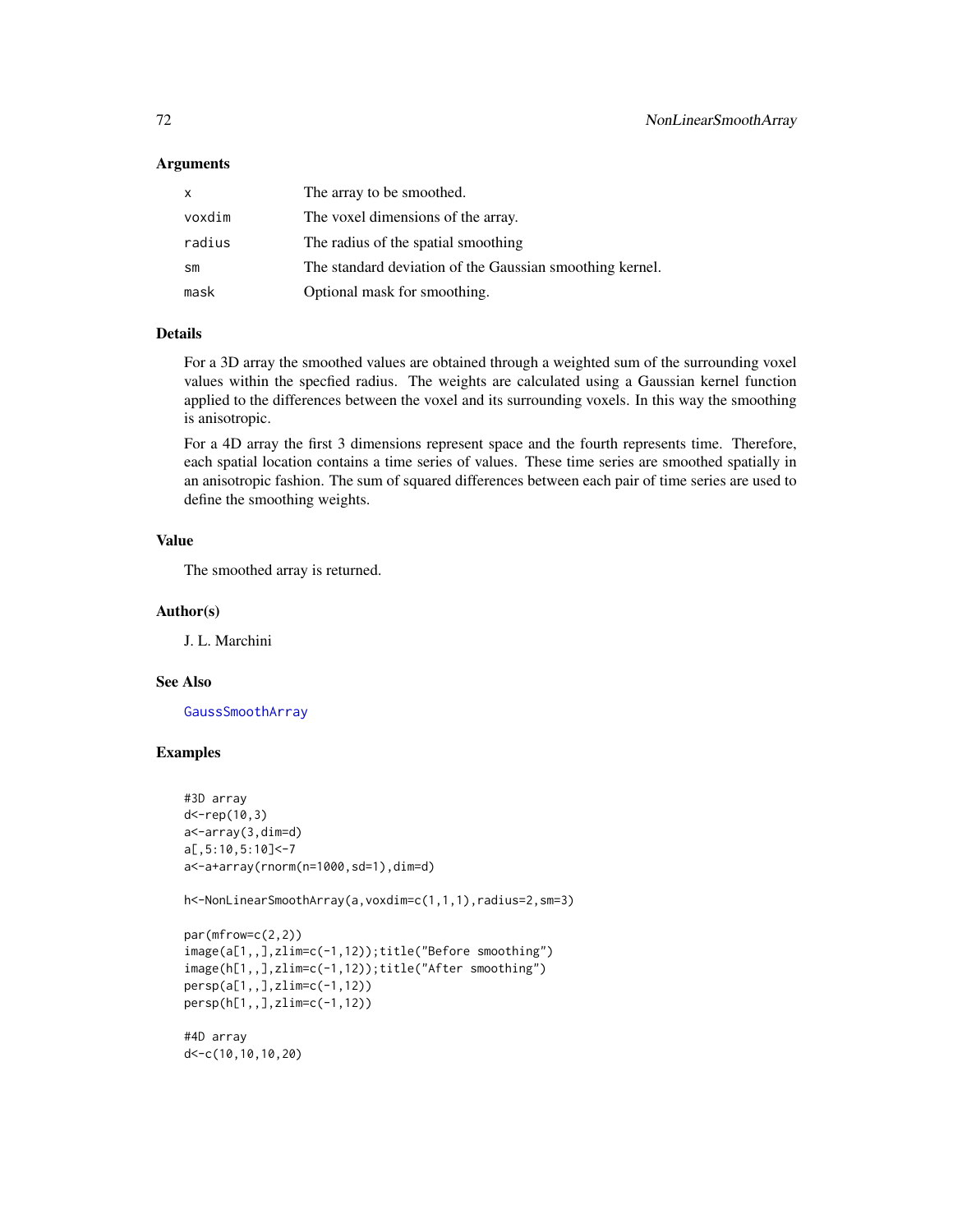## Arguments

| | |
|---|---|
| `x` | The array to be smoothed. |
| `voxdim` | The voxel dimensions of the array. |
| `radius` | The radius of the spatial smoothing |
| `sm` | The standard deviation of the Gaussian smoothing kernel. |
| `mask` | Optional mask for smoothing. |

## Details

For a 3D array the smoothed values are obtained through a weighted sum of the surrounding voxel values within the specfied radius. The weights are calculated using a Gaussian kernel function applied to the differences between the voxel and its surrounding voxels. In this way the smoothing is anisotropic.

For a 4D array the first 3 dimensions represent space and the fourth represents time. Therefore, each spatial location contains a time series of values. These time series are smoothed spatially in an anisotropic fashion. The sum of squared differences between each pair of time series are used to define the smoothing weights.

## Value

The smoothed array is returned.

## Author(s)

J. L. Marchini

## See Also

GaussSmoothArray

## Examples

```
#3D array
d<-rep(10,3)
a<-array(3,dim=d)
a[,5:10,5:10]<-7
a<-a+array(rnorm(n=1000,sd=1),dim=d)

h<-NonLinearSmoothArray(a,voxdim=c(1,1,1),radius=2,sm=3)

par(mfrow=c(2,2))
image(a[1,,],zlim=c(-1,12));title("Before smoothing")
image(h[1,,],zlim=c(-1,12));title("After smoothing")
persp(a[1,,],zlim=c(-1,12))
persp(h[1,,],zlim=c(-1,12))

#4D array
d<-c(10,10,10,20)
```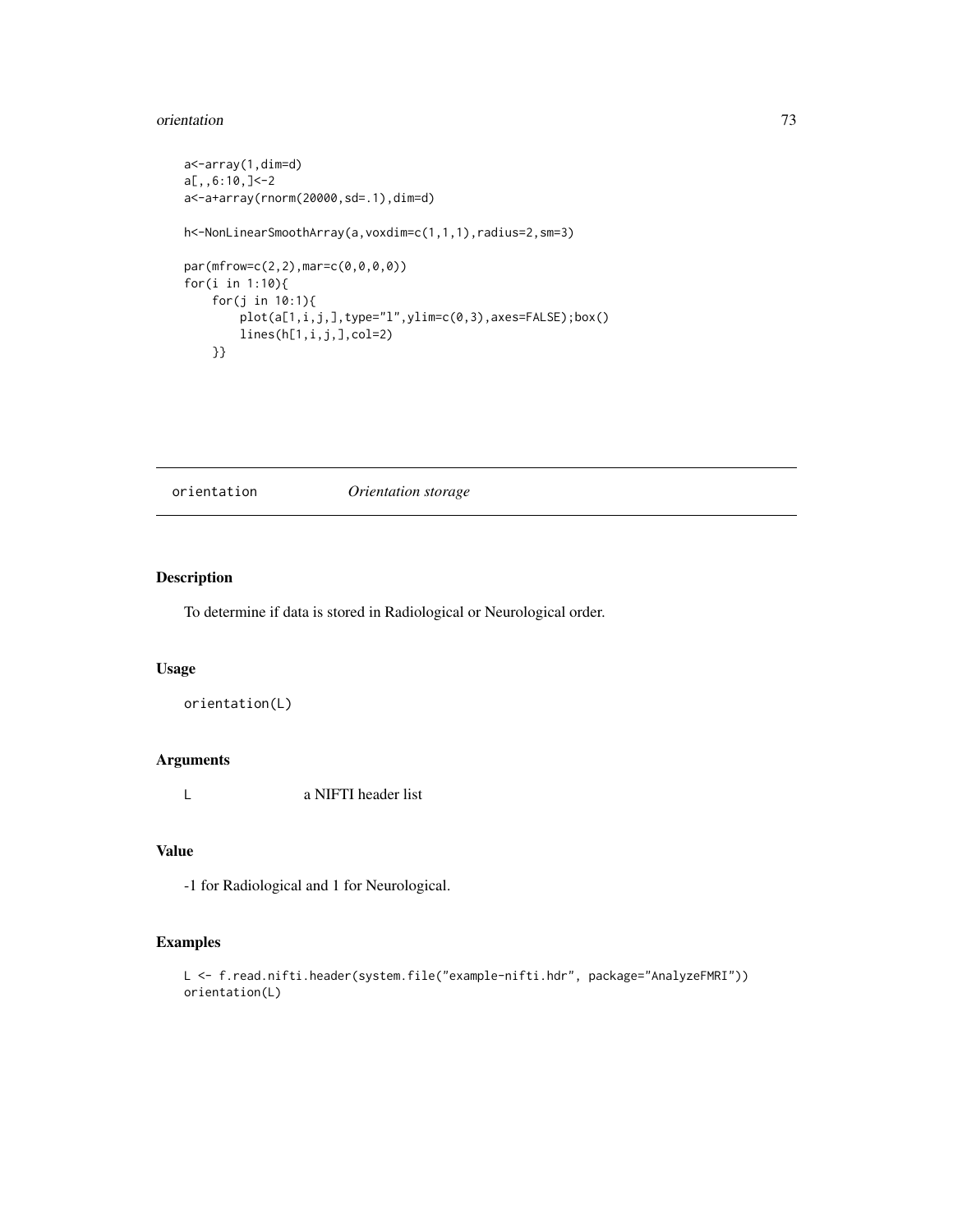```
a<-array(1,dim=d)
a[,,6:10,]<-2
a<-a+array(rnorm(20000,sd=.1),dim=d)

h<-NonLinearSmoothArray(a,voxdim=c(1,1,1),radius=2,sm=3)

par(mfrow=c(2,2),mar=c(0,0,0,0))
for(i in 1:10){
    for(j in 10:1){
        plot(a[1,i,j,],type="l",ylim=c(0,3),axes=FALSE);box()
        lines(h[1,i,j,],col=2)
    }}
```

---

## orientation *Orientation storage*

### Description

To determine if data is stored in Radiological or Neurological order.

### Usage

```
orientation(L)
```

### Arguments

| | |
|---|---|
| L | a NIFTI header list |

### Value

-1 for Radiological and 1 for Neurological.

### Examples

```
L <- f.read.nifti.header(system.file("example-nifti.hdr", package="AnalyzeFMRI"))
orientation(L)
```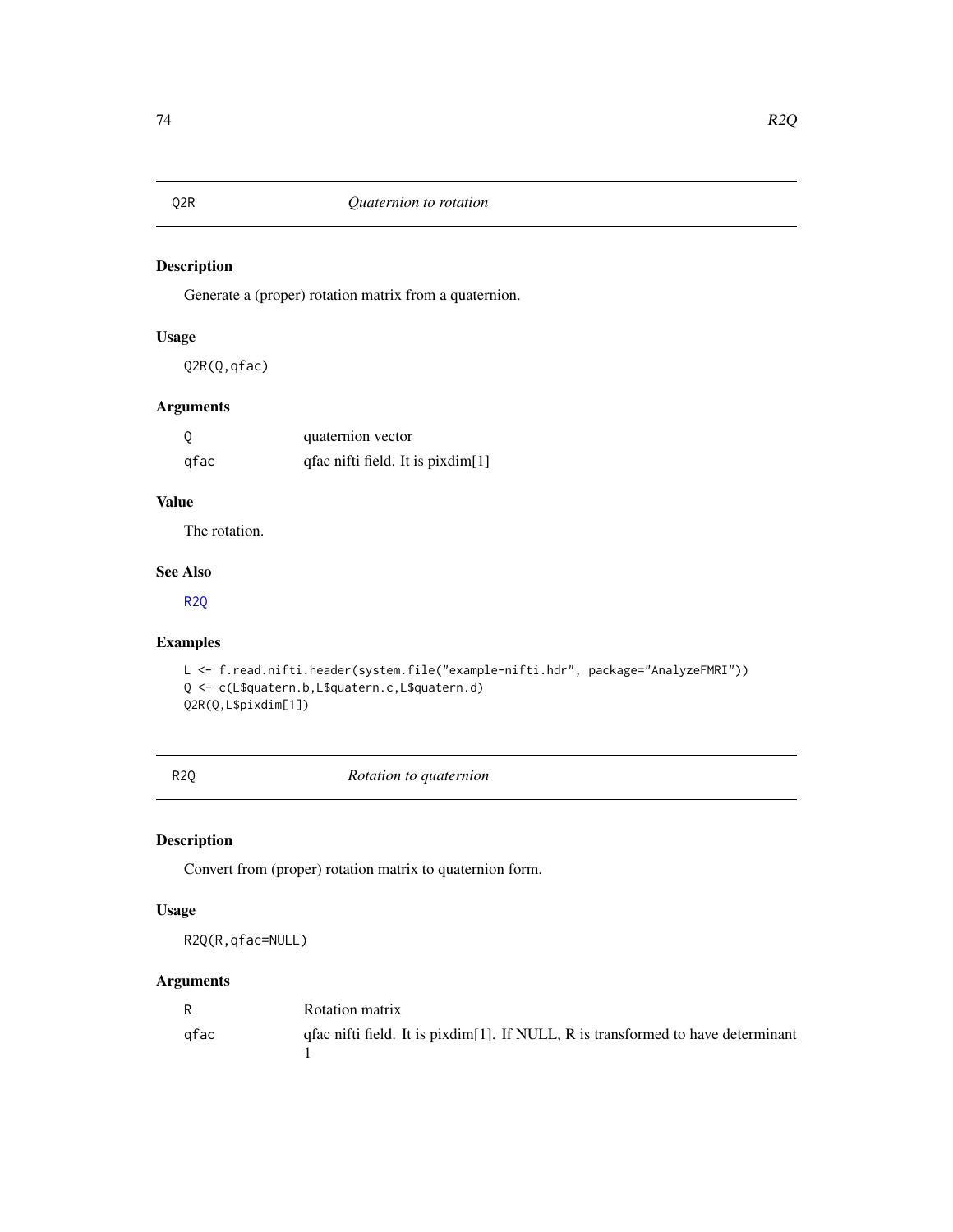## Q2R *Quaternion to rotation*

### Description

Generate a (proper) rotation matrix from a quaternion.

### Usage

```
Q2R(Q,qfac)
```

### Arguments

| | |
|---|---|
| Q | quaternion vector |
| qfac | qfac nifti field. It is pixdim[1] |

### Value

The rotation.

### See Also

R2Q

### Examples

```
L <- f.read.nifti.header(system.file("example-nifti.hdr", package="AnalyzeFMRI"))
Q <- c(L$quatern.b,L$quatern.c,L$quatern.d)
Q2R(Q,L$pixdim[1])
```

## R2Q *Rotation to quaternion*

### Description

Convert from (proper) rotation matrix to quaternion form.

### Usage

```
R2Q(R,qfac=NULL)
```

### Arguments

| | |
|---|---|
| R | Rotation matrix |
| qfac | qfac nifti field. It is pixdim[1]. If NULL, R is transformed to have determinant 1 |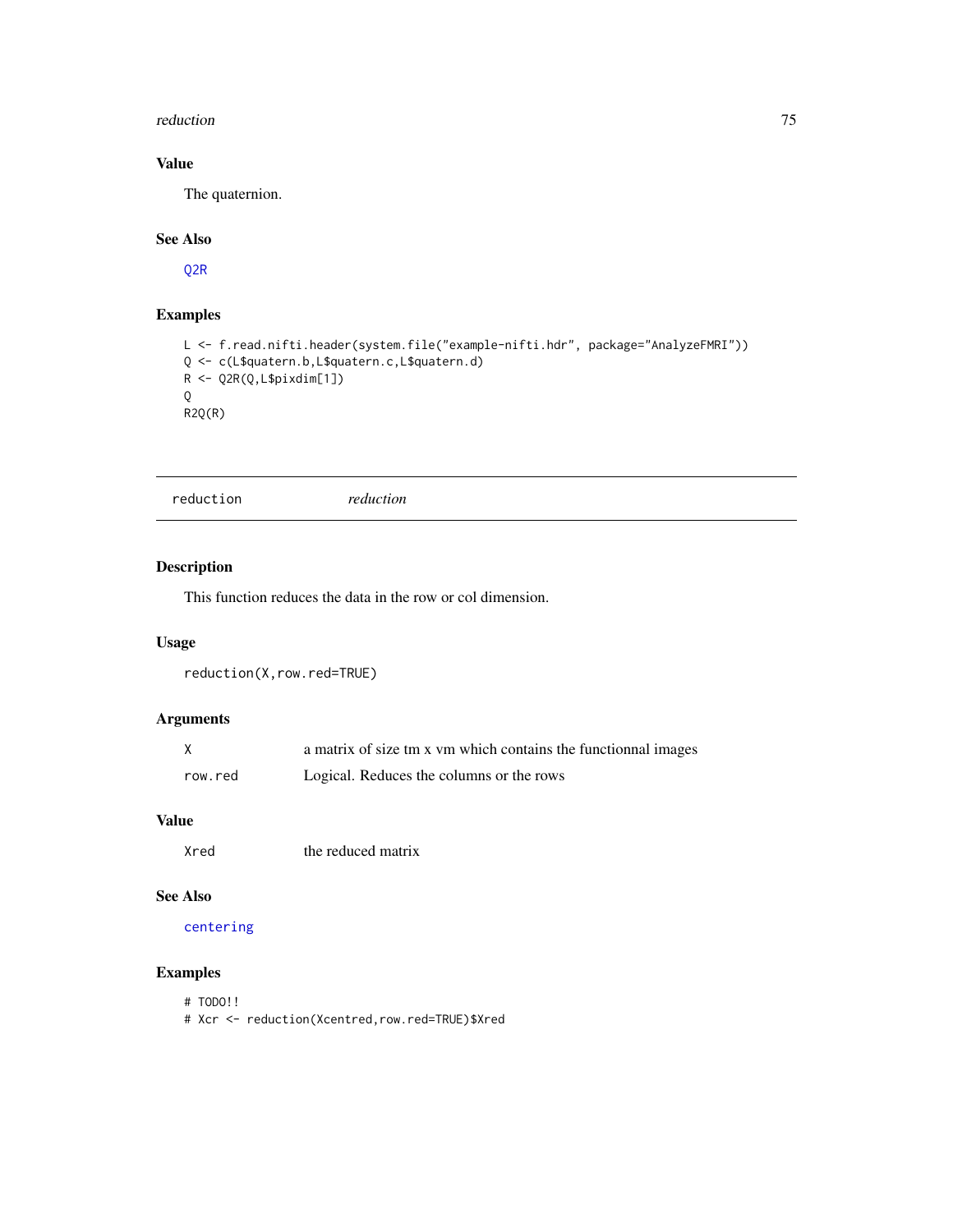### Value

The quaternion.

### See Also

Q2R

### Examples

```
L <- f.read.nifti.header(system.file("example-nifti.hdr", package="AnalyzeFMRI"))
Q <- c(L$quatern.b,L$quatern.c,L$quatern.d)
R <- Q2R(Q,L$pixdim[1])
Q
R2Q(R)
```

---

## reduction &nbsp;&nbsp;&nbsp;&nbsp;&nbsp;&nbsp; *reduction*

---

### Description

This function reduces the data in the row or col dimension.

### Usage

```
reduction(X,row.red=TRUE)
```

### Arguments

| | |
|---|---|
| X | a matrix of size tm x vm which contains the functionnal images |
| row.red | Logical. Reduces the columns or the rows |

### Value

| | |
|---|---|
| Xred | the reduced matrix |

### See Also

centering

### Examples

```
# TODO!!
# Xcr <- reduction(Xcentred,row.red=TRUE)$Xred
```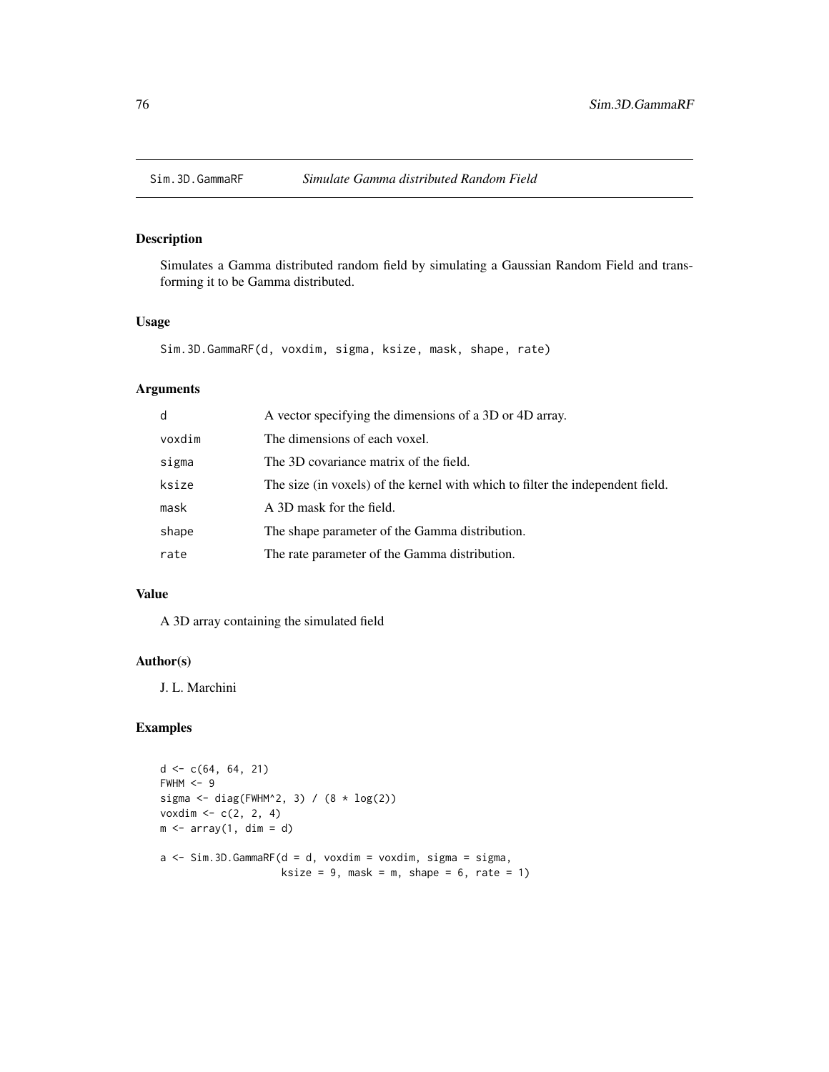## Sim.3D.GammaRF *Simulate Gamma distributed Random Field*

### Description

Simulates a Gamma distributed random field by simulating a Gaussian Random Field and transforming it to be Gamma distributed.

### Usage

```
Sim.3D.GammaRF(d, voxdim, sigma, ksize, mask, shape, rate)
```

### Arguments

| | |
|---|---|
| d | A vector specifying the dimensions of a 3D or 4D array. |
| voxdim | The dimensions of each voxel. |
| sigma | The 3D covariance matrix of the field. |
| ksize | The size (in voxels) of the kernel with which to filter the independent field. |
| mask | A 3D mask for the field. |
| shape | The shape parameter of the Gamma distribution. |
| rate | The rate parameter of the Gamma distribution. |

### Value

A 3D array containing the simulated field

### Author(s)

J. L. Marchini

### Examples

```
d <- c(64, 64, 21)
FWHM <- 9
sigma <- diag(FWHM^2, 3) / (8 * log(2))
voxdim <- c(2, 2, 4)
m <- array(1, dim = d)

a <- Sim.3D.GammaRF(d = d, voxdim = voxdim, sigma = sigma,
                    ksize = 9, mask = m, shape = 6, rate = 1)
```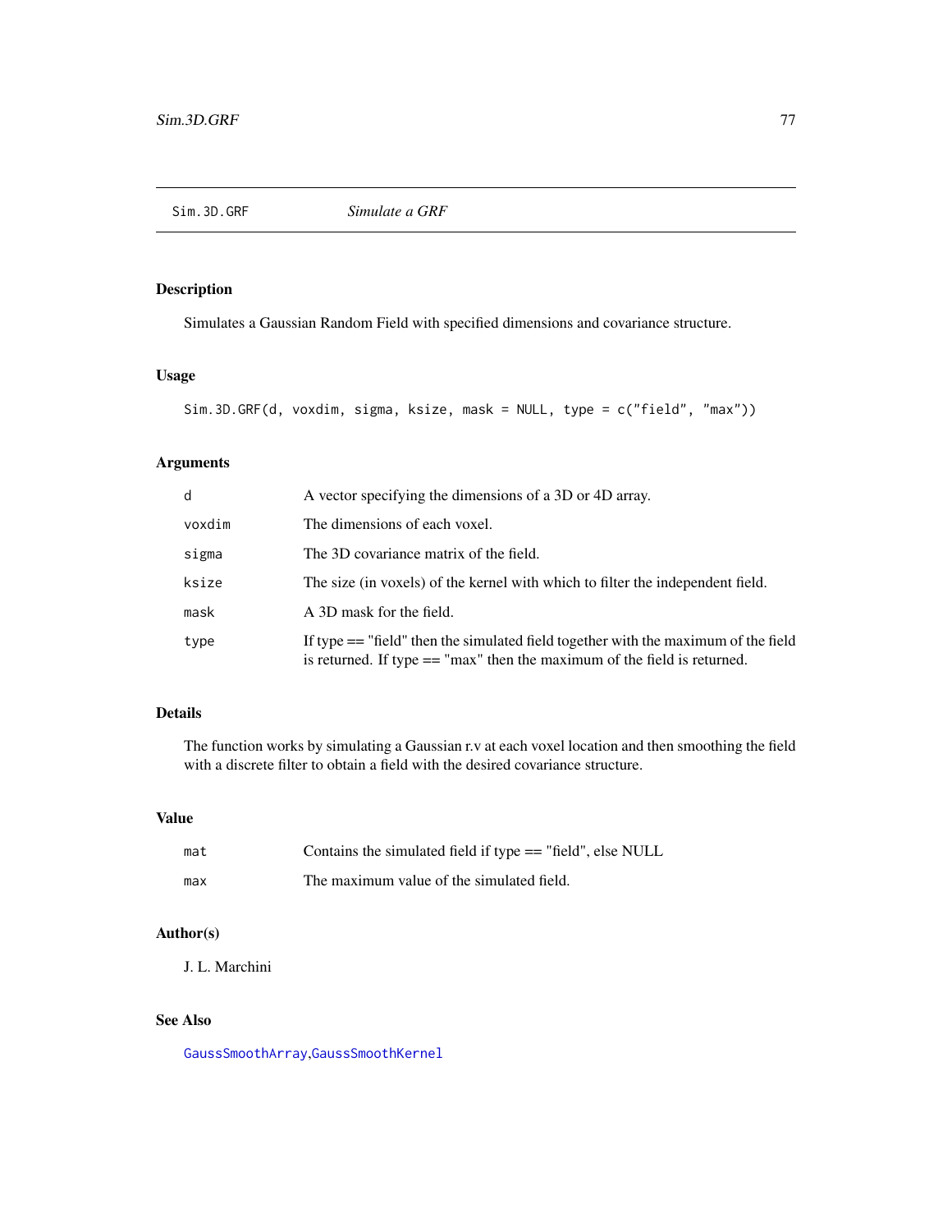# Sim.3D.GRF — Simulate a GRF

## Description

Simulates a Gaussian Random Field with specified dimensions and covariance structure.

## Usage

```
Sim.3D.GRF(d, voxdim, sigma, ksize, mask = NULL, type = c("field", "max"))
```

## Arguments

| | |
|---|---|
| d | A vector specifying the dimensions of a 3D or 4D array. |
| voxdim | The dimensions of each voxel. |
| sigma | The 3D covariance matrix of the field. |
| ksize | The size (in voxels) of the kernel with which to filter the independent field. |
| mask | A 3D mask for the field. |
| type | If type == "field" then the simulated field together with the maximum of the field is returned. If type == "max" then the maximum of the field is returned. |

## Details

The function works by simulating a Gaussian r.v at each voxel location and then smoothing the field with a discrete filter to obtain a field with the desired covariance structure.

## Value

| | |
|---|---|
| mat | Contains the simulated field if type == "field", else NULL |
| max | The maximum value of the simulated field. |

## Author(s)

J. L. Marchini

## See Also

GaussSmoothArray,GaussSmoothKernel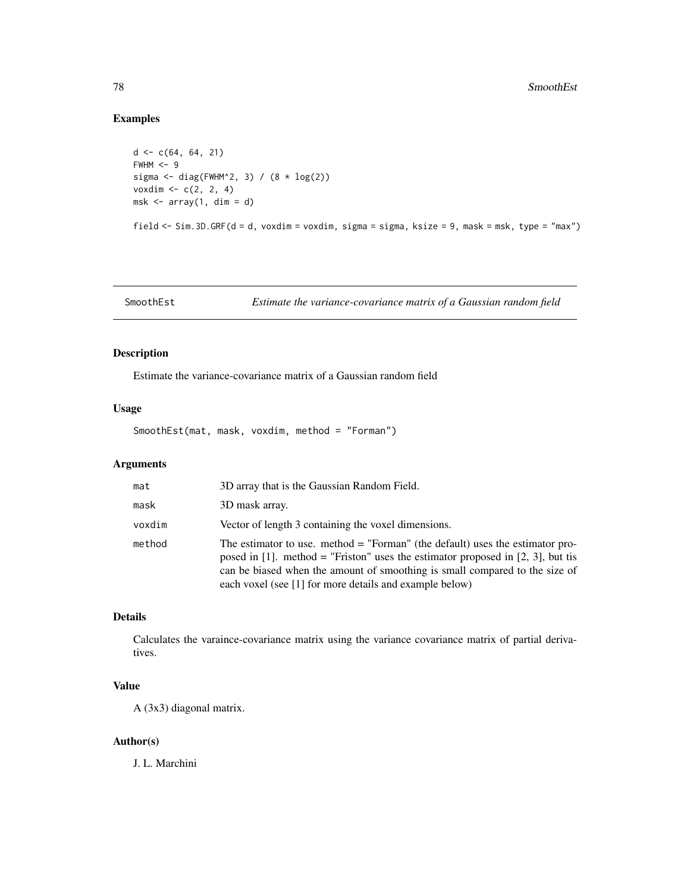## Examples

```
d <- c(64, 64, 21)
FWHM <- 9
sigma <- diag(FWHM^2, 3) / (8 * log(2))
voxdim <- c(2, 2, 4)
msk <- array(1, dim = d)

field <- Sim.3D.GRF(d = d, voxdim = voxdim, sigma = sigma, ksize = 9, mask = msk, type = "max")
```

---

# SmoothEst — *Estimate the variance-covariance matrix of a Gaussian random field*

---

## Description

Estimate the variance-covariance matrix of a Gaussian random field

## Usage

```
SmoothEst(mat, mask, voxdim, method = "Forman")
```

## Arguments

| | |
|---|---|
| mat | 3D array that is the Gaussian Random Field. |
| mask | 3D mask array. |
| voxdim | Vector of length 3 containing the voxel dimensions. |
| method | The estimator to use. method = "Forman" (the default) uses the estimator proposed in [1]. method = "Friston" uses the estimator proposed in [2, 3], but tis can be biased when the amount of smoothing is small compared to the size of each voxel (see [1] for more details and example below) |

## Details

Calculates the varaince-covariance matrix using the variance covariance matrix of partial derivatives.

## Value

A (3x3) diagonal matrix.

## Author(s)

J. L. Marchini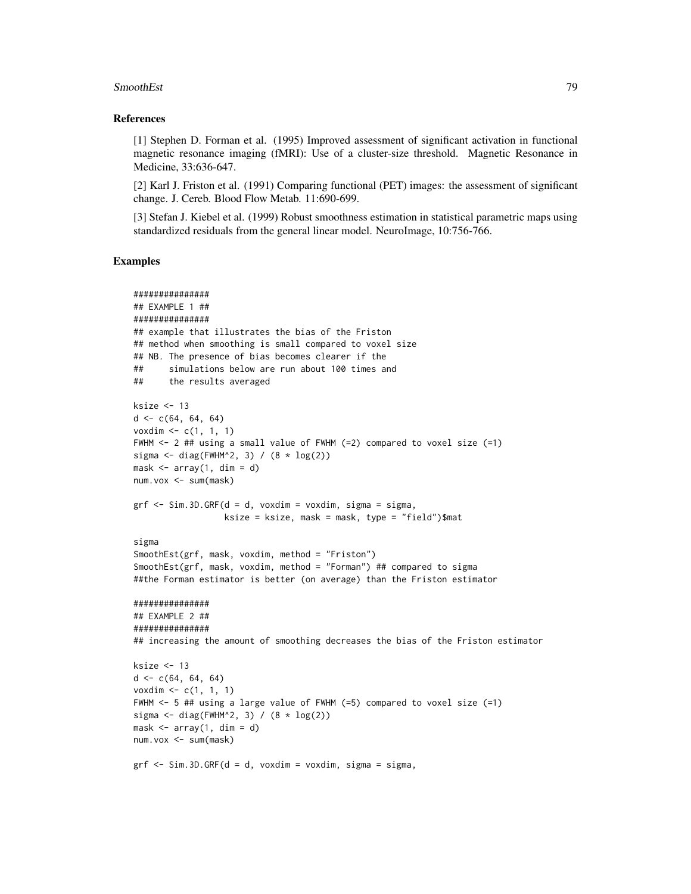### References

[1] Stephen D. Forman et al. (1995) Improved assessment of significant activation in functional magnetic resonance imaging (fMRI): Use of a cluster-size threshold. Magnetic Resonance in Medicine, 33:636-647.

[2] Karl J. Friston et al. (1991) Comparing functional (PET) images: the assessment of significant change. J. Cereb. Blood Flow Metab. 11:690-699.

[3] Stefan J. Kiebel et al. (1999) Robust smoothness estimation in statistical parametric maps using standardized residuals from the general linear model. NeuroImage, 10:756-766.

### Examples

```
###############
## EXAMPLE 1 ##
###############
## example that illustrates the bias of the Friston
## method when smoothing is small compared to voxel size
## NB. The presence of bias becomes clearer if the
##     simulations below are run about 100 times and
##     the results averaged

ksize <- 13
d <- c(64, 64, 64)
voxdim <- c(1, 1, 1)
FWHM <- 2 ## using a small value of FWHM (=2) compared to voxel size (=1)
sigma <- diag(FWHM^2, 3) / (8 * log(2))
mask <- array(1, dim = d)
num.vox <- sum(mask)

grf <- Sim.3D.GRF(d = d, voxdim = voxdim, sigma = sigma,
                  ksize = ksize, mask = mask, type = "field")$mat

sigma
SmoothEst(grf, mask, voxdim, method = "Friston")
SmoothEst(grf, mask, voxdim, method = "Forman") ## compared to sigma
##the Forman estimator is better (on average) than the Friston estimator

###############
## EXAMPLE 2 ##
###############
## increasing the amount of smoothing decreases the bias of the Friston estimator

ksize <- 13
d <- c(64, 64, 64)
voxdim <- c(1, 1, 1)
FWHM <- 5 ## using a large value of FWHM (=5) compared to voxel size (=1)
sigma <- diag(FWHM^2, 3) / (8 * log(2))
mask <- array(1, dim = d)
num.vox <- sum(mask)

grf <- Sim.3D.GRF(d = d, voxdim = voxdim, sigma = sigma,
```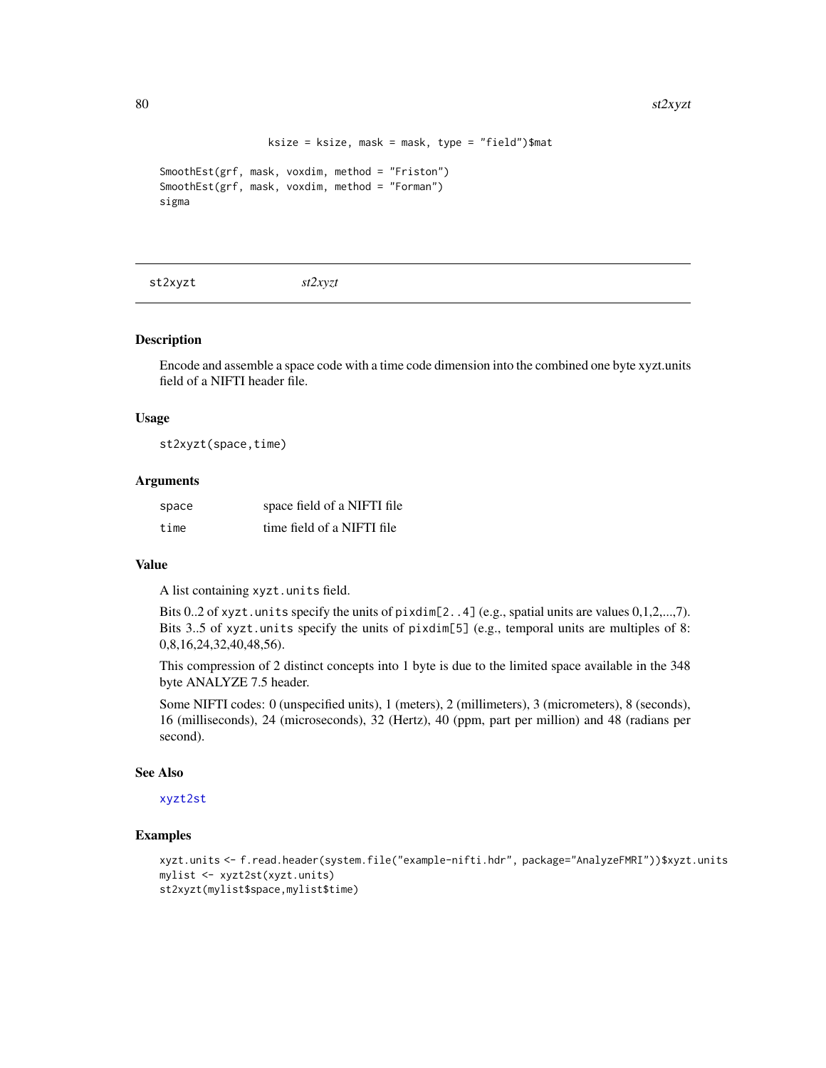```
                  ksize = ksize, mask = mask, type = "field")$mat

SmoothEst(grf, mask, voxdim, method = "Friston")
SmoothEst(grf, mask, voxdim, method = "Forman")
sigma
```

---

## st2xyzt *st2xyzt*

---

### Description

Encode and assemble a space code with a time code dimension into the combined one byte xyzt.units field of a NIFTI header file.

### Usage

```
st2xyzt(space,time)
```

### Arguments

| | |
|---|---|
| `space` | space field of a NIFTI file |
| `time` | time field of a NIFTI file |

### Value

A list containing `xyzt.units` field.

Bits 0..2 of `xyzt.units` specify the units of `pixdim[2..4]` (e.g., spatial units are values 0,1,2,...,7). Bits 3..5 of `xyzt.units` specify the units of `pixdim[5]` (e.g., temporal units are multiples of 8: 0,8,16,24,32,40,48,56).

This compression of 2 distinct concepts into 1 byte is due to the limited space available in the 348 byte ANALYZE 7.5 header.

Some NIFTI codes: 0 (unspecified units), 1 (meters), 2 (millimeters), 3 (micrometers), 8 (seconds), 16 (milliseconds), 24 (microseconds), 32 (Hertz), 40 (ppm, part per million) and 48 (radians per second).

### See Also

`xyzt2st`

### Examples

```
xyzt.units <- f.read.header(system.file("example-nifti.hdr", package="AnalyzeFMRI"))$xyzt.units
mylist <- xyzt2st(xyzt.units)
st2xyzt(mylist$space,mylist$time)
```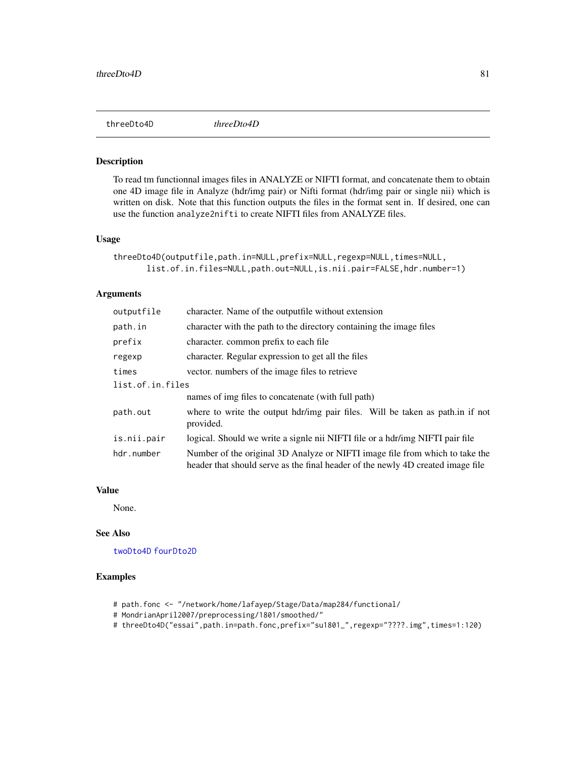threeDto4D &emsp; *threeDto4D*

## Description

To read tm functionnal images files in ANALYZE or NIFTI format, and concatenate them to obtain one 4D image file in Analyze (hdr/img pair) or Nifti format (hdr/img pair or single nii) which is written on disk. Note that this function outputs the files in the format sent in. If desired, one can use the function `analyze2nifti` to create NIFTI files from ANALYZE files.

## Usage

```
threeDto4D(outputfile,path.in=NULL,prefix=NULL,regexp=NULL,times=NULL,
        list.of.in.files=NULL,path.out=NULL,is.nii.pair=FALSE,hdr.number=1)
```

## Arguments

| | |
|---|---|
| `outputfile` | character. Name of the outputfile without extension |
| `path.in` | character with the path to the directory containing the image files |
| `prefix` | character. common prefix to each file |
| `regexp` | character. Regular expression to get all the files |
| `times` | vector. numbers of the image files to retrieve |
| `list.of.in.files` | names of img files to concatenate (with full path) |
| `path.out` | where to write the output hdr/img pair files. Will be taken as path.in if not provided. |
| `is.nii.pair` | logical. Should we write a signle nii NIFTI file or a hdr/img NIFTI pair file |
| `hdr.number` | Number of the original 3D Analyze or NIFTI image file from which to take the header that should serve as the final header of the newly 4D created image file |

## Value

None.

## See Also

twoDto4D fourDto2D

## Examples

```
# path.fonc <- "/network/home/lafayep/Stage/Data/map284/functional/
# MondrianApril2007/preprocessing/1801/smoothed/"
# threeDto4D("essai",path.in=path.fonc,prefix="su1801_",regexp="????.img",times=1:120)
```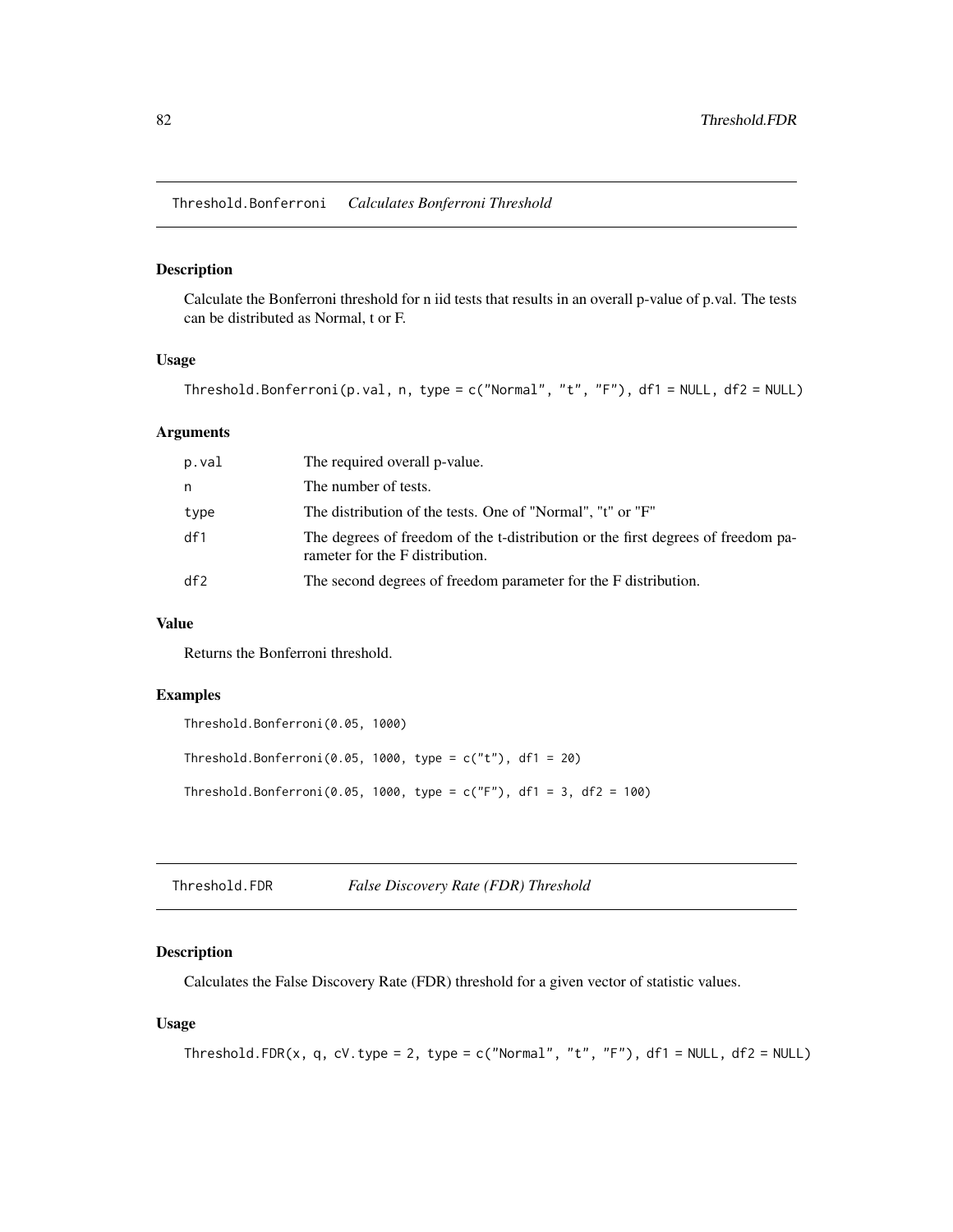## Threshold.Bonferroni *Calculates Bonferroni Threshold*

### Description

Calculate the Bonferroni threshold for n iid tests that results in an overall p-value of p.val. The tests can be distributed as Normal, t or F.

### Usage

```
Threshold.Bonferroni(p.val, n, type = c("Normal", "t", "F"), df1 = NULL, df2 = NULL)
```

### Arguments

| | |
|---|---|
| p.val | The required overall p-value. |
| n | The number of tests. |
| type | The distribution of the tests. One of "Normal", "t" or "F" |
| df1 | The degrees of freedom of the t-distribution or the first degrees of freedom parameter for the F distribution. |
| df2 | The second degrees of freedom parameter for the F distribution. |

### Value

Returns the Bonferroni threshold.

### Examples

```
Threshold.Bonferroni(0.05, 1000)

Threshold.Bonferroni(0.05, 1000, type = c("t"), df1 = 20)

Threshold.Bonferroni(0.05, 1000, type = c("F"), df1 = 3, df2 = 100)
```

## Threshold.FDR *False Discovery Rate (FDR) Threshold*

### Description

Calculates the False Discovery Rate (FDR) threshold for a given vector of statistic values.

### Usage

```
Threshold.FDR(x, q, cV.type = 2, type = c("Normal", "t", "F"), df1 = NULL, df2 = NULL)
```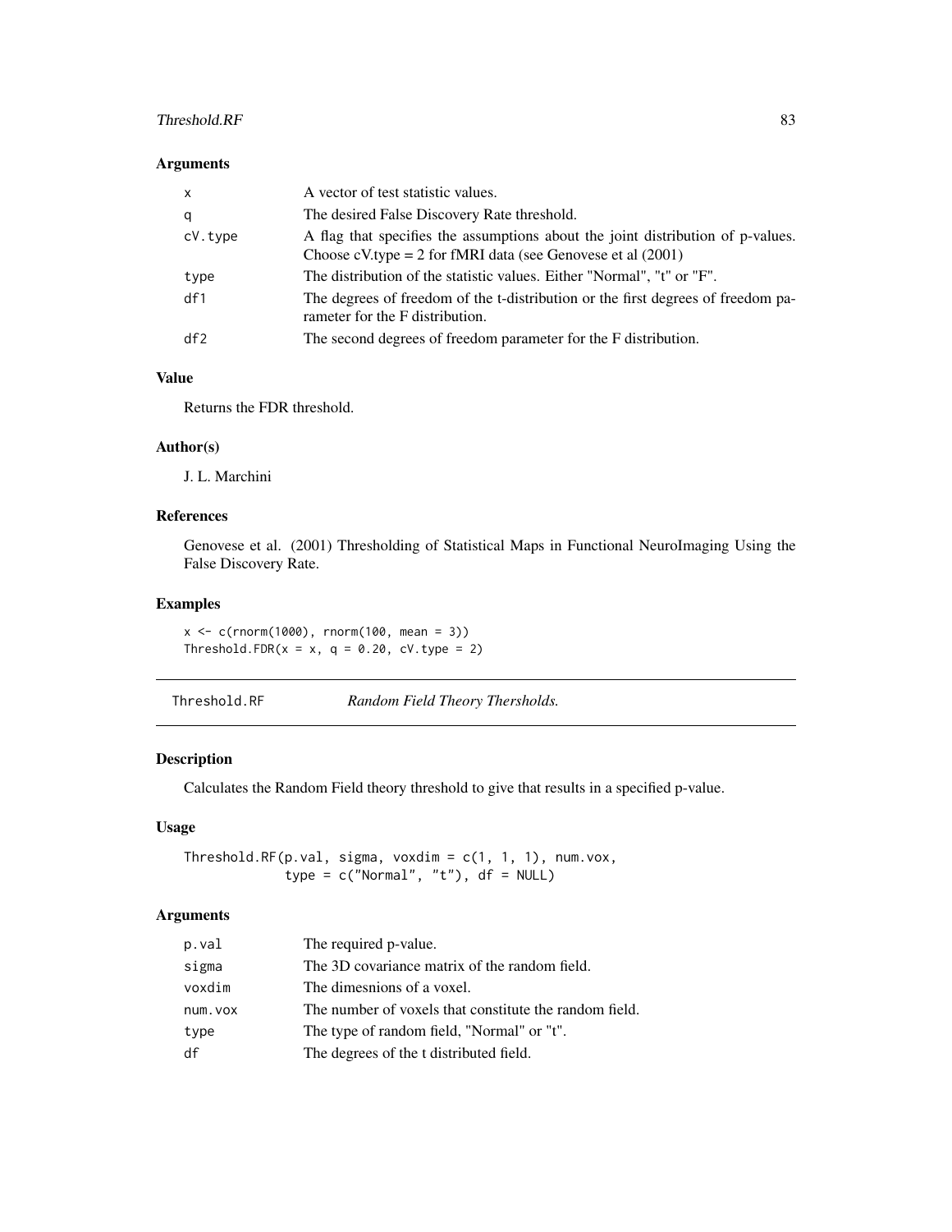### Arguments

| | |
|---|---|
| x | A vector of test statistic values. |
| q | The desired False Discovery Rate threshold. |
| cV.type | A flag that specifies the assumptions about the joint distribution of p-values. Choose cV.type = 2 for fMRI data (see Genovese et al (2001) |
| type | The distribution of the statistic values. Either "Normal", "t" or "F". |
| df1 | The degrees of freedom of the t-distribution or the first degrees of freedom parameter for the F distribution. |
| df2 | The second degrees of freedom parameter for the F distribution. |

### Value

Returns the FDR threshold.

### Author(s)

J. L. Marchini

### References

Genovese et al. (2001) Thresholding of Statistical Maps in Functional NeuroImaging Using the False Discovery Rate.

### Examples

```
x <- c(rnorm(1000), rnorm(100, mean = 3))
Threshold.FDR(x = x, q = 0.20, cV.type = 2)
```

---

## Threshold.RF — *Random Field Theory Thersholds.*

### Description

Calculates the Random Field theory threshold to give that results in a specified p-value.

### Usage

```
Threshold.RF(p.val, sigma, voxdim = c(1, 1, 1), num.vox,
             type = c("Normal", "t"), df = NULL)
```

### Arguments

| | |
|---|---|
| p.val | The required p-value. |
| sigma | The 3D covariance matrix of the random field. |
| voxdim | The dimesnions of a voxel. |
| num.vox | The number of voxels that constitute the random field. |
| type | The type of random field, "Normal" or "t". |
| df | The degrees of the t distributed field. |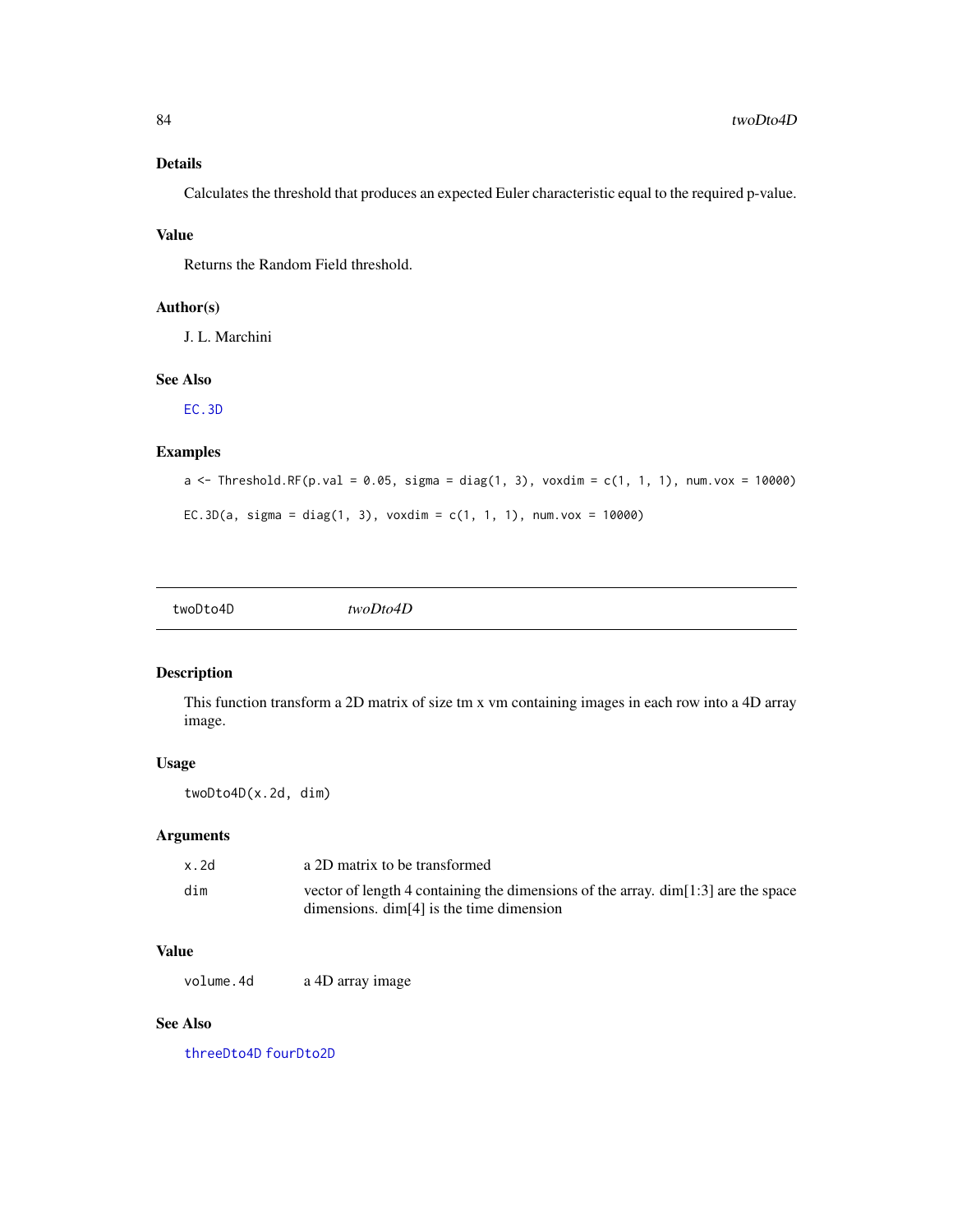### Details

Calculates the threshold that produces an expected Euler characteristic equal to the required p-value.

### Value

Returns the Random Field threshold.

### Author(s)

J. L. Marchini

### See Also

EC.3D

### Examples

```
a <- Threshold.RF(p.val = 0.05, sigma = diag(1, 3), voxdim = c(1, 1, 1), num.vox = 10000)

EC.3D(a, sigma = diag(1, 3), voxdim = c(1, 1, 1), num.vox = 10000)
```

---

## twoDto4D *twoDto4D*

---

### Description

This function transform a 2D matrix of size tm x vm containing images in each row into a 4D array image.

### Usage

```
twoDto4D(x.2d, dim)
```

### Arguments

| | |
|---|---|
| x.2d | a 2D matrix to be transformed |
| dim | vector of length 4 containing the dimensions of the array. dim[1:3] are the space dimensions. dim[4] is the time dimension |

### Value

| | |
|---|---|
| volume.4d | a 4D array image |

### See Also

threeDto4D fourDto2D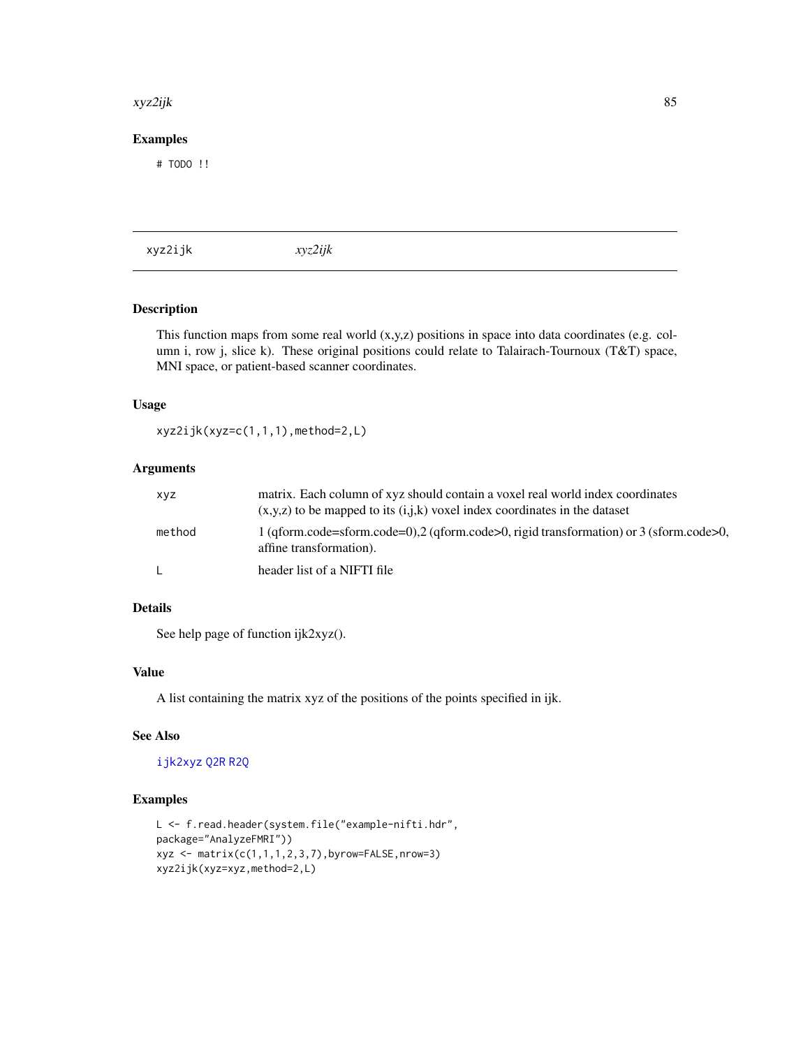## Examples

```
# TODO !!
```

---

xyz2ijk *xyz2ijk*

---

## Description

This function maps from some real world (x,y,z) positions in space into data coordinates (e.g. column i, row j, slice k). These original positions could relate to Talairach-Tournoux (T&T) space, MNI space, or patient-based scanner coordinates.

## Usage

```
xyz2ijk(xyz=c(1,1,1),method=2,L)
```

## Arguments

| | |
|---|---|
| xyz | matrix. Each column of xyz should contain a voxel real world index coordinates (x,y,z) to be mapped to its (i,j,k) voxel index coordinates in the dataset |
| method | 1 (qform.code=sform.code=0),2 (qform.code>0, rigid transformation) or 3 (sform.code>0, affine transformation). |
| L | header list of a NIFTI file |

## Details

See help page of function ijk2xyz().

## Value

A list containing the matrix xyz of the positions of the points specified in ijk.

## See Also

ijk2xyz Q2R R2Q

## Examples

```
L <- f.read.header(system.file("example-nifti.hdr",
package="AnalyzeFMRI"))
xyz <- matrix(c(1,1,1,2,3,7),byrow=FALSE,nrow=3)
xyz2ijk(xyz=xyz,method=2,L)
```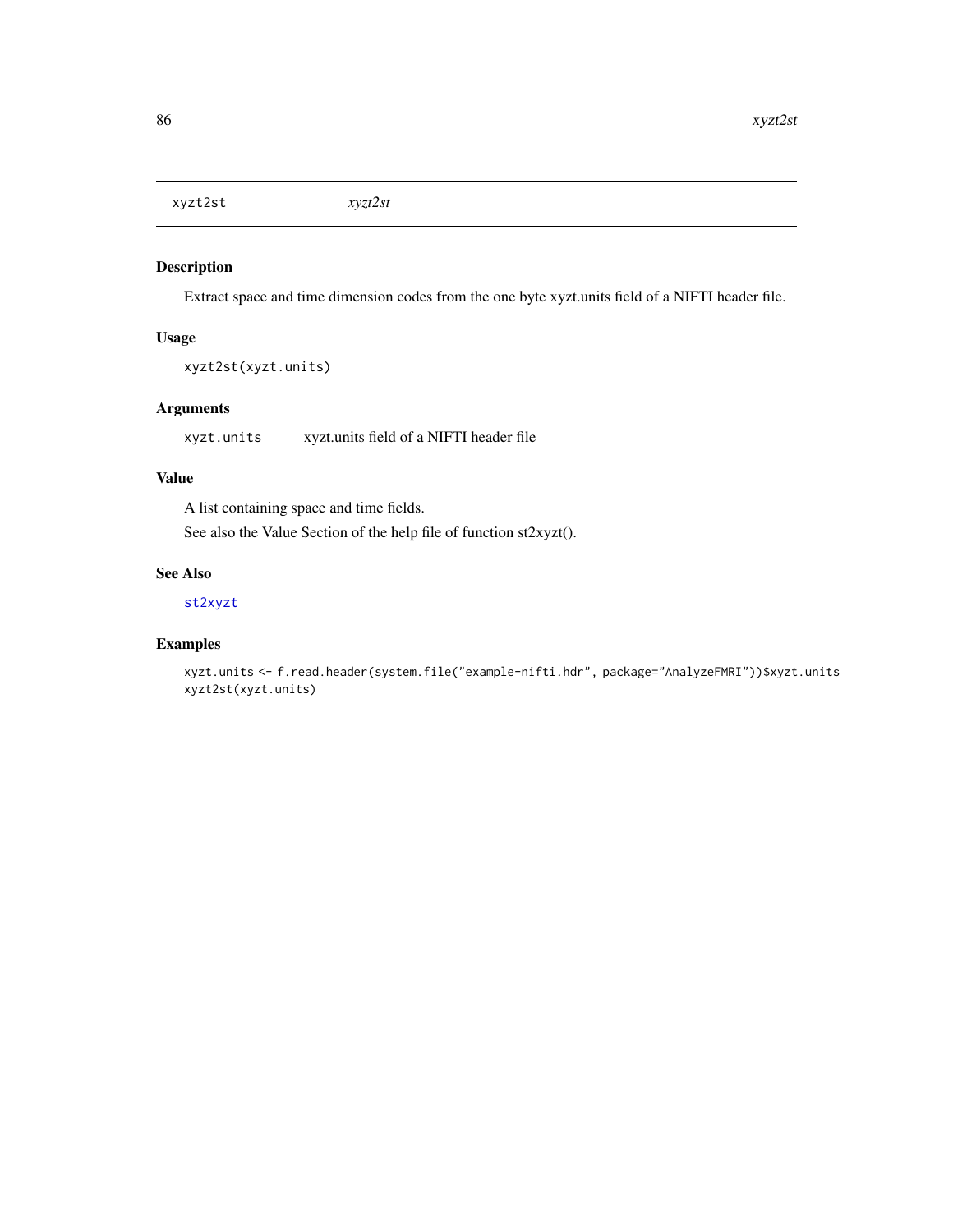# xyzt2st *xyzt2st*

## Description

Extract space and time dimension codes from the one byte xyzt.units field of a NIFTI header file.

## Usage

```
xyzt2st(xyzt.units)
```

## Arguments

| | |
|---|---|
| xyzt.units | xyzt.units field of a NIFTI header file |

## Value

A list containing space and time fields.

See also the Value Section of the help file of function st2xyzt().

## See Also

st2xyzt

## Examples

```
xyzt.units <- f.read.header(system.file("example-nifti.hdr", package="AnalyzeFMRI"))$xyzt.units
xyzt2st(xyzt.units)
```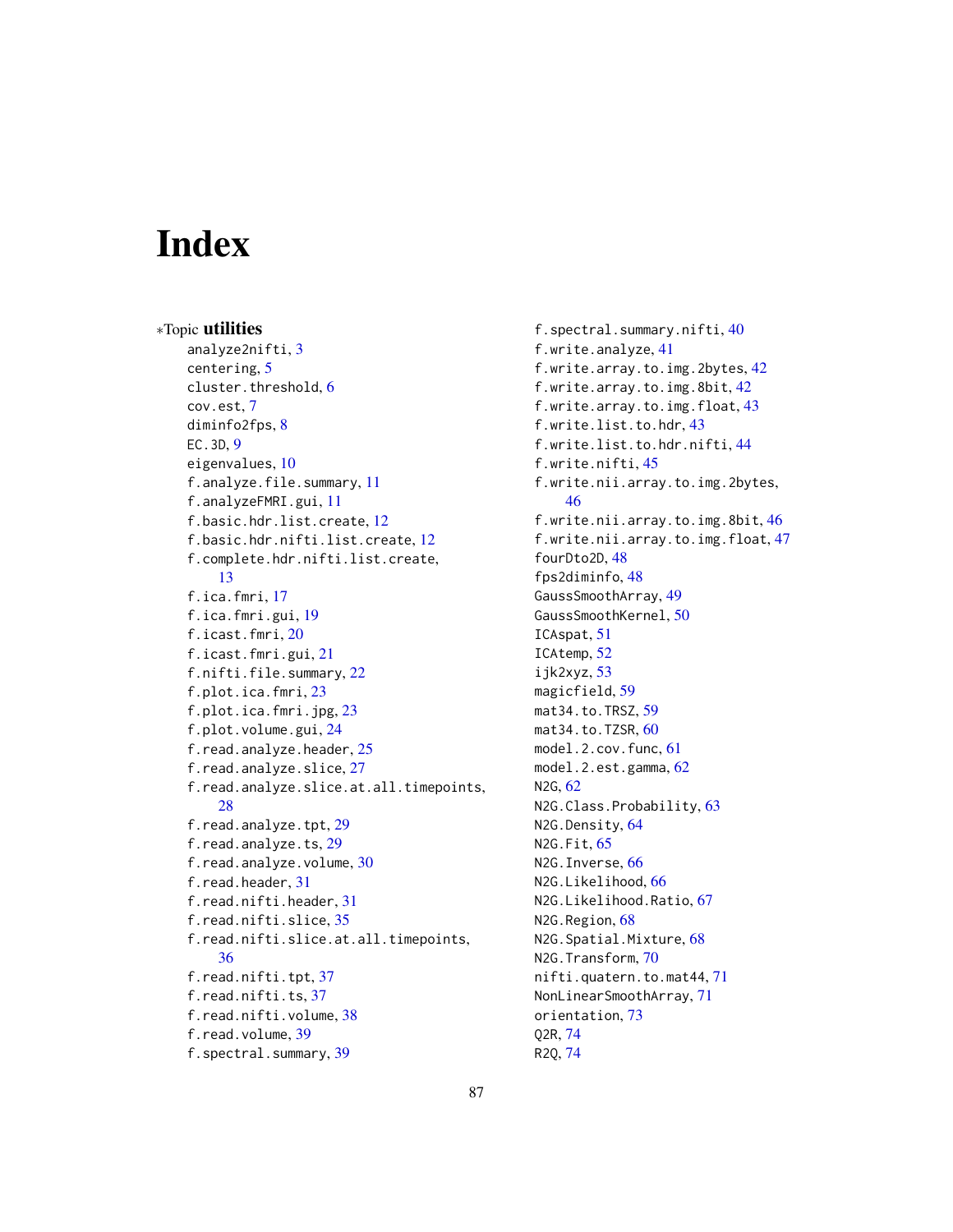# Index

*Topic **utilities**

analyze2nifti, 3
centering, 5
cluster.threshold, 6
cov.est, 7
diminfo2fps, 8
EC.3D, 9
eigenvalues, 10
f.analyze.file.summary, 11
f.analyzeFMRI.gui, 11
f.basic.hdr.list.create, 12
f.basic.hdr.nifti.list.create, 12
f.complete.hdr.nifti.list.create, 13
f.ica.fmri, 17
f.ica.fmri.gui, 19
f.icast.fmri, 20
f.icast.fmri.gui, 21
f.nifti.file.summary, 22
f.plot.ica.fmri, 23
f.plot.ica.fmri.jpg, 23
f.plot.volume.gui, 24
f.read.analyze.header, 25
f.read.analyze.slice, 27
f.read.analyze.slice.at.all.timepoints, 28
f.read.analyze.tpt, 29
f.read.analyze.ts, 29
f.read.analyze.volume, 30
f.read.header, 31
f.read.nifti.header, 31
f.read.nifti.slice, 35
f.read.nifti.slice.at.all.timepoints, 36
f.read.nifti.tpt, 37
f.read.nifti.ts, 37
f.read.nifti.volume, 38
f.read.volume, 39
f.spectral.summary, 39
f.spectral.summary.nifti, 40
f.write.analyze, 41
f.write.array.to.img.2bytes, 42
f.write.array.to.img.8bit, 42
f.write.array.to.img.float, 43
f.write.list.to.hdr, 43
f.write.list.to.hdr.nifti, 44
f.write.nifti, 45
f.write.nii.array.to.img.2bytes, 46
f.write.nii.array.to.img.8bit, 46
f.write.nii.array.to.img.float, 47
fourDto2D, 48
fps2diminfo, 48
GaussSmoothArray, 49
GaussSmoothKernel, 50
ICAspat, 51
ICAtemp, 52
ijk2xyz, 53
magicfield, 59
mat34.to.TRSZ, 59
mat34.to.TZSR, 60
model.2.cov.func, 61
model.2.est.gamma, 62
N2G, 62
N2G.Class.Probability, 63
N2G.Density, 64
N2G.Fit, 65
N2G.Inverse, 66
N2G.Likelihood, 66
N2G.Likelihood.Ratio, 67
N2G.Region, 68
N2G.Spatial.Mixture, 68
N2G.Transform, 70
nifti.quatern.to.mat44, 71
NonLinearSmoothArray, 71
orientation, 73
Q2R, 74
R2Q, 74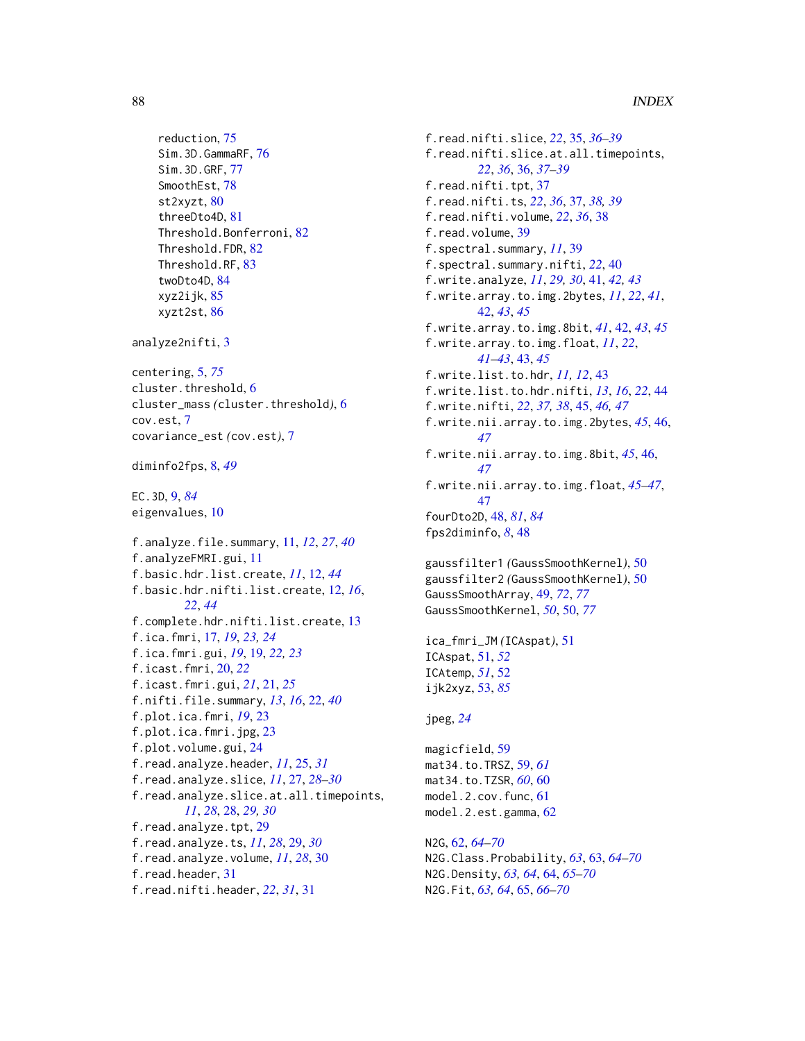reduction, 75
Sim.3D.GammaRF, 76
Sim.3D.GRF, 77
SmoothEst, 78
st2xyzt, 80
threeDto4D, 81
Threshold.Bonferroni, 82
Threshold.FDR, 82
Threshold.RF, 83
twoDto4D, 84
xyz2ijk, 85
xyzt2st, 86

analyze2nifti, 3

centering, 5, *75*
cluster.threshold, 6
cluster_mass *(cluster.threshold)*, 6
cov.est, 7
covariance_est *(cov.est)*, 7

diminfo2fps, 8, *49*

EC.3D, 9, *84*
eigenvalues, 10

f.analyze.file.summary, 11, *12*, *27*, *40*
f.analyzeFMRI.gui, 11
f.basic.hdr.list.create, *11*, 12, *44*
f.basic.hdr.nifti.list.create, 12, *16*, *22*, *44*
f.complete.hdr.nifti.list.create, 13
f.ica.fmri, 17, *19*, *23, 24*
f.ica.fmri.gui, *19*, 19, *22, 23*
f.icast.fmri, 20, *22*
f.icast.fmri.gui, *21*, 21, *25*
f.nifti.file.summary, *13*, *16*, 22, *40*
f.plot.ica.fmri, *19*, 23
f.plot.ica.fmri.jpg, 23
f.plot.volume.gui, 24
f.read.analyze.header, *11*, 25, *31*
f.read.analyze.slice, *11*, 27, *28–30*
f.read.analyze.slice.at.all.timepoints, *11*, *28*, 28, *29, 30*
f.read.analyze.tpt, 29
f.read.analyze.ts, *11*, *28*, 29, *30*
f.read.analyze.volume, *11*, *28*, 30
f.read.header, 31
f.read.nifti.header, *22*, *31*, 31
f.read.nifti.slice, *22*, 35, *36–39*
f.read.nifti.slice.at.all.timepoints, *22*, *36*, 36, *37–39*
f.read.nifti.tpt, 37
f.read.nifti.ts, *22*, *36*, 37, *38, 39*
f.read.nifti.volume, *22*, *36*, 38
f.read.volume, 39
f.spectral.summary, *11*, 39
f.spectral.summary.nifti, *22*, 40
f.write.analyze, *11*, *29, 30*, 41, *42, 43*
f.write.array.to.img.2bytes, *11*, *22*, *41*, 42, *43*, *45*
f.write.array.to.img.8bit, *41*, 42, *43*, *45*
f.write.array.to.img.float, *11*, *22*, *41–43*, 43, *45*
f.write.list.to.hdr, *11, 12*, 43
f.write.list.to.hdr.nifti, *13*, *16*, *22*, 44
f.write.nifti, *22*, *37, 38*, 45, *46, 47*
f.write.nii.array.to.img.2bytes, *45*, 46, *47*
f.write.nii.array.to.img.8bit, *45*, 46, *47*
f.write.nii.array.to.img.float, *45–47*, 47
fourDto2D, 48, *81*, *84*
fps2diminfo, *8*, 48

gaussfilter1 *(GaussSmoothKernel)*, 50
gaussfilter2 *(GaussSmoothKernel)*, 50
GaussSmoothArray, 49, *72*, *77*
GaussSmoothKernel, *50*, 50, *77*

ica_fmri_JM *(ICAspat)*, 51
ICAspat, 51, *52*
ICAtemp, *51*, 52
ijk2xyz, 53, *85*

jpeg, *24*

magicfield, 59
mat34.to.TRSZ, 59, *61*
mat34.to.TZSR, *60*, 60
model.2.cov.func, 61
model.2.est.gamma, 62

N2G, 62, *64–70*
N2G.Class.Probability, *63*, 63, *64–70*
N2G.Density, *63, 64*, 64, *65–70*
N2G.Fit, *63, 64*, 65, *66–70*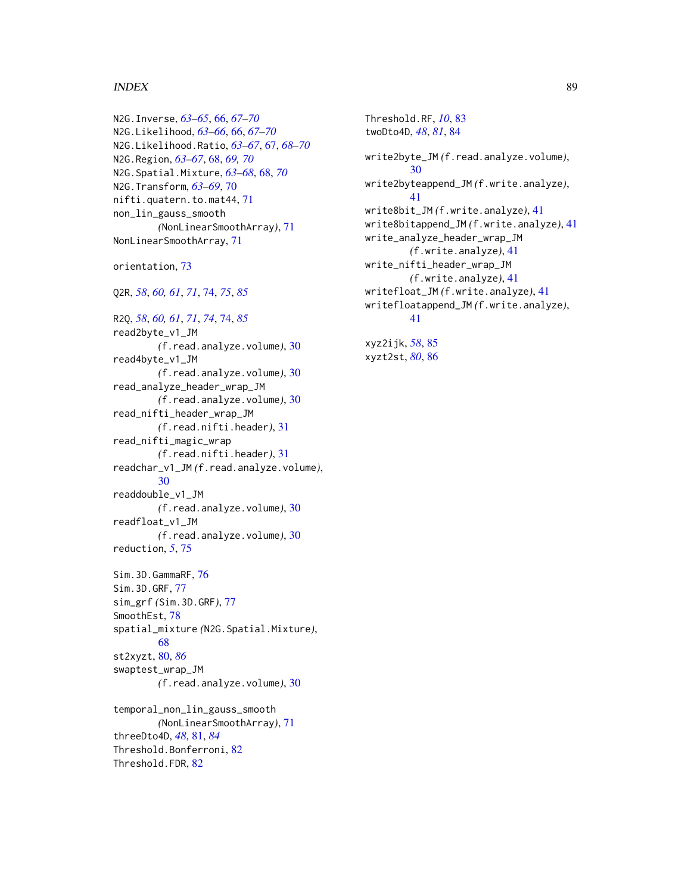N2G.Inverse, *63–65*, 66, *67–70*
N2G.Likelihood, *63–66*, 66, *67–70*
N2G.Likelihood.Ratio, *63–67*, 67, *68–70*
N2G.Region, *63–67*, 68, *69, 70*
N2G.Spatial.Mixture, *63–68*, 68, *70*
N2G.Transform, *63–69*, 70
nifti.quatern.to.mat44, 71
non_lin_gauss_smooth
  *(*NonLinearSmoothArray*)*, 71
NonLinearSmoothArray, 71

orientation, 73

Q2R, *58*, *60, 61*, *71*, 74, *75*, *85*

R2Q, *58*, *60, 61*, *71*, *74*, 74, *85*
read2byte_v1_JM
  *(*f.read.analyze.volume*)*, 30
read4byte_v1_JM
  *(*f.read.analyze.volume*)*, 30
read_analyze_header_wrap_JM
  *(*f.read.analyze.volume*)*, 30
read_nifti_header_wrap_JM
  *(*f.read.nifti.header*)*, 31
read_nifti_magic_wrap
  *(*f.read.nifti.header*)*, 31
readchar_v1_JM *(*f.read.analyze.volume*)*,
  30
readdouble_v1_JM
  *(*f.read.analyze.volume*)*, 30
readfloat_v1_JM
  *(*f.read.analyze.volume*)*, 30
reduction, *5*, 75

Sim.3D.GammaRF, 76
Sim.3D.GRF, 77
sim_grf *(*Sim.3D.GRF*)*, 77
SmoothEst, 78
spatial_mixture *(*N2G.Spatial.Mixture*)*,
  68
st2xyzt, 80, *86*
swaptest_wrap_JM
  *(*f.read.analyze.volume*)*, 30

temporal_non_lin_gauss_smooth
  *(*NonLinearSmoothArray*)*, 71
threeDto4D, *48*, 81, *84*
Threshold.Bonferroni, 82
Threshold.FDR, 82
Threshold.RF, *10*, 83
twoDto4D, *48*, *81*, 84

write2byte_JM *(*f.read.analyze.volume*)*,
  30
write2byteappend_JM *(*f.write.analyze*)*,
  41
write8bit_JM *(*f.write.analyze*)*, 41
write8bitappend_JM *(*f.write.analyze*)*, 41
write_analyze_header_wrap_JM
  *(*f.write.analyze*)*, 41
write_nifti_header_wrap_JM
  *(*f.write.analyze*)*, 41
writefloat_JM *(*f.write.analyze*)*, 41
writefloatappend_JM *(*f.write.analyze*)*,
  41

xyz2ijk, *58*, 85
xyzt2st, *80*, 86